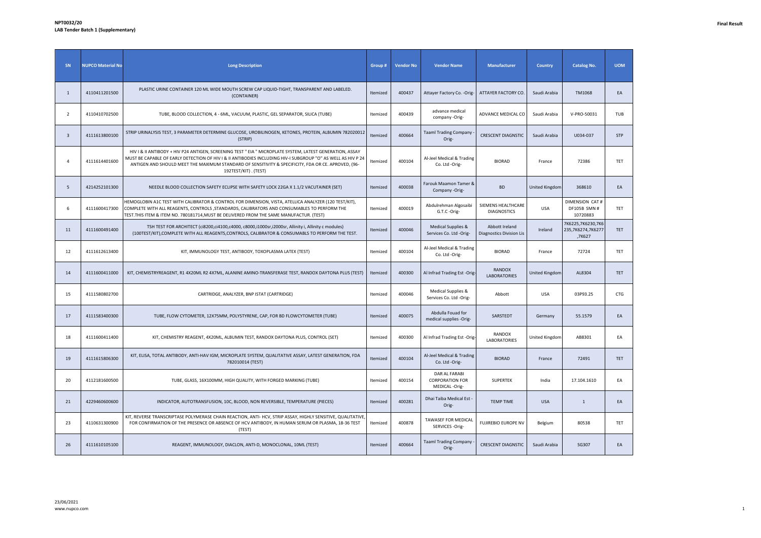**NPT0032/20**
**LAB Tender Batch 1 (Supplementary)**

**Final Result**

| SN | NUPCO Material No | Long Description | Group # | Vendor No | Vendor Name | Manufacturer | Country | Catalog No. | UOM |
|---|---|---|---|---|---|---|---|---|---|
| 1 | 4110411201500 | PLASTIC URINE CONTAINER 120 ML WIDE MOUTH SCREW CAP LIQUID-TIGHT, TRANSPARENT AND LABELED. (CONTAINER) | Itemized | 400437 | Attayer Factory Co. -Orig- | ATTAYER FACTORY CO. | Saudi Arabia | TM1068 | EA |
| 2 | 4110410702500 | TUBE, BLOOD COLLECTION, 4 - 6ML, VACUUM, PLASTIC, GEL SEPARATOR, SILICA (TUBE) | Itemized | 400439 | advance medical company -Orig- | ADVANCE MEDICAL CO | Saudi Arabia | V-PRO-50031 | TUB |
| 3 | 4111613800100 | STRIP URINALYSIS TEST, 3 PARAMETER DETERMINE GLUCOSE, UROBILINOGEN, KETONES, PROTEIN, ALBUMIN 782020012 (STRIP) | Itemized | 400664 | Taaml Trading Company -Orig- | CRESCENT DIAGNSTIC | Saudi Arabia | U034-037 | STP |
| 4 | 4111614401600 | HIV I & II ANTIBODY + HIV P24 ANTIGEN, SCREENING TEST " EIA " MICROPLATE SYSTEM, LATEST GENERATION, ASSAY MUST BE CAPABLE OF EARLY DETECTION OF HIV I & II ANTIBODIES INCLUDING HIV-I SUBGROUP "O" AS WELL AS HIV P 24 ANTIGEN AND SHOULD MEET THE MAXIMUM STANDARD OF SENSITIVITY & SPECIFICITY, FDA OR CE. APROVED, (96-192TEST/KIT) . (TEST) | Itemized | 400104 | Al-Jeel Medical & Trading Co. Ltd -Orig- | BIORAD | France | 72386 | TET |
| 5 | 4214252101300 | NEEDLE BLOOD COLLECTION SAFETY ECLIPSE WITH SAFETY LOCK 22GA X 1.1/2 VACUTAINER (SET) | Itemized | 400038 | Farouk Maamon Tamer & Company -Orig- | BD | United Kingdom | 368610 | EA |
| 6 | 4111600417300 | HEMOGLOBIN A1C TEST WITH CALIBRATOR & CONTROL FOR DIMENSION, VISTA, ATELLICA ANALYZER (120 TEST/KIT), COMPLETE WITH ALL REAGENTS, CONTROLS ,STANDARDS, CALIBRATORS AND CONSUMABLES TO PERFORM THE TEST.THIS ITEM & ITEM NO. 780181714,MUST BE DELIVERED FROM THE SAME MANUFACTUR. (TEST) | Itemized | 400019 | Abdulrehman Algosaibi G.T.C -Orig- | SIEMENS HEALTHCARE DIAGNOSTICS | USA | DIMENSION CAT # DF105B SMN # 10720883 | TET |
| 11 | 4111600491400 | TSH TEST FOR ARCHITECT (ci8200,ci4100,c4000, c8000,i1000sr,i2000sr, Allinity i, Allinity c modules) (100TEST/KIT),COMPLETE WITH ALL REAGENTS,CONTROLS, CALIBRATOR & CONSUMABLS TO PERFORM THE TEST. | Itemized | 400046 | Medical Supplies & Services Co. Ltd -Orig- | Abbott Ireland Diagnostics Division Lis | Ireland | 7K6225,7K6230,7K6235,7K6274,7K6277,7K627 | TET |
| 12 | 4111612613400 | KIT, IMMUNOLOGY TEST, ANTIBODY, TOXOPLASMA LATEX (TEST) | Itemized | 400104 | Al-Jeel Medical & Trading Co. Ltd -Orig- | BIORAD | France | 72724 | TET |
| 14 | 4111600411000 | KIT, CHEMISTRYREAGENT, R1 4X20ML R2 4X7ML, ALANINE AMINO-TRANSFERASE TEST, RANDOX DAYTONA PLUS (TEST) | Itemized | 400300 | Al Infrad Trading Est -Orig- | RANDOX LABORATORIES | United Kingdom | AL8304 | TET |
| 15 | 4111580802700 | CARTRIDGE, ANALYZER, BNP ISTAT (CARTRIDGE) | Itemized | 400046 | Medical Supplies & Services Co. Ltd -Orig- | Abbott | USA | 03P93.25 | CTG |
| 17 | 4111583400300 | TUBE, FLOW CYTOMETER, 12X75MM, POLYSTYRENE, CAP, FOR BD FLOWCYTOMETER (TUBE) | Itemized | 400075 | Abdulla Fouad for medical supplies -Orig- | SARSTEDT | Germany | 55.1579 | EA |
| 18 | 4111600411400 | KIT, CHEMISTRY REAGENT, 4X20ML, ALBUMIN TEST, RANDOX DAYTONA PLUS, CONTROL (SET) | Itemized | 400300 | Al Infrad Trading Est -Orig- | RANDOX LABORATORIES | United Kingdom | AB8301 | EA |
| 19 | 4111615806300 | KIT, ELISA, TOTAL ANTIBODY, ANTI-HAV IGM, MICROPLATE SYSTEM, QUALITATIVE ASSAY, LATEST GENERATION, FDA 782010014 (TEST) | Itemized | 400104 | Al-Jeel Medical & Trading Co. Ltd -Orig- | BIORAD | France | 72491 | TET |
| 20 | 4112181600500 | TUBE, GLASS, 16X100MM, HIGH QUALITY, WITH FORGED MARKING (TUBE) | Itemized | 400154 | DAR AL FARABI CORPORATION FOR MEDICAL -Orig- | SUPERTEK | India | 17.104.1610 | EA |
| 21 | 4229460600600 | INDICATOR, AUTOTRANSFUSION, 10C, BLOOD, NON REVERSIBLE, TEMPERATURE (PIECES) | Itemized | 400281 | Dhai Taiba Medical Est -Orig- | TEMP TIME | USA | 1 | EA |
| 23 | 4110631300900 | KIT, REVERSE TRANSCRIPTASE POLYMERASE CHAIN REACTION, ANTI- HCV, STRIP ASSAY, HIGHLY SENSITIVE, QUALITATIVE, FOR CONFIRMATION OF THE PRESENCE OR ABSENCE OF HCV ANTIBODY, IN HUMAN SERUM OR PLASMA, 18-36 TEST (TEST) | Itemized | 400878 | TAWASEF FOR MEDICAL SERVICES -Orig- | FUJIREBIO EUROPE NV | Belgium | 80538 | TET |
| 26 | 4111610105100 | REAGENT, IMMUNOLOGY, DIACLON, ANTI-D, MONOCLONAL, 10ML (TEST) | Itemized | 400664 | Taaml Trading Company -Orig- | CRESCENT DIAGNSTIC | Saudi Arabia | SG307 | EA |

23/06/2021
www.nupco.com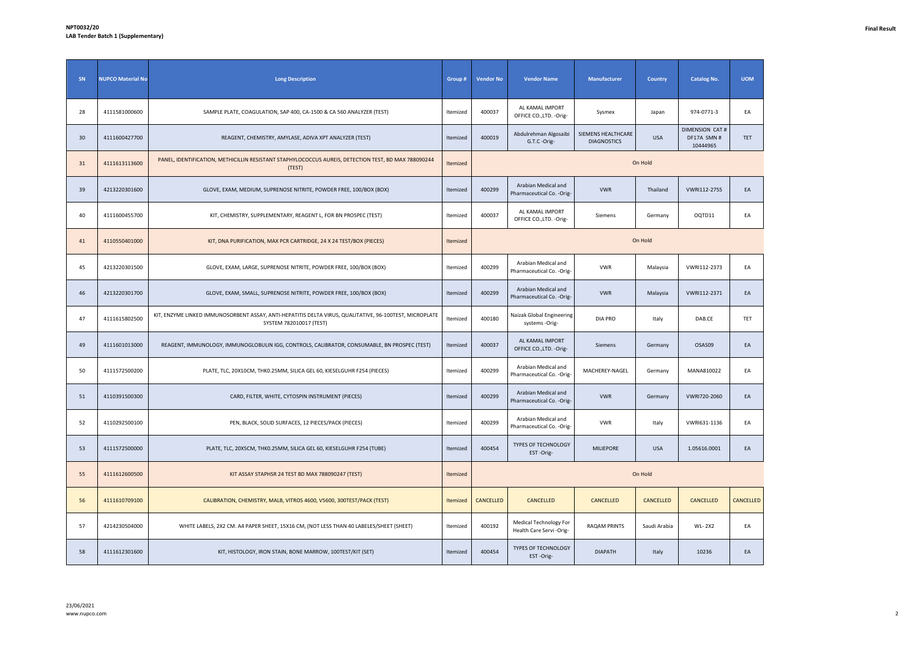**NPT0032/20**
**LAB Tender Batch 1 (Supplementary)**

**Final Result**

| SN | NUPCO Material No | Long Description | Group # | Vendor No | Vendor Name | Manufacturer | Country | Catalog No. | UOM |
|---|---|---|---|---|---|---|---|---|---|
| 28 | 4111581000600 | SAMPLE PLATE, COAGULATION, SAP 400, CA-1500 & CA 560 ANALYZER (TEST) | Itemized | 400037 | AL KAMAL IMPORT OFFICE CO.,LTD. -Orig- | Sysmex | Japan | 974-0771-3 | EA |
| 30 | 4111600427700 | REAGENT, CHEMISTRY, AMYLASE, ADIVA XPT ANALYZER (TEST) | Itemized | 400019 | Abdulrehman Algosaibi G.T.C -Orig- | SIEMENS HEALTHCARE DIAGNOSTICS | USA | DIMENSION CAT # DF17A SMN # 10444965 | TET |
| 31 | 4111613113600 | PANEL, IDENTIFICATION, METHICILLIN RESISTANT STAPHYLOCOCCUS AUREIS, DETECTION TEST, BD MAX 788090244 (TEST) | Itemized | On Hold | | | | | |
| 39 | 4213220301600 | GLOVE, EXAM, MEDIUM, SUPRENOSE NITRITE, POWDER FREE, 100/BOX (BOX) | Itemized | 400299 | Arabian Medical and Pharmaceutical Co. -Orig- | VWR | Thailand | VWRI112-2755 | EA |
| 40 | 4111600455700 | KIT, CHEMISTRY, SUPPLEMENTARY, REAGENT L, FOR BN PROSPEC (TEST) | Itemized | 400037 | AL KAMAL IMPORT OFFICE CO.,LTD. -Orig- | Siemens | Germany | OQTD11 | EA |
| 41 | 4110550401000 | KIT, DNA PURIFICATION, MAX PCR CARTRIDGE, 24 X 24 TEST/BOX (PIECES) | Itemized | On Hold | | | | | |
| 45 | 4213220301500 | GLOVE, EXAM, LARGE, SUPRENOSE NITRITE, POWDER FREE, 100/BOX (BOX) | Itemized | 400299 | Arabian Medical and Pharmaceutical Co. -Orig- | VWR | Malaysia | VWRI112-2373 | EA |
| 46 | 4213220301700 | GLOVE, EXAM, SMALL, SUPRENOSE NITRITE, POWDER FREE, 100/BOX (BOX) | Itemized | 400299 | Arabian Medical and Pharmaceutical Co. -Orig- | VWR | Malaysia | VWRI112-2371 | EA |
| 47 | 4111615802500 | KIT, ENZYME LINKED IMMUNOSORBENT ASSAY, ANTI-HEPATITIS DELTA VIRUS, QUALITATIVE, 96-100TEST, MICROPLATE SYSTEM 782010017 (TEST) | Itemized | 400180 | Naizak Global Engineering systems -Orig- | DIA PRO | Italy | DAB.CE | TET |
| 49 | 4111601013000 | REAGENT, IMMUNOLOGY, IMMUNOGLOBULIN IGG, CONTROLS, CALIBRATOR, CONSUMABLE, BN PROSPEC (TEST) | Itemized | 400037 | AL KAMAL IMPORT OFFICE CO.,LTD. -Orig- | Siemens | Germany | OSAS09 | EA |
| 50 | 4111572500200 | PLATE, TLC, 20X10CM, THK0.25MM, SILICA GEL 60, KIESELGUHR F254 (PIECES) | Itemized | 400299 | Arabian Medical and Pharmaceutical Co. -Orig- | MACHEREY-NAGEL | Germany | MANA810022 | EA |
| 51 | 4110391500300 | CARD, FILTER, WHITE, CYTOSPIN INSTRUMENT (PIECES) | Itemized | 400299 | Arabian Medical and Pharmaceutical Co. -Orig- | VWR | Germany | VWRI720-2060 | EA |
| 52 | 4110292500100 | PEN, BLACK, SOLID SURFACES, 12 PIECES/PACK (PIECES) | Itemized | 400299 | Arabian Medical and Pharmaceutical Co. -Orig- | VWR | Italy | VWRI631-1136 | EA |
| 53 | 4111572500000 | PLATE, TLC, 20X5CM, THK0.25MM, SILICA GEL 60, KIESELGUHR F254 (TUBE) | Itemized | 400454 | TYPES OF TECHNOLOGY EST -Orig- | MILIEPORE | USA | 1.05616.0001 | EA |
| 55 | 4111612600500 | KIT ASSAY STAPHSR 24 TEST BD MAX 788090247 (TEST) | Itemized | On Hold | | | | | |
| 56 | 4111610709100 | CALIBRATION, CHEMISTRY, MALB, VITROS 4600, V5600, 300TEST/PACK (TEST) | Itemized | CANCELLED | CANCELLED | CANCELLED | CANCELLED | CANCELLED | CANCELLED |
| 57 | 4214230504000 | WHITE LABELS, 2X2 CM. A4 PAPER SHEET, 15X16 CM, (NOT LESS THAN 40 LABELES/SHEET (SHEET) | Itemized | 400192 | Medical Technology For Health Care Servi -Orig- | RAQAM PRINTS | Saudi Arabia | WL- 2X2 | EA |
| 58 | 4111612301600 | KIT, HISTOLOGY, IRON STAIN, BONE MARROW, 100TEST/KIT (SET) | Itemized | 400454 | TYPES OF TECHNOLOGY EST -Orig- | DIAPATH | Italy | 10236 | EA |

23/06/2021
www.nupco.com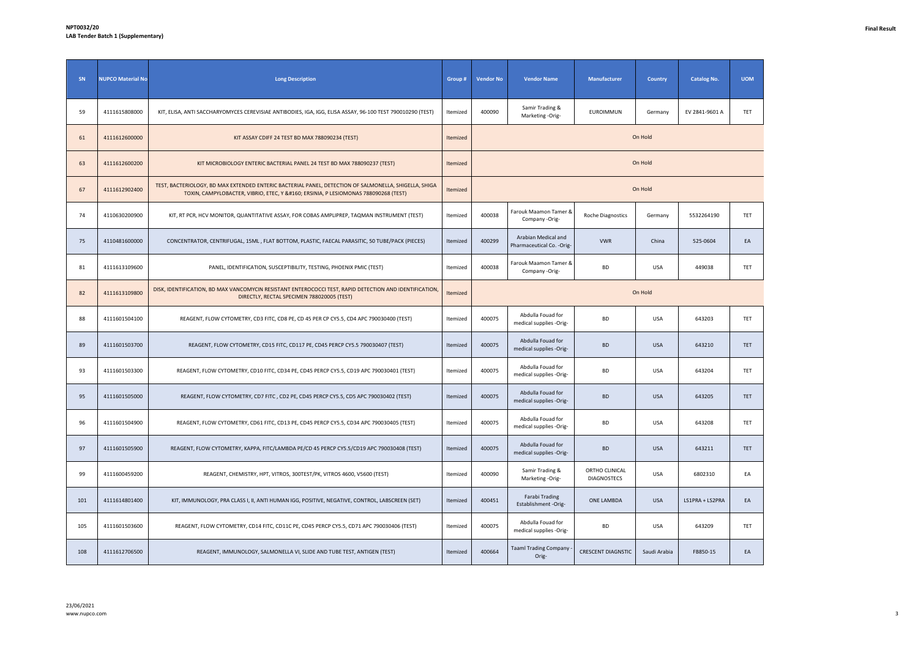**NPT0032/20**
**LAB Tender Batch 1 (Supplementary)**

**Final Result**

| SN | NUPCO Material No | Long Description | Group # | Vendor No | Vendor Name | Manufacturer | Country | Catalog No. | UOM |
|---|---|---|---|---|---|---|---|---|---|
| 59 | 4111615808000 | KIT, ELISA, ANTI SACCHARYOMYCES CEREVISIAE ANTIBODIES, IGA, IGG, ELISA ASSAY, 96-100 TEST 790010290 (TEST) | Itemized | 400090 | Samir Trading & Marketing -Orig- | EUROIMMUN | Germany | EV 2841-9601 A | TET |
| 61 | 4111612600000 | KIT ASSAY CDIFF 24 TEST BD MAX 788090234 (TEST) | Itemized | On Hold | | | | | |
| 63 | 4111612600200 | KIT MICROBIOLOGY ENTERIC BACTERIAL PANEL 24 TEST BD MAX 788090237 (TEST) | Itemized | On Hold | | | | | |
| 67 | 4111612902400 | TEST, BACTERIOLOGY, BD MAX EXTENDED ENTERIC BACTERIAL PANEL, DETECTION OF SALMONELLA, SHIGELLA, SHIGA TOXIN, CAMPYLOBACTER, VIBRIO, ETEC, Y &#160; ERSINIA, P LESIOMONAS 788090268 (TEST) | Itemized | On Hold | | | | | |
| 74 | 4110630200900 | KIT, RT PCR, HCV MONITOR, QUANTITATIVE ASSAY, FOR COBAS AMPLIPREP, TAQMAN INSTRUMENT (TEST) | Itemized | 400038 | Farouk Maamon Tamer & Company -Orig- | Roche Diagnostics | Germany | 5532264190 | TET |
| 75 | 4110481600000 | CONCENTRATOR, CENTRIFUGAL, 15ML , FLAT BOTTOM, PLASTIC, FAECAL PARASITIC, 50 TUBE/PACK (PIECES) | Itemized | 400299 | Arabian Medical and Pharmaceutical Co. -Orig- | VWR | China | 525-0604 | EA |
| 81 | 4111613109600 | PANEL, IDENTIFICATION, SUSCEPTIBILITY, TESTING, PHOENIX PMIC (TEST) | Itemized | 400038 | Farouk Maamon Tamer & Company -Orig- | BD | USA | 449038 | TET |
| 82 | 4111613109800 | DISK, IDENTIFICATION, BD MAX VANCOMYCIN RESISTANT ENTEROCOCCI TEST, RAPID DETECTION AND IDENTIFICATION, DIRECTLY, RECTAL SPECIMEN 788020005 (TEST) | Itemized | On Hold | | | | | |
| 88 | 4111601504100 | REAGENT, FLOW CYTOMETRY, CD3 FITC, CD8 PE, CD 45 PER CP CY5.5, CD4 APC 790030400 (TEST) | Itemized | 400075 | Abdulla Fouad for medical supplies -Orig- | BD | USA | 643203 | TET |
| 89 | 4111601503700 | REAGENT, FLOW CYTOMETRY, CD15 FITC, CD117 PE, CD45 PERCP CY5.5 790030407 (TEST) | Itemized | 400075 | Abdulla Fouad for medical supplies -Orig- | BD | USA | 643210 | TET |
| 93 | 4111601503300 | REAGENT, FLOW CYTOMETRY, CD10 FITC, CD34 PE, CD45 PERCP CY5.5, CD19 APC 790030401 (TEST) | Itemized | 400075 | Abdulla Fouad for medical supplies -Orig- | BD | USA | 643204 | TET |
| 95 | 4111601505000 | REAGENT, FLOW CYTOMETRY, CD7 FITC , CD2 PE, CD45 PERCP CY5.5, CD5 APC 790030402 (TEST) | Itemized | 400075 | Abdulla Fouad for medical supplies -Orig- | BD | USA | 643205 | TET |
| 96 | 4111601504900 | REAGENT, FLOW CYTOMETRY, CD61 FITC, CD13 PE, CD45 PERCP CY5.5, CD34 APC 790030405 (TEST) | Itemized | 400075 | Abdulla Fouad for medical supplies -Orig- | BD | USA | 643208 | TET |
| 97 | 4111601505900 | REAGENT, FLOW CYTOMETRY, KAPPA, FITC/LAMBDA PE/CD 45 PERCP CY5.5/CD19 APC 790030408 (TEST) | Itemized | 400075 | Abdulla Fouad for medical supplies -Orig- | BD | USA | 643211 | TET |
| 99 | 4111600459200 | REAGENT, CHEMISTRY, HPT, VITROS, 300TEST/PK, VITROS 4600, V5600 (TEST) | Itemized | 400090 | Samir Trading & Marketing -Orig- | ORTHO CLINICAL DIAGNOSTECS | USA | 6802310 | EA |
| 101 | 4111614801400 | KIT, IMMUNOLOGY, PRA CLASS I, II, ANTI HUMAN IGG, POSITIVE, NEGATIVE, CONTROL, LABSCREEN (SET) | Itemized | 400451 | Farabi Trading Establishment -Orig- | ONE LAMBDA | USA | LS1PRA + LS2PRA | EA |
| 105 | 4111601503600 | REAGENT, FLOW CYTOMETRY, CD14 FITC, CD11C PE, CD45 PERCP CY5.5, CD71 APC 790030406 (TEST) | Itemized | 400075 | Abdulla Fouad for medical supplies -Orig- | BD | USA | 643209 | TET |
| 108 | 4111612706500 | REAGENT, IMMUNOLOGY, SALMONELLA VI, SLIDE AND TUBE TEST, ANTIGEN (TEST) | Itemized | 400664 | Taaml Trading Company -Orig- | CRESCENT DIAGNSTIC | Saudi Arabia | FB850-15 | EA |

23/06/2021
www.nupco.com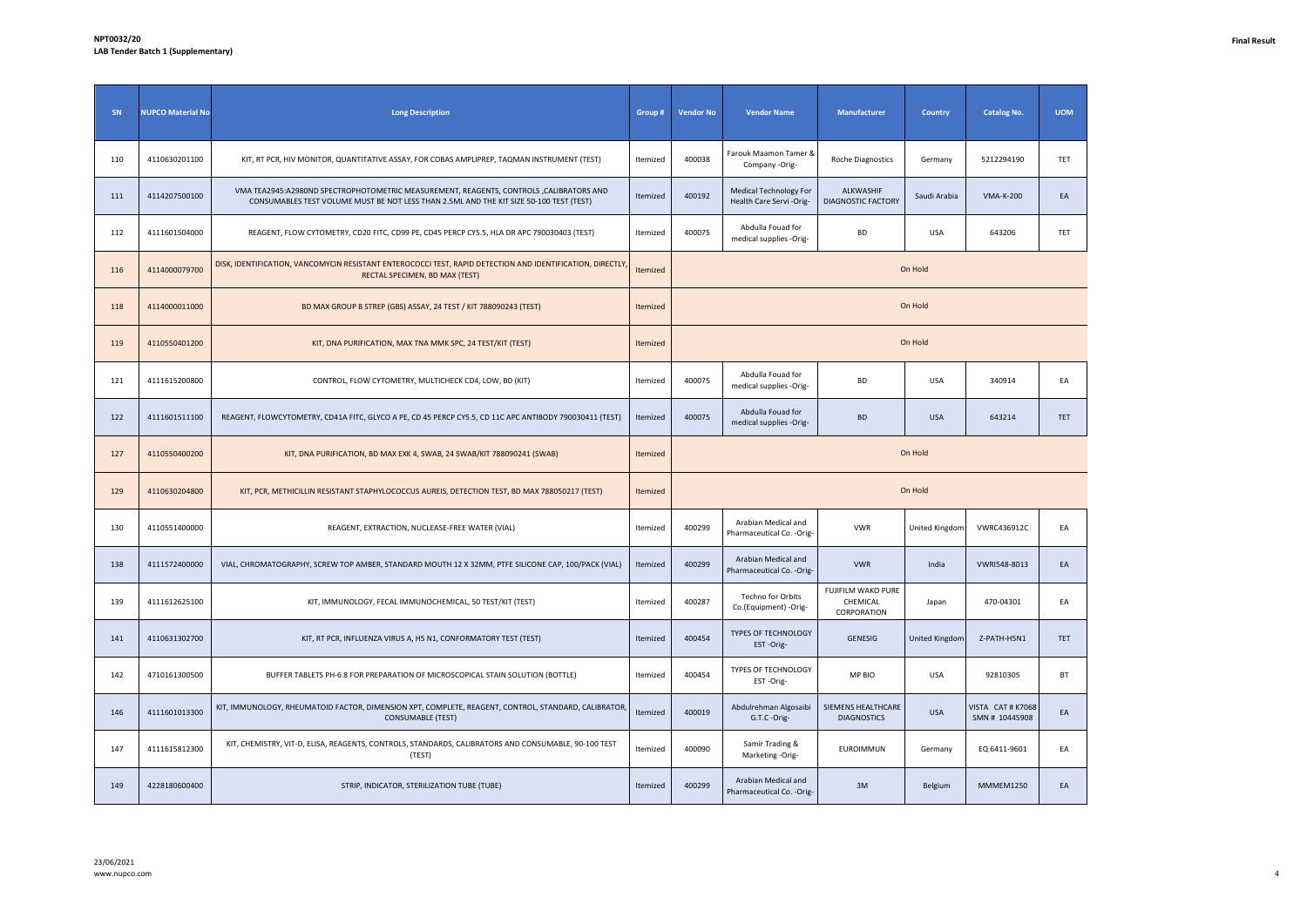**NPT0032/20**
**LAB Tender Batch 1 (Supplementary)**

**Final Result**

| SN | NUPCO Material No | Long Description | Group # | Vendor No | Vendor Name | Manufacturer | Country | Catalog No. | UOM |
|---|---|---|---|---|---|---|---|---|---|
| 110 | 4110630201100 | KIT, RT PCR, HIV MONITOR, QUANTITATIVE ASSAY, FOR COBAS AMPLIPREP, TAQMAN INSTRUMENT (TEST) | Itemized | 400038 | Farouk Maamon Tamer & Company -Orig- | Roche Diagnostics | Germany | 5212294190 | TET |
| 111 | 4114207500100 | VMA TEA2945:A2980ND SPECTROPHOTOMETRIC MEASUREMENT, REAGENTS, CONTROLS ,CALIBRATORS AND CONSUMABLES TEST VOLUME MUST BE NOT LESS THAN 2.5ML AND THE KIT SIZE 50-100 TEST (TEST) | Itemized | 400192 | Medical Technology For Health Care Servi -Orig- | ALKWASHIF DIAGNOSTIC FACTORY | Saudi Arabia | VMA-K-200 | EA |
| 112 | 4111601504000 | REAGENT, FLOW CYTOMETRY, CD20 FITC, CD99 PE, CD45 PERCP CY5.5, HLA DR APC 790030403 (TEST) | Itemized | 400075 | Abdulla Fouad for medical supplies -Orig- | BD | USA | 643206 | TET |
| 116 | 4114000079700 | DISK, IDENTIFICATION, VANCOMYCIN RESISTANT ENTEROCOCCI TEST, RAPID DETECTION AND IDENTIFICATION, DIRECTLY, RECTAL SPECIMEN, BD MAX (TEST) | Itemized | On Hold | | | | | |
| 118 | 4114000011000 | BD MAX GROUP B STREP (GBS) ASSAY, 24 TEST / KIT 788090243 (TEST) | Itemized | On Hold | | | | | |
| 119 | 4110550401200 | KIT, DNA PURIFICATION, MAX TNA MMK SPC, 24 TEST/KIT (TEST) | Itemized | On Hold | | | | | |
| 121 | 4111615200800 | CONTROL, FLOW CYTOMETRY, MULTICHECK CD4, LOW, BD (KIT) | Itemized | 400075 | Abdulla Fouad for medical supplies -Orig- | BD | USA | 340914 | EA |
| 122 | 4111601511100 | REAGENT, FLOWCYTOMETRY, CD41A FITC, GLYCO A PE, CD 45 PERCP CY5.5, CD 11C APC ANTIBODY 790030411 (TEST) | Itemized | 400075 | Abdulla Fouad for medical supplies -Orig- | BD | USA | 643214 | TET |
| 127 | 4110550400200 | KIT, DNA PURIFICATION, BD MAX EXK 4, SWAB, 24 SWAB/KIT 788090241 (SWAB) | Itemized | On Hold | | | | | |
| 129 | 4110630204800 | KIT, PCR, METHICILLIN RESISTANT STAPHYLOCOCCUS AUREIS, DETECTION TEST, BD MAX 788050217 (TEST) | Itemized | On Hold | | | | | |
| 130 | 4110551400000 | REAGENT, EXTRACTION, NUCLEASE-FREE WATER (VIAL) | Itemized | 400299 | Arabian Medical and Pharmaceutical Co. -Orig- | VWR | United Kingdom | VWRC436912C | EA |
| 138 | 4111572400000 | VIAL, CHROMATOGRAPHY, SCREW TOP AMBER, STANDARD MOUTH 12 X 32MM, PTFE SILICONE CAP, 100/PACK (VIAL) | Itemized | 400299 | Arabian Medical and Pharmaceutical Co. -Orig- | VWR | India | VWRI548-8013 | EA |
| 139 | 4111612625100 | KIT, IMMUNOLOGY, FECAL IMMUNOCHEMICAL, 50 TEST/KIT (TEST) | Itemized | 400287 | Techno for Orbits Co.(Equipment) -Orig- | FUJIFILM WAKO PURE CHEMICAL CORPORATION | Japan | 470-04301 | EA |
| 141 | 4110631302700 | KIT, RT PCR, INFLUENZA VIRUS A, H5 N1, CONFORMATORY TEST (TEST) | Itemized | 400454 | TYPES OF TECHNOLOGY EST -Orig- | GENESIG | United Kingdom | Z-PATH-H5N1 | TET |
| 142 | 4710161300500 | BUFFER TABLETS PH-6.8 FOR PREPARATION OF MICROSCOPICAL STAIN SOLUTION (BOTTLE) | Itemized | 400454 | TYPES OF TECHNOLOGY EST -Orig- | MP BIO | USA | 92810305 | BT |
| 146 | 4111601013300 | KIT, IMMUNOLOGY, RHEUMATOID FACTOR, DIMENSION XPT, COMPLETE, REAGENT, CONTROL, STANDARD, CALIBRATOR, CONSUMABLE (TEST) | Itemized | 400019 | Abdulrehman Algosaibi G.T.C -Orig- | SIEMENS HEALTHCARE DIAGNOSTICS | USA | VISTA CAT # K7068 SMN # 10445908 | EA |
| 147 | 4111615812300 | KIT, CHEMISTRY, VIT-D, ELISA, REAGENTS, CONTROLS, STANDARDS, CALIBRATORS AND CONSUMABLE, 90-100 TEST (TEST) | Itemized | 400090 | Samir Trading & Marketing -Orig- | EUROIMMUN | Germany | EQ 6411-9601 | EA |
| 149 | 4228180600400 | STRIP, INDICATOR, STERILIZATION TUBE (TUBE) | Itemized | 400299 | Arabian Medical and Pharmaceutical Co. -Orig- | 3M | Belgium | MMMEM1250 | EA |

23/06/2021
www.nupco.com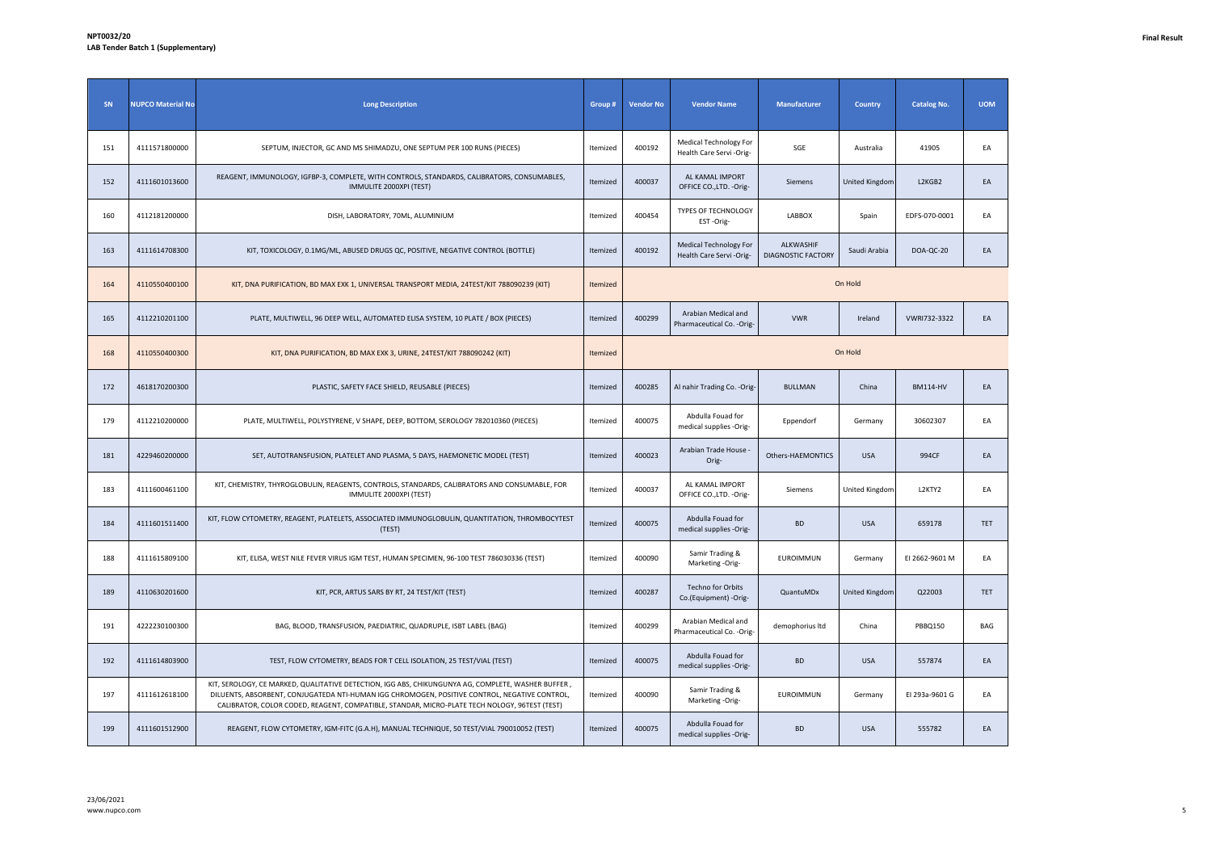**NPT0032/20**
**LAB Tender Batch 1 (Supplementary)**

**Final Result**

| SN | NUPCO Material No | Long Description | Group # | Vendor No | Vendor Name | Manufacturer | Country | Catalog No. | UOM |
|---|---|---|---|---|---|---|---|---|---|
| 151 | 4111571800000 | SEPTUM, INJECTOR, GC AND MS SHIMADZU, ONE SEPTUM PER 100 RUNS (PIECES) | Itemized | 400192 | Medical Technology For Health Care Servi -Orig- | SGE | Australia | 41905 | EA |
| 152 | 4111601013600 | REAGENT, IMMUNOLOGY, IGFBP-3, COMPLETE, WITH CONTROLS, STANDARDS, CALIBRATORS, CONSUMABLES, IMMULITE 2000XPI (TEST) | Itemized | 400037 | AL KAMAL IMPORT OFFICE CO.,LTD. -Orig- | Siemens | United Kingdom | L2KGB2 | EA |
| 160 | 4112181200000 | DISH, LABORATORY, 70ML, ALUMINIUM | Itemized | 400454 | TYPES OF TECHNOLOGY EST -Orig- | LABBOX | Spain | EDFS-070-0001 | EA |
| 163 | 4111614708300 | KIT, TOXICOLOGY, 0.1MG/ML, ABUSED DRUGS QC, POSITIVE, NEGATIVE CONTROL (BOTTLE) | Itemized | 400192 | Medical Technology For Health Care Servi -Orig- | ALKWASHIF DIAGNOSTIC FACTORY | Saudi Arabia | DOA-QC-20 | EA |
| 164 | 4110550400100 | KIT, DNA PURIFICATION, BD MAX EXK 1, UNIVERSAL TRANSPORT MEDIA, 24TEST/KIT 788090239 (KIT) | Itemized | On Hold | | | | | |
| 165 | 4112210201100 | PLATE, MULTIWELL, 96 DEEP WELL, AUTOMATED ELISA SYSTEM, 10 PLATE / BOX (PIECES) | Itemized | 400299 | Arabian Medical and Pharmaceutical Co. -Orig- | VWR | Ireland | VWRI732-3322 | EA |
| 168 | 4110550400300 | KIT, DNA PURIFICATION, BD MAX EXK 3, URINE, 24TEST/KIT 788090242 (KIT) | Itemized | On Hold | | | | | |
| 172 | 4618170200300 | PLASTIC, SAFETY FACE SHIELD, REUSABLE (PIECES) | Itemized | 400285 | Al nahir Trading Co. -Orig- | BULLMAN | China | BM114-HV | EA |
| 179 | 4112210200000 | PLATE, MULTIWELL, POLYSTYRENE, V SHAPE, DEEP, BOTTOM, SEROLOGY 782010360 (PIECES) | Itemized | 400075 | Abdulla Fouad for medical supplies -Orig- | Eppendorf | Germany | 30602307 | EA |
| 181 | 4229460200000 | SET, AUTOTRANSFUSION, PLATELET AND PLASMA, 5 DAYS, HAEMONETIC MODEL (TEST) | Itemized | 400023 | Arabian Trade House -Orig- | Others-HAEMONTICS | USA | 994CF | EA |
| 183 | 4111600461100 | KIT, CHEMISTRY, THYROGLOBULIN, REAGENTS, CONTROLS, STANDARDS, CALIBRATORS AND CONSUMABLE, FOR IMMULITE 2000XPI (TEST) | Itemized | 400037 | AL KAMAL IMPORT OFFICE CO.,LTD. -Orig- | Siemens | United Kingdom | L2KTY2 | EA |
| 184 | 4111601511400 | KIT, FLOW CYTOMETRY, REAGENT, PLATELETS, ASSOCIATED IMMUNOGLOBULIN, QUANTITATION, THROMBOCYTEST (TEST) | Itemized | 400075 | Abdulla Fouad for medical supplies -Orig- | BD | USA | 659178 | TET |
| 188 | 4111615809100 | KIT, ELISA, WEST NILE FEVER VIRUS IGM TEST, HUMAN SPECIMEN, 96-100 TEST 786030336 (TEST) | Itemized | 400090 | Samir Trading & Marketing -Orig- | EUROIMMUN | Germany | EI 2662-9601 M | EA |
| 189 | 4110630201600 | KIT, PCR, ARTUS SARS BY RT, 24 TEST/KIT (TEST) | Itemized | 400287 | Techno for Orbits Co.(Equipment) -Orig- | QuantuMDx | United Kingdom | Q22003 | TET |
| 191 | 4222230100300 | BAG, BLOOD, TRANSFUSION, PAEDIATRIC, QUADRUPLE, ISBT LABEL (BAG) | Itemized | 400299 | Arabian Medical and Pharmaceutical Co. -Orig- | demophorius ltd | China | PBBQ150 | BAG |
| 192 | 4111614803900 | TEST, FLOW CYTOMETRY, BEADS FOR T CELL ISOLATION, 25 TEST/VIAL (TEST) | Itemized | 400075 | Abdulla Fouad for medical supplies -Orig- | BD | USA | 557874 | EA |
| 197 | 4111612618100 | KIT, SEROLOGY, CE MARKED, QUALITATIVE DETECTION, IGG ABS, CHIKUNGUNYA AG, COMPLETE, WASHER BUFFER , DILUENTS, ABSORBENT, CONJUGATEDA NTI-HUMAN IGG CHROMOGEN, POSITIVE CONTROL, NEGATIVE CONTROL, CALIBRATOR, COLOR CODED, REAGENT, COMPATIBLE, STANDAR, MICRO-PLATE TECH NOLOGY, 96TEST (TEST) | Itemized | 400090 | Samir Trading & Marketing -Orig- | EUROIMMUN | Germany | EI 293a-9601 G | EA |
| 199 | 4111601512900 | REAGENT, FLOW CYTOMETRY, IGM-FITC (G.A.H), MANUAL TECHNIQUE, 50 TEST/VIAL 790010052 (TEST) | Itemized | 400075 | Abdulla Fouad for medical supplies -Orig- | BD | USA | 555782 | EA |

23/06/2021
www.nupco.com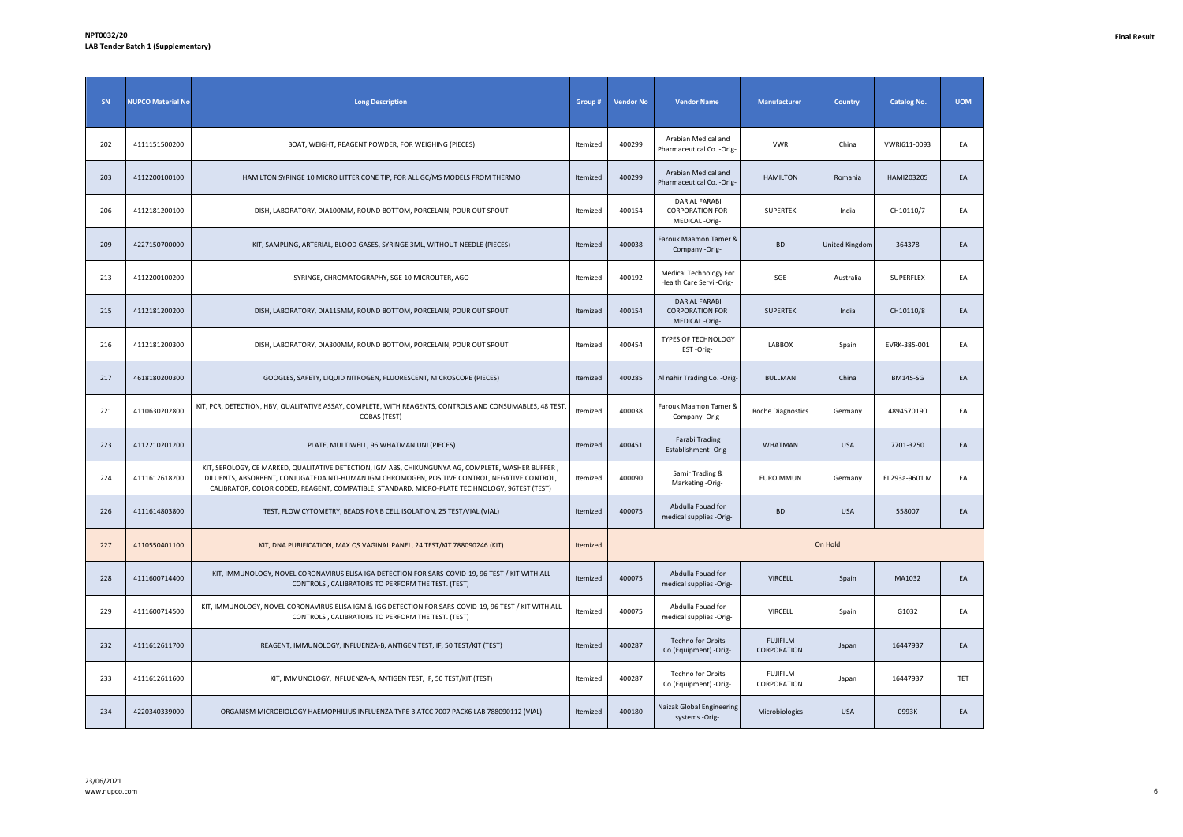**NPT0032/20**
**LAB Tender Batch 1 (Supplementary)**

**Final Result**

| SN | NUPCO Material No | Long Description | Group # | Vendor No | Vendor Name | Manufacturer | Country | Catalog No. | UOM |
|---|---|---|---|---|---|---|---|---|---|
| 202 | 4111151500200 | BOAT, WEIGHT, REAGENT POWDER, FOR WEIGHING (PIECES) | Itemized | 400299 | Arabian Medical and Pharmaceutical Co. -Orig- | VWR | China | VWRI611-0093 | EA |
| 203 | 4112200100100 | HAMILTON SYRINGE 10 MICRO LITTER CONE TIP, FOR ALL GC/MS MODELS FROM THERMO | Itemized | 400299 | Arabian Medical and Pharmaceutical Co. -Orig- | HAMILTON | Romania | HAMI203205 | EA |
| 206 | 4112181200100 | DISH, LABORATORY, DIA100MM, ROUND BOTTOM, PORCELAIN, POUR OUT SPOUT | Itemized | 400154 | DAR AL FARABI CORPORATION FOR MEDICAL -Orig- | SUPERTEK | India | CH10110/7 | EA |
| 209 | 4227150700000 | KIT, SAMPLING, ARTERIAL, BLOOD GASES, SYRINGE 3ML, WITHOUT NEEDLE (PIECES) | Itemized | 400038 | Farouk Maamon Tamer & Company -Orig- | BD | United Kingdom | 364378 | EA |
| 213 | 4112200100200 | SYRINGE, CHROMATOGRAPHY, SGE 10 MICROLITER, AGO | Itemized | 400192 | Medical Technology For Health Care Servi -Orig- | SGE | Australia | SUPERFLEX | EA |
| 215 | 4112181200200 | DISH, LABORATORY, DIA115MM, ROUND BOTTOM, PORCELAIN, POUR OUT SPOUT | Itemized | 400154 | DAR AL FARABI CORPORATION FOR MEDICAL -Orig- | SUPERTEK | India | CH10110/8 | EA |
| 216 | 4112181200300 | DISH, LABORATORY, DIA300MM, ROUND BOTTOM, PORCELAIN, POUR OUT SPOUT | Itemized | 400454 | TYPES OF TECHNOLOGY EST -Orig- | LABBOX | Spain | EVRK-385-001 | EA |
| 217 | 4618180200300 | GOOGLES, SAFETY, LIQUID NITROGEN, FLUORESCENT, MICROSCOPE (PIECES) | Itemized | 400285 | Al nahir Trading Co. -Orig- | BULLMAN | China | BM145-SG | EA |
| 221 | 4110630202800 | KIT, PCR, DETECTION, HBV, QUALITATIVE ASSAY, COMPLETE, WITH REAGENTS, CONTROLS AND CONSUMABLES, 48 TEST, COBAS (TEST) | Itemized | 400038 | Farouk Maamon Tamer & Company -Orig- | Roche Diagnostics | Germany | 4894570190 | EA |
| 223 | 4112210201200 | PLATE, MULTIWELL, 96 WHATMAN UNI (PIECES) | Itemized | 400451 | Farabi Trading Establishment -Orig- | WHATMAN | USA | 7701-3250 | EA |
| 224 | 4111612618200 | KIT, SEROLOGY, CE MARKED, QUALITATIVE DETECTION, IGM ABS, CHIKUNGUNYA AG, COMPLETE, WASHER BUFFER , DILUENTS, ABSORBENT, CONJUGATEDA NTI-HUMAN IGM CHROMOGEN, POSITIVE CONTROL, NEGATIVE CONTROL, CALIBRATOR, COLOR CODED, REAGENT, COMPATIBLE, STANDARD, MICRO-PLATE TEC HNOLOGY, 96TEST (TEST) | Itemized | 400090 | Samir Trading & Marketing -Orig- | EUROIMMUN | Germany | EI 293a-9601 M | EA |
| 226 | 4111614803800 | TEST, FLOW CYTOMETRY, BEADS FOR B CELL ISOLATION, 25 TEST/VIAL (VIAL) | Itemized | 400075 | Abdulla Fouad for medical supplies -Orig- | BD | USA | 558007 | EA |
| 227 | 4110550401100 | KIT, DNA PURIFICATION, MAX QS VAGINAL PANEL, 24 TEST/KIT 788090246 (KIT) | Itemized | On Hold | | | | | |
| 228 | 4111600714400 | KIT, IMMUNOLOGY, NOVEL CORONAVIRUS ELISA IGA DETECTION FOR SARS-COVID-19, 96 TEST / KIT WITH ALL CONTROLS , CALIBRATORS TO PERFORM THE TEST. (TEST) | Itemized | 400075 | Abdulla Fouad for medical supplies -Orig- | VIRCELL | Spain | MA1032 | EA |
| 229 | 4111600714500 | KIT, IMMUNOLOGY, NOVEL CORONAVIRUS ELISA IGM & IGG DETECTION FOR SARS-COVID-19, 96 TEST / KIT WITH ALL CONTROLS , CALIBRATORS TO PERFORM THE TEST. (TEST) | Itemized | 400075 | Abdulla Fouad for medical supplies -Orig- | VIRCELL | Spain | G1032 | EA |
| 232 | 4111612611700 | REAGENT, IMMUNOLOGY, INFLUENZA-B, ANTIGEN TEST, IF, 50 TEST/KIT (TEST) | Itemized | 400287 | Techno for Orbits Co.(Equipment) -Orig- | FUJIFILM CORPORATION | Japan | 16447937 | EA |
| 233 | 4111612611600 | KIT, IMMUNOLOGY, INFLUENZA-A, ANTIGEN TEST, IF, 50 TEST/KIT (TEST) | Itemized | 400287 | Techno for Orbits Co.(Equipment) -Orig- | FUJIFILM CORPORATION | Japan | 16447937 | TET |
| 234 | 4220340339000 | ORGANISM MICROBIOLOGY HAEMOPHILIUS INFLUENZA TYPE B ATCC 7007 PACK6 LAB 788090112 (VIAL) | Itemized | 400180 | Naizak Global Engineering systems -Orig- | Microbiologics | USA | 0993K | EA |

23/06/2021
www.nupco.com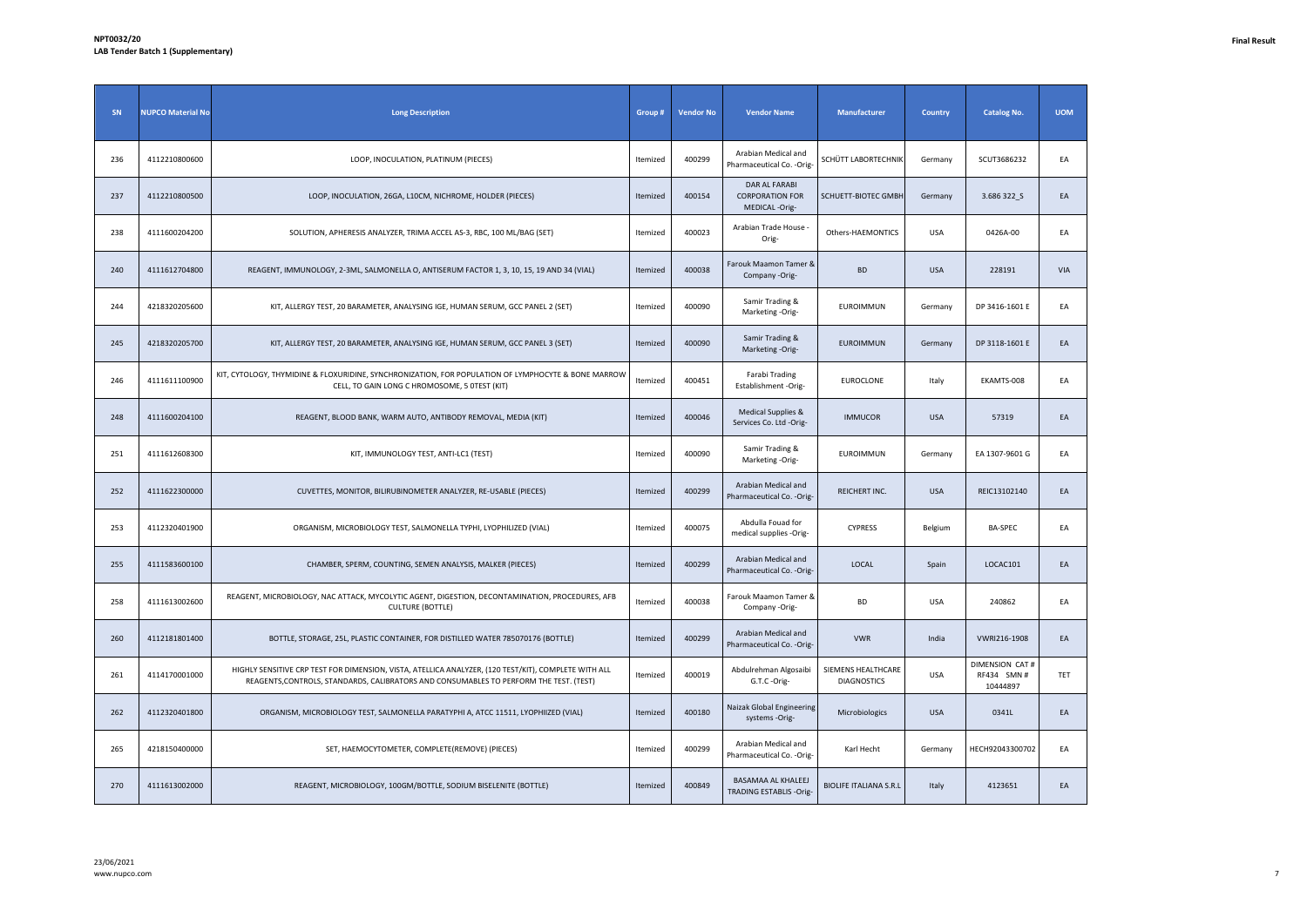**NPT0032/20**
**LAB Tender Batch 1 (Supplementary)**

**Final Result**

| SN | NUPCO Material No | Long Description | Group # | Vendor No | Vendor Name | Manufacturer | Country | Catalog No. | UOM |
|---|---|---|---|---|---|---|---|---|---|
| 236 | 4112210800600 | LOOP, INOCULATION, PLATINUM (PIECES) | Itemized | 400299 | Arabian Medical and Pharmaceutical Co. -Orig- | SCHÜTT LABORTECHNIK | Germany | SCUT3686232 | EA |
| 237 | 4112210800500 | LOOP, INOCULATION, 26GA, L10CM, NICHROME, HOLDER (PIECES) | Itemized | 400154 | DAR AL FARABI CORPORATION FOR MEDICAL -Orig- | SCHUETT-BIOTEC GMBH | Germany | 3.686 322_S | EA |
| 238 | 4111600204200 | SOLUTION, APHERESIS ANALYZER, TRIMA ACCEL AS-3, RBC, 100 ML/BAG (SET) | Itemized | 400023 | Arabian Trade House -Orig- | Others-HAEMONTICS | USA | 0426A-00 | EA |
| 240 | 4111612704800 | REAGENT, IMMUNOLOGY, 2-3ML, SALMONELLA O, ANTISERUM FACTOR 1, 3, 10, 15, 19 AND 34 (VIAL) | Itemized | 400038 | Farouk Maamon Tamer & Company -Orig- | BD | USA | 228191 | VIA |
| 244 | 4218320205600 | KIT, ALLERGY TEST, 20 BARAMETER, ANALYSING IGE, HUMAN SERUM, GCC PANEL 2 (SET) | Itemized | 400090 | Samir Trading & Marketing -Orig- | EUROIMMUN | Germany | DP 3416-1601 E | EA |
| 245 | 4218320205700 | KIT, ALLERGY TEST, 20 BARAMETER, ANALYSING IGE, HUMAN SERUM, GCC PANEL 3 (SET) | Itemized | 400090 | Samir Trading & Marketing -Orig- | EUROIMMUN | Germany | DP 3118-1601 E | EA |
| 246 | 4111611100900 | KIT, CYTOLOGY, THYMIDINE & FLOXURIDINE, SYNCHRONIZATION, FOR POPULATION OF LYMPHOCYTE & BONE MARROW CELL, TO GAIN LONG C HROMOSOME, 5 0TEST (KIT) | Itemized | 400451 | Farabi Trading Establishment -Orig- | EUROCLONE | Italy | EKAMTS-008 | EA |
| 248 | 4111600204100 | REAGENT, BLOOD BANK, WARM AUTO, ANTIBODY REMOVAL, MEDIA (KIT) | Itemized | 400046 | Medical Supplies & Services Co. Ltd -Orig- | IMMUCOR | USA | 57319 | EA |
| 251 | 4111612608300 | KIT, IMMUNOLOGY TEST, ANTI-LC1 (TEST) | Itemized | 400090 | Samir Trading & Marketing -Orig- | EUROIMMUN | Germany | EA 1307-9601 G | EA |
| 252 | 4111622300000 | CUVETTES, MONITOR, BILIRUBINOMETER ANALYZER, RE-USABLE (PIECES) | Itemized | 400299 | Arabian Medical and Pharmaceutical Co. -Orig- | REICHERT INC. | USA | REIC13102140 | EA |
| 253 | 4112320401900 | ORGANISM, MICROBIOLOGY TEST, SALMONELLA TYPHI, LYOPHILIZED (VIAL) | Itemized | 400075 | Abdulla Fouad for medical supplies -Orig- | CYPRESS | Belgium | BA-SPEC | EA |
| 255 | 4111583600100 | CHAMBER, SPERM, COUNTING, SEMEN ANALYSIS, MALKER (PIECES) | Itemized | 400299 | Arabian Medical and Pharmaceutical Co. -Orig- | LOCAL | Spain | LOCAC101 | EA |
| 258 | 4111613002600 | REAGENT, MICROBIOLOGY, NAC ATTACK, MYCOLYTIC AGENT, DIGESTION, DECONTAMINATION, PROCEDURES, AFB CULTURE (BOTTLE) | Itemized | 400038 | Farouk Maamon Tamer & Company -Orig- | BD | USA | 240862 | EA |
| 260 | 4112181801400 | BOTTLE, STORAGE, 25L, PLASTIC CONTAINER, FOR DISTILLED WATER 785070176 (BOTTLE) | Itemized | 400299 | Arabian Medical and Pharmaceutical Co. -Orig- | VWR | India | VWRI216-1908 | EA |
| 261 | 4114170001000 | HIGHLY SENSITIVE CRP TEST FOR DIMENSION, VISTA, ATELLICA ANALYZER, (120 TEST/KIT), COMPLETE WITH ALL REAGENTS,CONTROLS, STANDARDS, CALIBRATORS AND CONSUMABLES TO PERFORM THE TEST. (TEST) | Itemized | 400019 | Abdulrehman Algosaibi G.T.C -Orig- | SIEMENS HEALTHCARE DIAGNOSTICS | USA | DIMENSION CAT # RF434 SMN # 10444897 | TET |
| 262 | 4112320401800 | ORGANISM, MICROBIOLOGY TEST, SALMONELLA PARATYPHI A, ATCC 11511, LYOPHIIZED (VIAL) | Itemized | 400180 | Naizak Global Engineering systems -Orig- | Microbiologics | USA | 0341L | EA |
| 265 | 4218150400000 | SET, HAEMOCYTOMETER, COMPLETE(REMOVE) (PIECES) | Itemized | 400299 | Arabian Medical and Pharmaceutical Co. -Orig- | Karl Hecht | Germany | HECH92043300702 | EA |
| 270 | 4111613002000 | REAGENT, MICROBIOLOGY, 100GM/BOTTLE, SODIUM BISELENITE (BOTTLE) | Itemized | 400849 | BASAMAA AL KHALEEJ TRADING ESTABLIS -Orig- | BIOLIFE ITALIANA S.R.L | Italy | 4123651 | EA |

23/06/2021
www.nupco.com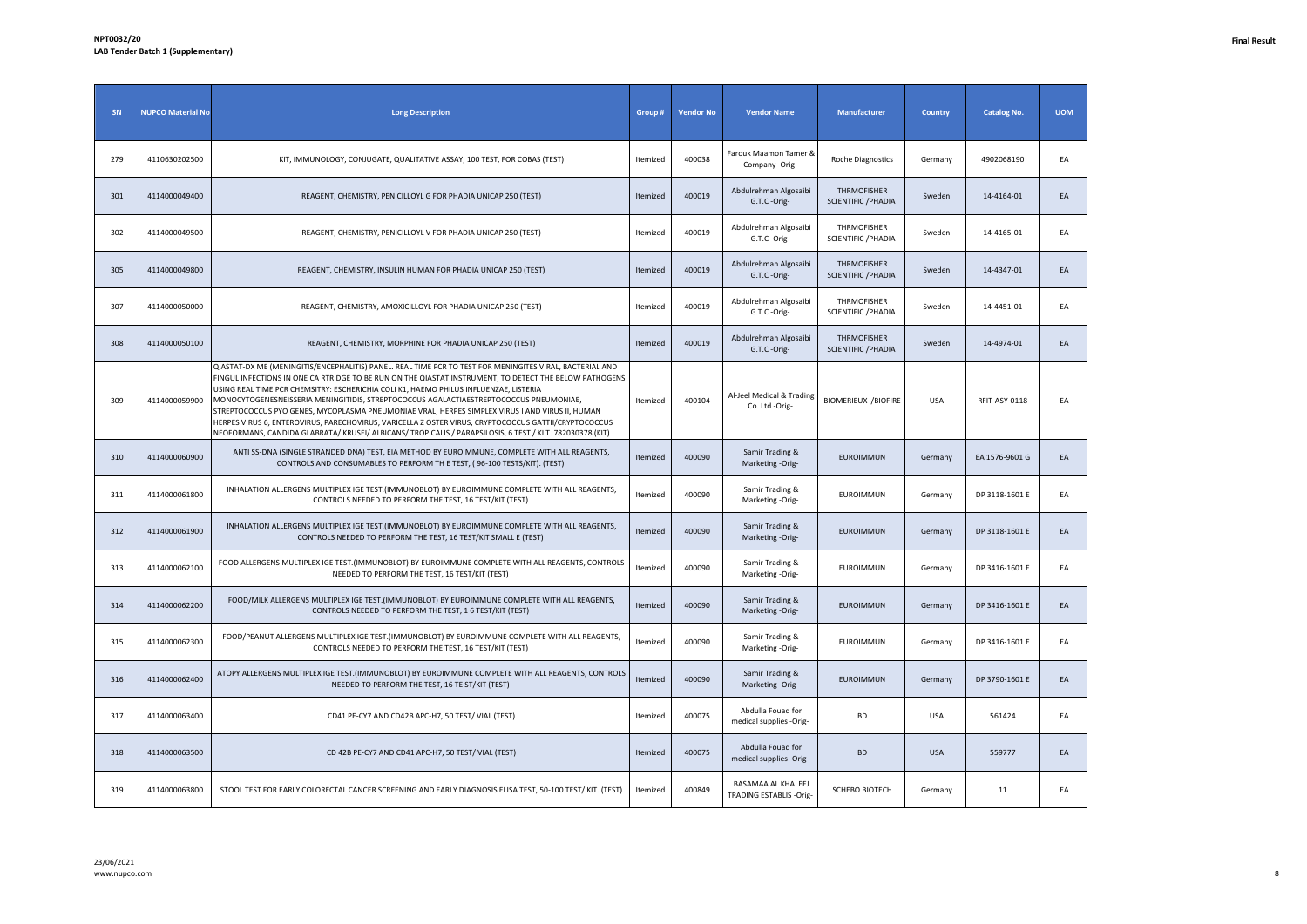| SN | NUPCO Material No | Long Description | Group # | Vendor No | Vendor Name | Manufacturer | Country | Catalog No. | UOM |
|---|---|---|---|---|---|---|---|---|---|
| 279 | 4110630202500 | KIT, IMMUNOLOGY, CONJUGATE, QUALITATIVE ASSAY, 100 TEST, FOR COBAS (TEST) | Itemized | 400038 | Farouk Maamon Tamer & Company -Orig- | Roche Diagnostics | Germany | 4902068190 | EA |
| 301 | 4114000049400 | REAGENT, CHEMISTRY, PENICILLOYL G FOR PHADIA UNICAP 250 (TEST) | Itemized | 400019 | Abdulrehman Algosaibi G.T.C -Orig- | THRMOFISHER SCIENTIFIC /PHADIA | Sweden | 14-4164-01 | EA |
| 302 | 4114000049500 | REAGENT, CHEMISTRY, PENICILLOYL V FOR PHADIA UNICAP 250 (TEST) | Itemized | 400019 | Abdulrehman Algosaibi G.T.C -Orig- | THRMOFISHER SCIENTIFIC /PHADIA | Sweden | 14-4165-01 | EA |
| 305 | 4114000049800 | REAGENT, CHEMISTRY, INSULIN HUMAN FOR PHADIA UNICAP 250 (TEST) | Itemized | 400019 | Abdulrehman Algosaibi G.T.C -Orig- | THRMOFISHER SCIENTIFIC /PHADIA | Sweden | 14-4347-01 | EA |
| 307 | 4114000050000 | REAGENT, CHEMISTRY, AMOXICILLOYL FOR PHADIA UNICAP 250 (TEST) | Itemized | 400019 | Abdulrehman Algosaibi G.T.C -Orig- | THRMOFISHER SCIENTIFIC /PHADIA | Sweden | 14-4451-01 | EA |
| 308 | 4114000050100 | REAGENT, CHEMISTRY, MORPHINE FOR PHADIA UNICAP 250 (TEST) | Itemized | 400019 | Abdulrehman Algosaibi G.T.C -Orig- | THRMOFISHER SCIENTIFIC /PHADIA | Sweden | 14-4974-01 | EA |
| 309 | 4114000059900 | QIASTAT-DX ME (MENINGITIS/ENCEPHALITIS) PANEL. REAL TIME PCR TO TEST FOR MENINGITES VIRAL, BACTERIAL AND FINGUL INFECTIONS IN ONE CA RTRIDGE TO BE RUN ON THE QIASTAT INSTRUMENT, TO DETECT THE BELOW PATHOGENS USING REAL TIME PCR CHEMSITRY: ESCHERICHIA COLI K1, HAEMO PHILUS INFLUENZAE, LISTERIA MONOCYTOGENESNEISSERIA MENINGITIDIS, STREPTOCOCCUS AGALACTIAESTREPTOCOCCUS PNEUMONIAE, STREPTOCOCCUS PYO GENES, MYCOPLASMA PNEUMONIAE VRAL, HERPES SIMPLEX VIRUS I AND VIRUS II, HUMAN HERPES VIRUS 6, ENTEROVIRUS, PARECHOVIRUS, VARICELLA Z OSTER VIRUS, CRYPTOCOCCUS GATTII/CRYPTOCOCCUS NEOFORMANS, CANDIDA GLABRATA/ KRUSEI/ ALBICANS/ TROPICALIS / PARAPSILOSIS, 6 TEST / KI T. 782030378 (KIT) | Itemized | 400104 | Al-Jeel Medical & Trading Co. Ltd -Orig- | BIOMERIEUX /BIOFIRE | USA | RFIT-ASY-0118 | EA |
| 310 | 4114000060900 | ANTI SS-DNA (SINGLE STRANDED DNA) TEST, EIA METHOD BY EUROIMMUNE, COMPLETE WITH ALL REAGENTS, CONTROLS AND CONSUMABLES TO PERFORM TH E TEST, ( 96-100 TESTS/KIT). (TEST) | Itemized | 400090 | Samir Trading & Marketing -Orig- | EUROIMMUN | Germany | EA 1576-9601 G | EA |
| 311 | 4114000061800 | INHALATION ALLERGENS MULTIPLEX IGE TEST.(IMMUNOBLOT) BY EUROIMMUNE COMPLETE WITH ALL REAGENTS, CONTROLS NEEDED TO PERFORM THE TEST, 16 TEST/KIT (TEST) | Itemized | 400090 | Samir Trading & Marketing -Orig- | EUROIMMUN | Germany | DP 3118-1601 E | EA |
| 312 | 4114000061900 | INHALATION ALLERGENS MULTIPLEX IGE TEST.(IMMUNOBLOT) BY EUROIMMUNE COMPLETE WITH ALL REAGENTS, CONTROLS NEEDED TO PERFORM THE TEST, 16 TEST/KIT SMALL E (TEST) | Itemized | 400090 | Samir Trading & Marketing -Orig- | EUROIMMUN | Germany | DP 3118-1601 E | EA |
| 313 | 4114000062100 | FOOD ALLERGENS MULTIPLEX IGE TEST.(IMMUNOBLOT) BY EUROIMMUNE COMPLETE WITH ALL REAGENTS, CONTROLS NEEDED TO PERFORM THE TEST, 16 TEST/KIT (TEST) | Itemized | 400090 | Samir Trading & Marketing -Orig- | EUROIMMUN | Germany | DP 3416-1601 E | EA |
| 314 | 4114000062200 | FOOD/MILK ALLERGENS MULTIPLEX IGE TEST.(IMMUNOBLOT) BY EUROIMMUNE COMPLETE WITH ALL REAGENTS, CONTROLS NEEDED TO PERFORM THE TEST, 1 6 TEST/KIT (TEST) | Itemized | 400090 | Samir Trading & Marketing -Orig- | EUROIMMUN | Germany | DP 3416-1601 E | EA |
| 315 | 4114000062300 | FOOD/PEANUT ALLERGENS MULTIPLEX IGE TEST.(IMMUNOBLOT) BY EUROIMMUNE COMPLETE WITH ALL REAGENTS, CONTROLS NEEDED TO PERFORM THE TEST, 16 TEST/KIT (TEST) | Itemized | 400090 | Samir Trading & Marketing -Orig- | EUROIMMUN | Germany | DP 3416-1601 E | EA |
| 316 | 4114000062400 | ATOPY ALLERGENS MULTIPLEX IGE TEST.(IMMUNOBLOT) BY EUROIMMUNE COMPLETE WITH ALL REAGENTS, CONTROLS NEEDED TO PERFORM THE TEST, 16 TE ST/KIT (TEST) | Itemized | 400090 | Samir Trading & Marketing -Orig- | EUROIMMUN | Germany | DP 3790-1601 E | EA |
| 317 | 4114000063400 | CD41 PE-CY7 AND CD42B APC-H7, 50 TEST/ VIAL (TEST) | Itemized | 400075 | Abdulla Fouad for medical supplies -Orig- | BD | USA | 561424 | EA |
| 318 | 4114000063500 | CD 42B PE-CY7 AND CD41 APC-H7, 50 TEST/ VIAL (TEST) | Itemized | 400075 | Abdulla Fouad for medical supplies -Orig- | BD | USA | 559777 | EA |
| 319 | 4114000063800 | STOOL TEST FOR EARLY COLORECTAL CANCER SCREENING AND EARLY DIAGNOSIS ELISA TEST, 50-100 TEST/ KIT. (TEST) | Itemized | 400849 | BASAMAA AL KHALEEJ TRADING ESTABLIS -Orig- | SCHEBO BIOTECH | Germany | 11 | EA |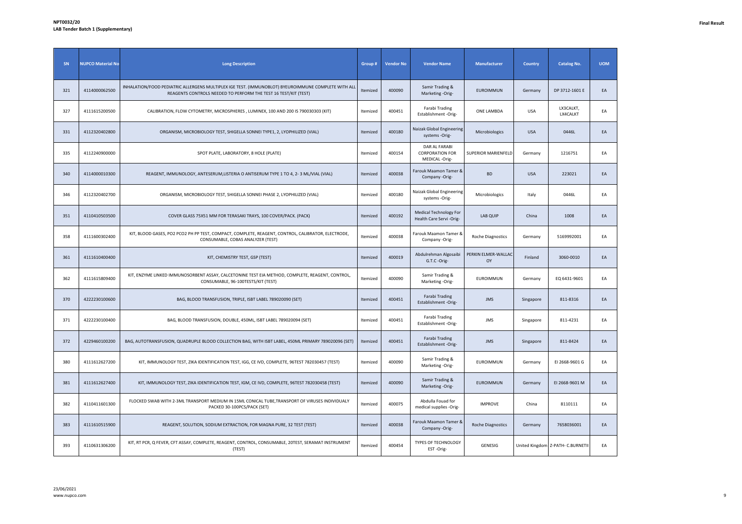**NPT0032/20**
**LAB Tender Batch 1 (Supplementary)**

**Final Result**

| SN | NUPCO Material No | Long Description | Group # | Vendor No | Vendor Name | Manufacturer | Country | Catalog No. | UOM |
|---|---|---|---|---|---|---|---|---|---|
| 321 | 4114000062500 | INHALATION/FOOD PEDIATRIC ALLERGENS MULTIPLEX IGE TEST. (IMMUNOBLOT) BYEUROIMMUNE COMPLETE WITH ALL REAGENTS CONTROLS NEEDED TO PERFORM THE TEST 16 TEST/KIT (TEST) | Itemized | 400090 | Samir Trading & Marketing -Orig- | EUROIMMUN | Germany | DP 3712-1601 E | EA |
| 327 | 4111615200500 | CALIBRATION, FLOW CYTOMETRY, MICROSPHERES , LUMINEX, 100 AND 200 IS 790030303 (KIT) | Itemized | 400451 | Farabi Trading Establishment -Orig- | ONE LAMBDA | USA | LX3CALKT, LX4CALKT | EA |
| 331 | 4112320402800 | ORGANISM, MICROBIOLOGY TEST, SHIGELLA SONNEI TYPE1, 2, LYOPHILIZED (VIAL) | Itemized | 400180 | Naizak Global Engineering systems -Orig- | Microbiologics | USA | 0446L | EA |
| 335 | 4112240900000 | SPOT PLATE, LABORATORY, 8 HOLE (PLATE) | Itemized | 400154 | DAR AL FARABI CORPORATION FOR MEDICAL -Orig- | SUPERIOR MARIENFELD | Germany | 1216751 | EA |
| 340 | 4114000010300 | REAGENT, IMMUNOLOGY, ANTESERUM,LISTERIA O ANTISERUM TYPE 1 TO 4, 2- 3 ML/VIAL (VIAL) | Itemized | 400038 | Farouk Maamon Tamer & Company -Orig- | BD | USA | 223021 | EA |
| 346 | 4112320402700 | ORGANISM, MICROBIOLOGY TEST, SHIGELLA SONNEI PHASE 2, LYOPHILIZED (VIAL) | Itemized | 400180 | Naizak Global Engineering systems -Orig- | Microbiologics | Italy | 0446L | EA |
| 351 | 4110410503500 | COVER GLASS 75X51 MM FOR TERASAKI TRAYS, 100 COVER/PACK. (PACK) | Itemized | 400192 | Medical Technology For Health Care Servi -Orig- | LAB QUIP | China | 1008 | EA |
| 358 | 4111600302400 | KIT, BLOOD GASES, PO2 PCO2 PH PP TEST, COMPACT, COMPLETE, REAGENT, CONTROL, CALIBRATOR, ELECTRODE, CONSUMABLE, COBAS ANALYZER (TEST) | Itemized | 400038 | Farouk Maamon Tamer & Company -Orig- | Roche Diagnostics | Germany | 5169992001 | EA |
| 361 | 4111610400400 | KIT, CHEMISTRY TEST, GSP (TEST) | Itemized | 400019 | Abdulrehman Algosaibi G.T.C -Orig- | PERKIN ELMER-WALLAC OY | Finland | 3060-0010 | EA |
| 362 | 4111615809400 | KIT, ENZYME LINKED IMMUNOSORBENT ASSAY, CALCETONINE TEST EIA METHOD, COMPLETE, REAGENT, CONTROL, CONSUMABLE, 96-100TESTS/KIT (TEST) | Itemized | 400090 | Samir Trading & Marketing -Orig- | EUROIMMUN | Germany | EQ 6431-9601 | EA |
| 370 | 4222230100600 | BAG, BLOOD TRANSFUSION, TRIPLE, ISBT LABEL 789020090 (SET) | Itemized | 400451 | Farabi Trading Establishment -Orig- | JMS | Singapore | 811-8316 | EA |
| 371 | 4222230100400 | BAG, BLOOD TRANSFUSION, DOUBLE, 450ML, ISBT LABEL 789020094 (SET) | Itemized | 400451 | Farabi Trading Establishment -Orig- | JMS | Singapore | 811-4231 | EA |
| 372 | 4229460100200 | BAG, AUTOTRANSFUSION, QUADRUPLE BLOOD COLLECTION BAG, WITH ISBT LABEL, 450ML PRIMARY 789020096 (SET) | Itemized | 400451 | Farabi Trading Establishment -Orig- | JMS | Singapore | 811-8424 | EA |
| 380 | 4111612627200 | KIT, IMMUNOLOGY TEST, ZIKA IDENTIFICATION TEST, IGG, CE IVD, COMPLETE, 96TEST 782030457 (TEST) | Itemized | 400090 | Samir Trading & Marketing -Orig- | EUROIMMUN | Germany | EI 2668-9601 G | EA |
| 381 | 4111612627400 | KIT, IMMUNOLOGY TEST, ZIKA IDENTIFICATION TEST, IGM, CE IVD, COMPLETE, 96TEST 782030458 (TEST) | Itemized | 400090 | Samir Trading & Marketing -Orig- | EUROIMMUN | Germany | EI 2668-9601 M | EA |
| 382 | 4110411601300 | FLOCKED SWAB WITH 2-3ML TRANSPORT MEDIUM IN 15ML CONICAL TUBE,TRANSPORT OF VIRUSES INDIVIDUALY PACKED 30-100PCS/PACK (SET) | Itemized | 400075 | Abdulla Fouad for medical supplies -Orig- | IMPROVE | China | 8110111 | EA |
| 383 | 4111610515900 | REAGENT, SOLUTION, SODIUM EXTRACTION, FOR MAGNA PURE, 32 TEST (TEST) | Itemized | 400038 | Farouk Maamon Tamer & Company -Orig- | Roche Diagnostics | Germany | 7658036001 | EA |
| 393 | 4110631306200 | KIT, RT PCR, Q FEVER, CFT ASSAY, COMPLETE, REAGENT, CONTROL, CONSUMABLE, 20TEST, SERAMAT INSTRUMENT (TEST) | Itemized | 400454 | TYPES OF TECHNOLOGY EST -Orig- | GENESIG | United Kingdom | Z-PATH- C.BURNETII | EA |

23/06/2021
www.nupco.com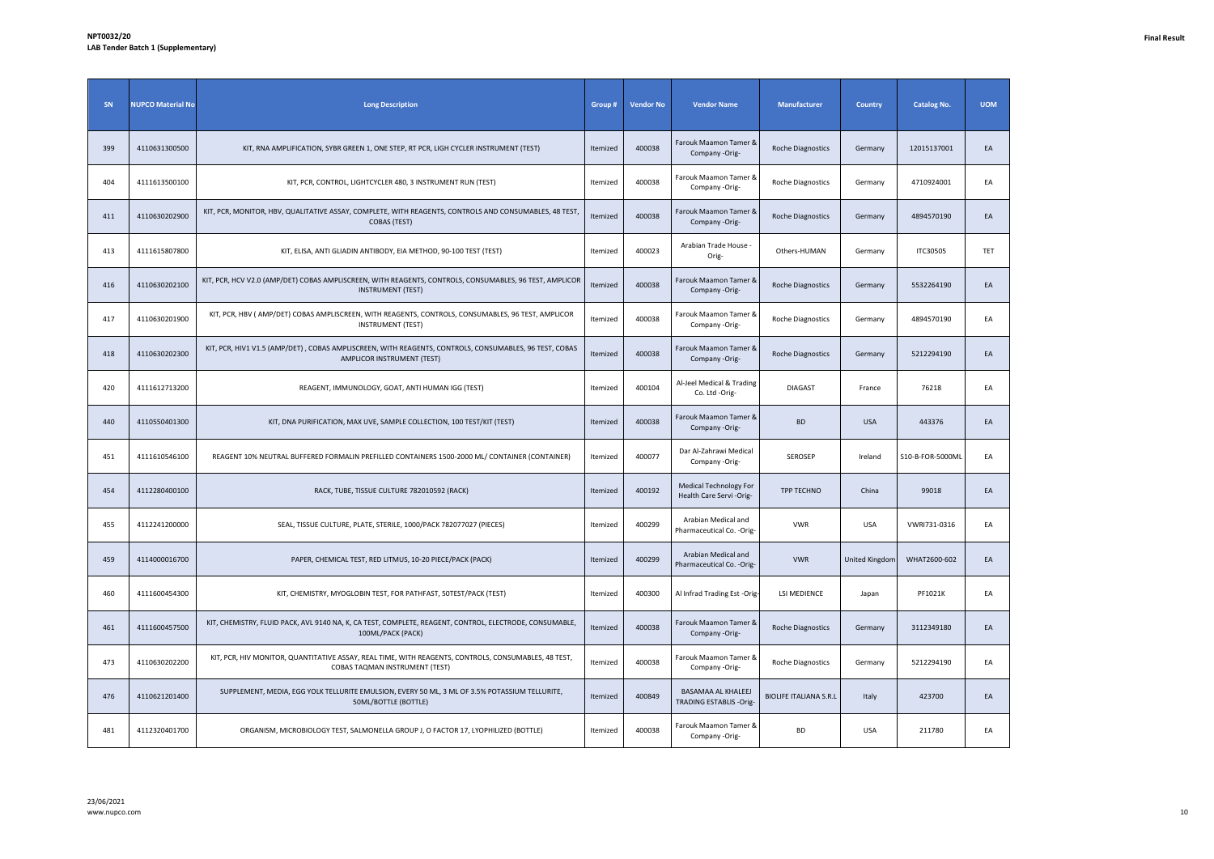| SN | NUPCO Material No | Long Description | Group # | Vendor No | Vendor Name | Manufacturer | Country | Catalog No. | UOM |
|---|---|---|---|---|---|---|---|---|---|
| 399 | 4110631300500 | KIT, RNA AMPLIFICATION, SYBR GREEN 1, ONE STEP, RT PCR, LIGH CYCLER INSTRUMENT (TEST) | Itemized | 400038 | Farouk Maamon Tamer & Company -Orig- | Roche Diagnostics | Germany | 12015137001 | EA |
| 404 | 4111613500100 | KIT, PCR, CONTROL, LIGHTCYCLER 480, 3 INSTRUMENT RUN (TEST) | Itemized | 400038 | Farouk Maamon Tamer & Company -Orig- | Roche Diagnostics | Germany | 4710924001 | EA |
| 411 | 4110630202900 | KIT, PCR, MONITOR, HBV, QUALITATIVE ASSAY, COMPLETE, WITH REAGENTS, CONTROLS AND CONSUMABLES, 48 TEST, COBAS (TEST) | Itemized | 400038 | Farouk Maamon Tamer & Company -Orig- | Roche Diagnostics | Germany | 4894570190 | EA |
| 413 | 4111615807800 | KIT, ELISA, ANTI GLIADIN ANTIBODY, EIA METHOD, 90-100 TEST (TEST) | Itemized | 400023 | Arabian Trade House -Orig- | Others-HUMAN | Germany | ITC30505 | TET |
| 416 | 4110630202100 | KIT, PCR, HCV V2.0 (AMP/DET) COBAS AMPLISCREEN, WITH REAGENTS, CONTROLS, CONSUMABLES, 96 TEST, AMPLICOR INSTRUMENT (TEST) | Itemized | 400038 | Farouk Maamon Tamer & Company -Orig- | Roche Diagnostics | Germany | 5532264190 | EA |
| 417 | 4110630201900 | KIT, PCR, HBV ( AMP/DET) COBAS AMPLISCREEN, WITH REAGENTS, CONTROLS, CONSUMABLES, 96 TEST, AMPLICOR INSTRUMENT (TEST) | Itemized | 400038 | Farouk Maamon Tamer & Company -Orig- | Roche Diagnostics | Germany | 4894570190 | EA |
| 418 | 4110630202300 | KIT, PCR, HIV1 V1.5 (AMP/DET) , COBAS AMPLISCREEN, WITH REAGENTS, CONTROLS, CONSUMABLES, 96 TEST, COBAS AMPLICOR INSTRUMENT (TEST) | Itemized | 400038 | Farouk Maamon Tamer & Company -Orig- | Roche Diagnostics | Germany | 5212294190 | EA |
| 420 | 4111612713200 | REAGENT, IMMUNOLOGY, GOAT, ANTI HUMAN IGG (TEST) | Itemized | 400104 | Al-Jeel Medical & Trading Co. Ltd -Orig- | DIAGAST | France | 76218 | EA |
| 440 | 4110550401300 | KIT, DNA PURIFICATION, MAX UVE, SAMPLE COLLECTION, 100 TEST/KIT (TEST) | Itemized | 400038 | Farouk Maamon Tamer & Company -Orig- | BD | USA | 443376 | EA |
| 451 | 4111610546100 | REAGENT 10% NEUTRAL BUFFERED FORMALIN PREFILLED CONTAINERS 1500-2000 ML/ CONTAINER (CONTAINER) | Itemized | 400077 | Dar Al-Zahrawi Medical Company -Orig- | SEROSEP | Ireland | S10-B-FOR-5000ML | EA |
| 454 | 4112280400100 | RACK, TUBE, TISSUE CULTURE 782010592 (RACK) | Itemized | 400192 | Medical Technology For Health Care Servi -Orig- | TPP TECHNO | China | 99018 | EA |
| 455 | 4112241200000 | SEAL, TISSUE CULTURE, PLATE, STERILE, 1000/PACK 782077027 (PIECES) | Itemized | 400299 | Arabian Medical and Pharmaceutical Co. -Orig- | VWR | USA | VWRI731-0316 | EA |
| 459 | 4114000016700 | PAPER, CHEMICAL TEST, RED LITMUS, 10-20 PIECE/PACK (PACK) | Itemized | 400299 | Arabian Medical and Pharmaceutical Co. -Orig- | VWR | United Kingdom | WHAT2600-602 | EA |
| 460 | 4111600454300 | KIT, CHEMISTRY, MYOGLOBIN TEST, FOR PATHFAST, 50TEST/PACK (TEST) | Itemized | 400300 | Al Infrad Trading Est -Orig- | LSI MEDIENCE | Japan | PF1021K | EA |
| 461 | 4111600457500 | KIT, CHEMISTRY, FLUID PACK, AVL 9140 NA, K, CA TEST, COMPLETE, REAGENT, CONTROL, ELECTRODE, CONSUMABLE, 100ML/PACK (PACK) | Itemized | 400038 | Farouk Maamon Tamer & Company -Orig- | Roche Diagnostics | Germany | 3112349180 | EA |
| 473 | 4110630202200 | KIT, PCR, HIV MONITOR, QUANTITATIVE ASSAY, REAL TIME, WITH REAGENTS, CONTROLS, CONSUMABLES, 48 TEST, COBAS TAQMAN INSTRUMENT (TEST) | Itemized | 400038 | Farouk Maamon Tamer & Company -Orig- | Roche Diagnostics | Germany | 5212294190 | EA |
| 476 | 4110621201400 | SUPPLEMENT, MEDIA, EGG YOLK TELLURITE EMULSION, EVERY 50 ML, 3 ML OF 3.5% POTASSIUM TELLURITE, 50ML/BOTTLE (BOTTLE) | Itemized | 400849 | BASAMAA AL KHALEEJ TRADING ESTABLIS -Orig- | BIOLIFE ITALIANA S.R.L | Italy | 423700 | EA |
| 481 | 4112320401700 | ORGANISM, MICROBIOLOGY TEST, SALMONELLA GROUP J, O FACTOR 17, LYOPHILIZED (BOTTLE) | Itemized | 400038 | Farouk Maamon Tamer & Company -Orig- | BD | USA | 211780 | EA |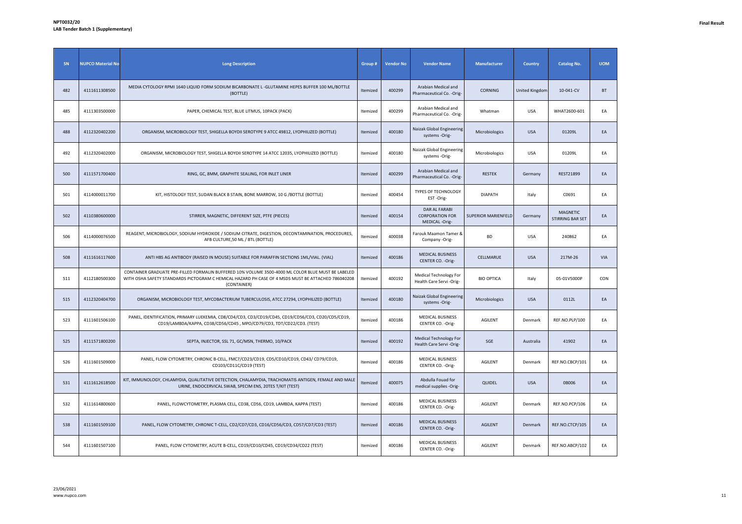**NPT0032/20**
**LAB Tender Batch 1 (Supplementary)**

**Final Result**

| SN | NUPCO Material No | Long Description | Group # | Vendor No | Vendor Name | Manufacturer | Country | Catalog No. | UOM |
|---|---|---|---|---|---|---|---|---|---|
| 482 | 4111611308500 | MEDIA CYTOLOGY RPMI 1640 LIQUID FORM SODIUM BICARBONATE L -GLUTAMINE HEPES BUFFER 100 ML/BOTTLE (BOTTLE) | Itemized | 400299 | Arabian Medical and Pharmaceutical Co. -Orig- | CORNING | United Kingdom | 10-041-CV | BT |
| 485 | 4111303500000 | PAPER, CHEMICAL TEST, BLUE LITMUS, 10PACK (PACK) | Itemized | 400299 | Arabian Medical and Pharmaceutical Co. -Orig- | Whatman | USA | WHAT2600-601 | EA |
| 488 | 4112320402200 | ORGANISM, MICROBIOLOGY TEST, SHIGELLA BOYDII SEROTYPE 9 ATCC 49812, LYOPHILIZED (BOTTLE) | Itemized | 400180 | Naizak Global Engineering systems -Orig- | Microbiologics | USA | 01209L | EA |
| 492 | 4112320402000 | ORGANISM, MICROBIOLOGY TEST, SHIGELLA BOYDII SEROTYPE 14 ATCC 12035, LYOPHILIZED (BOTTLE) | Itemized | 400180 | Naizak Global Engineering systems -Orig- | Microbiologics | USA | 01209L | EA |
| 500 | 4111571700400 | RING, GC, 8MM, GRAPHITE SEALING, FOR INLET LINER | Itemized | 400299 | Arabian Medical and Pharmaceutical Co. -Orig- | RESTEK | Germany | REST21899 | EA |
| 501 | 4114000011700 | KIT, HISTOLOGY TEST, SUDAN BLACK B STAIN, BONE MARROW, 10 G /BOTTLE (BOTTLE) | Itemized | 400454 | TYPES OF TECHNOLOGY EST -Orig- | DIAPATH | Italy | C0691 | EA |
| 502 | 4110380600000 | STIRRER, MAGNETIC, DIFFERENT SIZE, PTFE (PIECES) | Itemized | 400154 | DAR AL FARABI CORPORATION FOR MEDICAL -Orig- | SUPERIOR MARIENFELD | Germany | MAGNETIC STIRRING BAR SET | EA |
| 506 | 4114000076500 | REAGENT, MICROBIOLOGY, SODIUM HYDROXIDE / SODIUM CITRATE, DIGESTION, DECONTAMINATION, PROCEDURES, AFB CULTURE,50 ML / BTL (BOTTLE) | Itemized | 400038 | Farouk Maamon Tamer & Company -Orig- | BD | USA | 240862 | EA |
| 508 | 4111616117600 | ANTI HBS AG ANTIBODY (RAISED IN MOUSE) SUITABLE FOR PARAFFIN SECTIONS 1ML/VIAL. (VIAL) | Itemized | 400186 | MEDICAL BUSINESS CENTER CO. -Orig- | CELLMARUE | USA | 217M-26 | VIA |
| 511 | 4112180500300 | CONTAINER GRADUATE PRE-FILLED FORMALIN BUFFERED 10% VOLUME 3500-4000 ML COLOR BLUE MUST BE LABELED WITH OSHA SAFETY STANDARDS PICTOGRAM C HEMICAL HAZARD PH CASE OF 4 MSDS MUST BE ATTACHED 786040208 (CONTAINER) | Itemized | 400192 | Medical Technology For Health Care Servi -Orig- | BIO OPTICA | Italy | 05-01V5000P | CON |
| 515 | 4112320404700 | ORGANISM, MICROBIOLOGY TEST, MYCOBACTERIUM TUBERCULOSIS, ATCC 27294, LYOPHILIZED (BOTTLE) | Itemized | 400180 | Naizak Global Engineering systems -Orig- | Microbiologics | USA | 0112L | EA |
| 523 | 4111601506100 | PANEL, IDENTIFICATION, PRIMARY LUEKEMIA, CD8/CD4/CD3, CD3/CD19/CD45, CD19/CD56/CD3, CD20/CD5/CD19, CD19/LAMBDA/KAPPA, CD38/CD56/CD45 , MPO/CD79/CD3, TDT/CD22/CD3. (TEST) | Itemized | 400186 | MEDICAL BUSINESS CENTER CO. -Orig- | AGILENT | Denmark | REF.NO.PLP/100 | EA |
| 525 | 4111571800200 | SEPTA, INJECTOR, SSL 71, GC/MSN, THERMO, 10/PACK | Itemized | 400192 | Medical Technology For Health Care Servi -Orig- | SGE | Australia | 41902 | EA |
| 526 | 4111601509000 | PANEL, FLOW CYTOMETRY, CHRONIC B-CELL, FMC7/CD23/CD19, CD5/CD10/CD19, CD43/ CD79/CD19, CD103/CD11C/CD19 (TEST) | Itemized | 400186 | MEDICAL BUSINESS CENTER CO. -Orig- | AGILENT | Denmark | REF.NO.CBCP/101 | EA |
| 531 | 4111612618500 | KIT, IMMUNOLOGY, CHLAMYDIA, QUALITATIVE DETECTION, CHALAMYDIA, TRACHOMATIS ANTIGEN, FEMALE AND MALE URINE, ENDOCERVICAL SWAB, SPECIM ENS, 20TES T/KIT (TEST) | Itemized | 400075 | Abdulla Fouad for medical supplies -Orig- | QUIDEL | USA | 0B006 | EA |
| 532 | 4111614800600 | PANEL, FLOWCYTOMETRY, PLASMA CELL, CD38, CD56, CD19, LAMBDA, KAPPA (TEST) | Itemized | 400186 | MEDICAL BUSINESS CENTER CO. -Orig- | AGILENT | Denmark | REF.NO.PCP/106 | EA |
| 538 | 4111601509100 | PANEL, FLOW CYTOMETRY, CHRONIC T-CELL, CD2/CD7/CD3, CD16/CD56/CD3, CD57/CD7/CD3 (TEST) | Itemized | 400186 | MEDICAL BUSINESS CENTER CO. -Orig- | AGILENT | Denmark | REF.NO.CTCP/105 | EA |
| 544 | 4111601507100 | PANEL, FLOW CYTOMETRY, ACUTE B-CELL, CD19/CD10/CD45, CD19/CD34/CD22 (TEST) | Itemized | 400186 | MEDICAL BUSINESS CENTER CO. -Orig- | AGILENT | Denmark | REF.NO.ABCP/102 | EA |

23/06/2021
www.nupco.com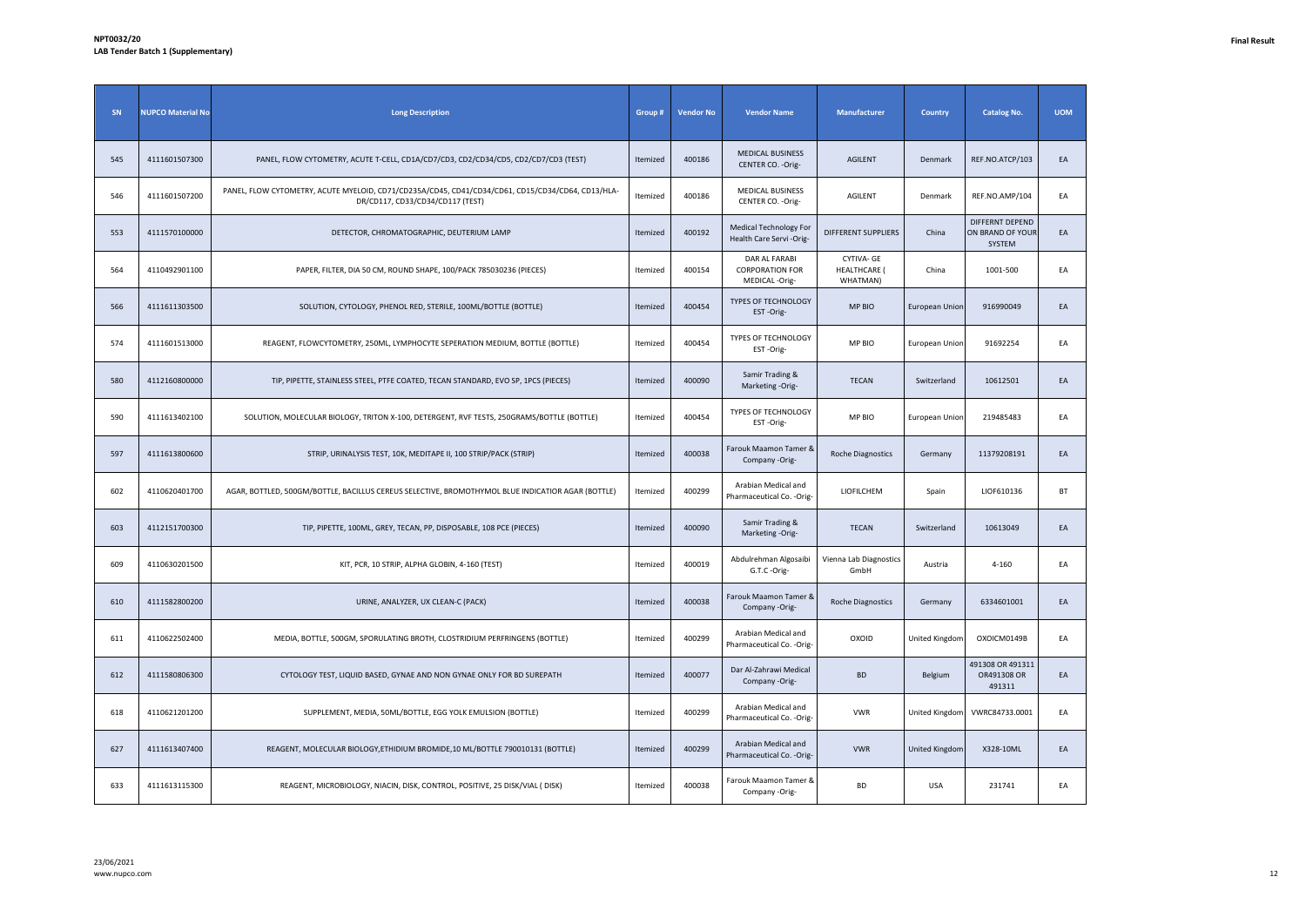**NPT0032/20**
**LAB Tender Batch 1 (Supplementary)**

**Final Result**

| SN | NUPCO Material No | Long Description | Group # | Vendor No | Vendor Name | Manufacturer | Country | Catalog No. | UOM |
|---|---|---|---|---|---|---|---|---|---|
| 545 | 4111601507300 | PANEL, FLOW CYTOMETRY, ACUTE T-CELL, CD1A/CD7/CD3, CD2/CD34/CD5, CD2/CD7/CD3 (TEST) | Itemized | 400186 | MEDICAL BUSINESS CENTER CO. -Orig- | AGILENT | Denmark | REF.NO.ATCP/103 | EA |
| 546 | 4111601507200 | PANEL, FLOW CYTOMETRY, ACUTE MYELOID, CD71/CD235A/CD45, CD41/CD34/CD61, CD15/CD34/CD64, CD13/HLA-DR/CD117, CD33/CD34/CD117 (TEST) | Itemized | 400186 | MEDICAL BUSINESS CENTER CO. -Orig- | AGILENT | Denmark | REF.NO.AMP/104 | EA |
| 553 | 4111570100000 | DETECTOR, CHROMATOGRAPHIC, DEUTERIUM LAMP | Itemized | 400192 | Medical Technology For Health Care Servi -Orig- | DIFFERENT SUPPLIERS | China | DIFFERNT DEPEND ON BRAND OF YOUR SYSTEM | EA |
| 564 | 4110492901100 | PAPER, FILTER, DIA 50 CM, ROUND SHAPE, 100/PACK 785030236 (PIECES) | Itemized | 400154 | DAR AL FARABI CORPORATION FOR MEDICAL -Orig- | CYTIVA- GE HEALTHCARE ( WHATMAN) | China | 1001-500 | EA |
| 566 | 4111611303500 | SOLUTION, CYTOLOGY, PHENOL RED, STERILE, 100ML/BOTTLE (BOTTLE) | Itemized | 400454 | TYPES OF TECHNOLOGY EST -Orig- | MP BIO | European Union | 916990049 | EA |
| 574 | 4111601513000 | REAGENT, FLOWCYTOMETRY, 250ML, LYMPHOCYTE SEPERATION MEDIUM, BOTTLE (BOTTLE) | Itemized | 400454 | TYPES OF TECHNOLOGY EST -Orig- | MP BIO | European Union | 91692254 | EA |
| 580 | 4112160800000 | TIP, PIPETTE, STAINLESS STEEL, PTFE COATED, TECAN STANDARD, EVO SP, 1PCS (PIECES) | Itemized | 400090 | Samir Trading & Marketing -Orig- | TECAN | Switzerland | 10612501 | EA |
| 590 | 4111613402100 | SOLUTION, MOLECULAR BIOLOGY, TRITON X-100, DETERGENT, RVF TESTS, 250GRAMS/BOTTLE (BOTTLE) | Itemized | 400454 | TYPES OF TECHNOLOGY EST -Orig- | MP BIO | European Union | 219485483 | EA |
| 597 | 4111613800600 | STRIP, URINALYSIS TEST, 10K, MEDITAPE II, 100 STRIP/PACK (STRIP) | Itemized | 400038 | Farouk Maamon Tamer & Company -Orig- | Roche Diagnostics | Germany | 11379208191 | EA |
| 602 | 4110620401700 | AGAR, BOTTLED, 500GM/BOTTLE, BACILLUS CEREUS SELECTIVE, BROMOTHYMOL BLUE INDICATIOR AGAR (BOTTLE) | Itemized | 400299 | Arabian Medical and Pharmaceutical Co. -Orig- | LIOFILCHEM | Spain | LIOF610136 | BT |
| 603 | 4112151700300 | TIP, PIPETTE, 100ML, GREY, TECAN, PP, DISPOSABLE, 108 PCE (PIECES) | Itemized | 400090 | Samir Trading & Marketing -Orig- | TECAN | Switzerland | 10613049 | EA |
| 609 | 4110630201500 | KIT, PCR, 10 STRIP, ALPHA GLOBIN, 4-160 (TEST) | Itemized | 400019 | Abdulrehman Algosaibi G.T.C -Orig- | Vienna Lab Diagnostics GmbH | Austria | 4-160 | EA |
| 610 | 4111582800200 | URINE, ANALYZER, UX CLEAN-C (PACK) | Itemized | 400038 | Farouk Maamon Tamer & Company -Orig- | Roche Diagnostics | Germany | 6334601001 | EA |
| 611 | 4110622502400 | MEDIA, BOTTLE, 500GM, SPORULATING BROTH, CLOSTRIDIUM PERFRINGENS (BOTTLE) | Itemized | 400299 | Arabian Medical and Pharmaceutical Co. -Orig- | OXOID | United Kingdom | OXOICM0149B | EA |
| 612 | 4111580806300 | CYTOLOGY TEST, LIQUID BASED, GYNAE AND NON GYNAE ONLY FOR BD SUREPATH | Itemized | 400077 | Dar Al-Zahrawi Medical Company -Orig- | BD | Belgium | 491308 OR 491311 OR491308 OR 491311 | EA |
| 618 | 4110621201200 | SUPPLEMENT, MEDIA, 50ML/BOTTLE, EGG YOLK EMULSION (BOTTLE) | Itemized | 400299 | Arabian Medical and Pharmaceutical Co. -Orig- | VWR | United Kingdom | VWRC84733.0001 | EA |
| 627 | 4111613407400 | REAGENT, MOLECULAR BIOLOGY,ETHIDIUM BROMIDE,10 ML/BOTTLE 790010131 (BOTTLE) | Itemized | 400299 | Arabian Medical and Pharmaceutical Co. -Orig- | VWR | United Kingdom | X328-10ML | EA |
| 633 | 4111613115300 | REAGENT, MICROBIOLOGY, NIACIN, DISK, CONTROL, POSITIVE, 25 DISK/VIAL ( DISK) | Itemized | 400038 | Farouk Maamon Tamer & Company -Orig- | BD | USA | 231741 | EA |

23/06/2021
www.nupco.com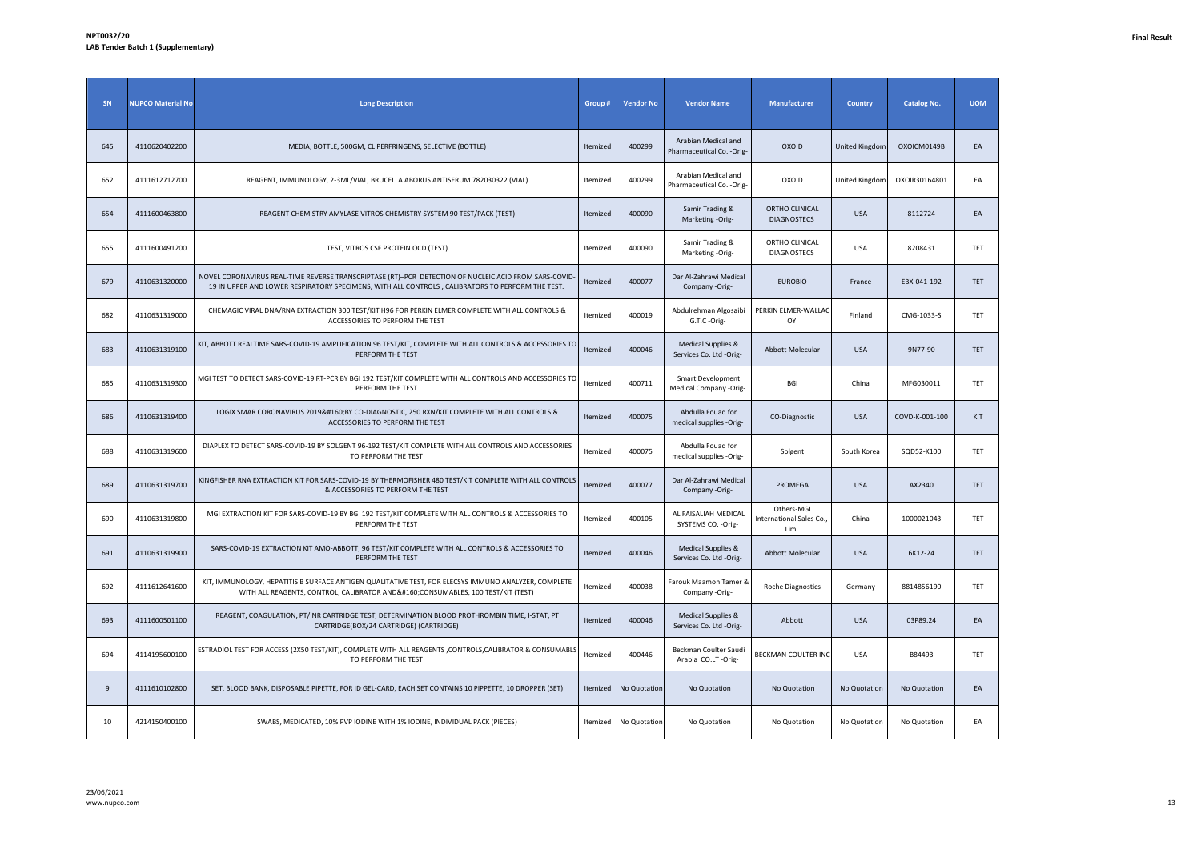**NPT0032/20**
**LAB Tender Batch 1 (Supplementary)**

**Final Result**

| SN | NUPCO Material No | Long Description | Group # | Vendor No | Vendor Name | Manufacturer | Country | Catalog No. | UOM |
|---|---|---|---|---|---|---|---|---|---|
| 645 | 4110620402200 | MEDIA, BOTTLE, 500GM, CL PERFRINGENS, SELECTIVE (BOTTLE) | Itemized | 400299 | Arabian Medical and Pharmaceutical Co. -Orig- | OXOID | United Kingdom | OXOICM0149B | EA |
| 652 | 4111612712700 | REAGENT, IMMUNOLOGY, 2-3ML/VIAL, BRUCELLA ABORUS ANTISERUM 782030322 (VIAL) | Itemized | 400299 | Arabian Medical and Pharmaceutical Co. -Orig- | OXOID | United Kingdom | OXOIR30164801 | EA |
| 654 | 4111600463800 | REAGENT CHEMISTRY AMYLASE VITROS CHEMISTRY SYSTEM 90 TEST/PACK (TEST) | Itemized | 400090 | Samir Trading & Marketing -Orig- | ORTHO CLINICAL DIAGNOSTECS | USA | 8112724 | EA |
| 655 | 4111600491200 | TEST, VITROS CSF PROTEIN OCD (TEST) | Itemized | 400090 | Samir Trading & Marketing -Orig- | ORTHO CLINICAL DIAGNOSTECS | USA | 8208431 | TET |
| 679 | 4110631320000 | NOVEL CORONAVIRUS REAL-TIME REVERSE TRANSCRIPTASE (RT)–PCR DETECTION OF NUCLEIC ACID FROM SARS-COVID-19 IN UPPER AND LOWER RESPIRATORY SPECIMENS, WITH ALL CONTROLS , CALIBRATORS TO PERFORM THE TEST. | Itemized | 400077 | Dar Al-Zahrawi Medical Company -Orig- | EUROBIO | France | EBX-041-192 | TET |
| 682 | 4110631319000 | CHEMAGIC VIRAL DNA/RNA EXTRACTION 300 TEST/KIT H96 FOR PERKIN ELMER COMPLETE WITH ALL CONTROLS & ACCESSORIES TO PERFORM THE TEST | Itemized | 400019 | Abdulrehman Algosaibi G.T.C -Orig- | PERKIN ELMER-WALLAC OY | Finland | CMG-1033-S | TET |
| 683 | 4110631319100 | KIT, ABBOTT REALTIME SARS-COVID-19 AMPLIFICATION 96 TEST/KIT, COMPLETE WITH ALL CONTROLS & ACCESSORIES TO PERFORM THE TEST | Itemized | 400046 | Medical Supplies & Services Co. Ltd -Orig- | Abbott Molecular | USA | 9N77-90 | TET |
| 685 | 4110631319300 | MGI TEST TO DETECT SARS-COVID-19 RT-PCR BY BGI 192 TEST/KIT COMPLETE WITH ALL CONTROLS AND ACCESSORIES TO PERFORM THE TEST | Itemized | 400711 | Smart Development Medical Company -Orig- | BGI | China | MFG030011 | TET |
| 686 | 4110631319400 | LOGIX SMAR CORONAVIRUS 2019&#160;BY CO-DIAGNOSTIC, 250 RXN/KIT COMPLETE WITH ALL CONTROLS & ACCESSORIES TO PERFORM THE TEST | Itemized | 400075 | Abdulla Fouad for medical supplies -Orig- | CO-Diagnostic | USA | COVD-K-001-100 | KIT |
| 688 | 4110631319600 | DIAPLEX TO DETECT SARS-COVID-19 BY SOLGENT 96-192 TEST/KIT COMPLETE WITH ALL CONTROLS AND ACCESSORIES TO PERFORM THE TEST | Itemized | 400075 | Abdulla Fouad for medical supplies -Orig- | Solgent | South Korea | SQD52-K100 | TET |
| 689 | 4110631319700 | KINGFISHER RNA EXTRACTION KIT FOR SARS-COVID-19 BY THERMOFISHER 480 TEST/KIT COMPLETE WITH ALL CONTROLS & ACCESSORIES TO PERFORM THE TEST | Itemized | 400077 | Dar Al-Zahrawi Medical Company -Orig- | PROMEGA | USA | AX2340 | TET |
| 690 | 4110631319800 | MGI EXTRACTION KIT FOR SARS-COVID-19 BY BGI 192 TEST/KIT COMPLETE WITH ALL CONTROLS & ACCESSORIES TO PERFORM THE TEST | Itemized | 400105 | AL FAISALIAH MEDICAL SYSTEMS CO. -Orig- | Others-MGI International Sales Co., Limi | China | 1000021043 | TET |
| 691 | 4110631319900 | SARS-COVID-19 EXTRACTION KIT AMO-ABBOTT, 96 TEST/KIT COMPLETE WITH ALL CONTROLS & ACCESSORIES TO PERFORM THE TEST | Itemized | 400046 | Medical Supplies & Services Co. Ltd -Orig- | Abbott Molecular | USA | 6K12-24 | TET |
| 692 | 4111612641600 | KIT, IMMUNOLOGY, HEPATITIS B SURFACE ANTIGEN QUALITATIVE TEST, FOR ELECSYS IMMUNO ANALYZER, COMPLETE WITH ALL REAGENTS, CONTROL, CALIBRATOR AND&#160;CONSUMABLES, 100 TEST/KIT (TEST) | Itemized | 400038 | Farouk Maamon Tamer & Company -Orig- | Roche Diagnostics | Germany | 8814856190 | TET |
| 693 | 4111600501100 | REAGENT, COAGULATION, PT/INR CARTRIDGE TEST, DETERMINATION BLOOD PROTHROMBIN TIME, I-STAT, PT CARTRIDGE(BOX/24 CARTRIDGE) (CARTRIDGE) | Itemized | 400046 | Medical Supplies & Services Co. Ltd -Orig- | Abbott | USA | 03P89.24 | EA |
| 694 | 4114195600100 | ESTRADIOL TEST FOR ACCESS (2X50 TEST/KIT), COMPLETE WITH ALL REAGENTS ,CONTROLS,CALIBRATOR & CONSUMABLS TO PERFORM THE TEST | Itemized | 400446 | Beckman Coulter Saudi Arabia CO.LT -Orig- | BECKMAN COULTER INC | USA | B84493 | TET |
| 9 | 4111610102800 | SET, BLOOD BANK, DISPOSABLE PIPETTE, FOR ID GEL-CARD, EACH SET CONTAINS 10 PIPPETTE, 10 DROPPER (SET) | Itemized | No Quotation | No Quotation | No Quotation | No Quotation | No Quotation | EA |
| 10 | 4214150400100 | SWABS, MEDICATED, 10% PVP IODINE WITH 1% IODINE, INDIVIDUAL PACK (PIECES) | Itemized | No Quotation | No Quotation | No Quotation | No Quotation | No Quotation | EA |

23/06/2021
www.nupco.com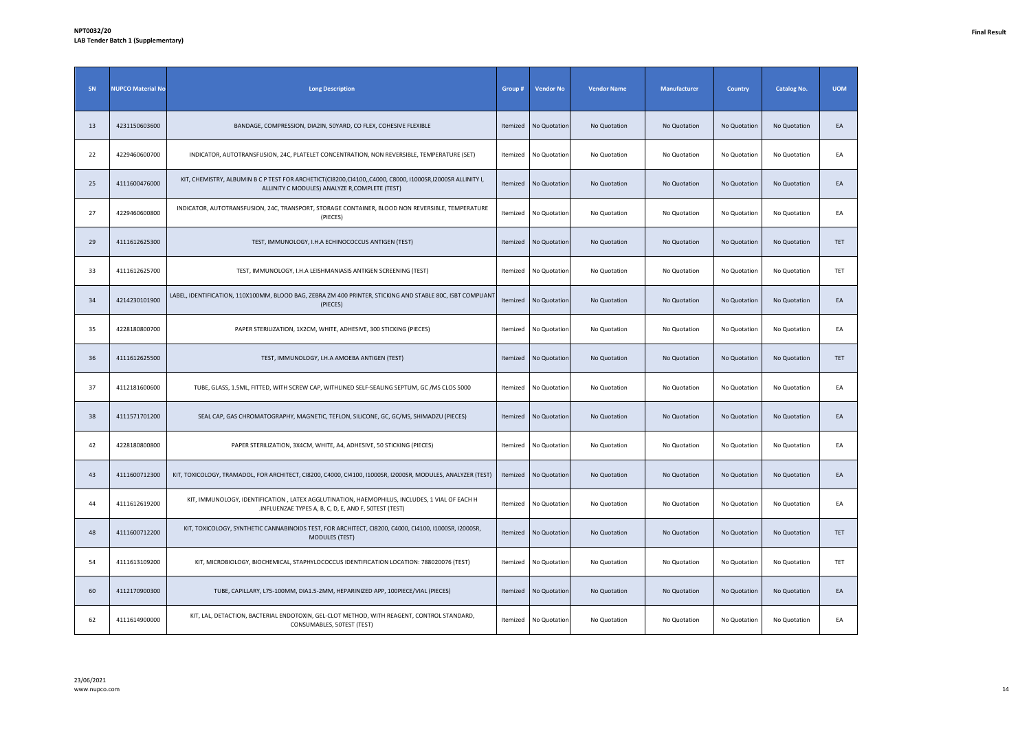**NPT0032/20**
**LAB Tender Batch 1 (Supplementary)**

**Final Result**

| SN | NUPCO Material No | Long Description | Group # | Vendor No | Vendor Name | Manufacturer | Country | Catalog No. | UOM |
|---|---|---|---|---|---|---|---|---|---|
| 13 | 4231150603600 | BANDAGE, COMPRESSION, DIA2IN, 50YARD, CO FLEX, COHESIVE FLEXIBLE | Itemized | No Quotation | No Quotation | No Quotation | No Quotation | No Quotation | EA |
| 22 | 4229460600700 | INDICATOR, AUTOTRANSFUSION, 24C, PLATELET CONCENTRATION, NON REVERSIBLE, TEMPERATURE (SET) | Itemized | No Quotation | No Quotation | No Quotation | No Quotation | No Quotation | EA |
| 25 | 4111600476000 | KIT, CHEMISTRY, ALBUMIN B C P TEST FOR ARCHETICT(CI8200,CI4100,,C4000, C8000, I1000SR,I2000SR ALLINITY I, ALLINITY C MODULES) ANALYZE R,COMPLETE (TEST) | Itemized | No Quotation | No Quotation | No Quotation | No Quotation | No Quotation | EA |
| 27 | 4229460600800 | INDICATOR, AUTOTRANSFUSION, 24C, TRANSPORT, STORAGE CONTAINER, BLOOD NON REVERSIBLE, TEMPERATURE (PIECES) | Itemized | No Quotation | No Quotation | No Quotation | No Quotation | No Quotation | EA |
| 29 | 4111612625300 | TEST, IMMUNOLOGY, I.H.A ECHINOCOCCUS ANTIGEN (TEST) | Itemized | No Quotation | No Quotation | No Quotation | No Quotation | No Quotation | TET |
| 33 | 4111612625700 | TEST, IMMUNOLOGY, I.H.A LEISHMANIASIS ANTIGEN SCREENING (TEST) | Itemized | No Quotation | No Quotation | No Quotation | No Quotation | No Quotation | TET |
| 34 | 4214230101900 | LABEL, IDENTIFICATION, 110X100MM, BLOOD BAG, ZEBRA ZM 400 PRINTER, STICKING AND STABLE 80C, ISBT COMPLIANT (PIECES) | Itemized | No Quotation | No Quotation | No Quotation | No Quotation | No Quotation | EA |
| 35 | 4228180800700 | PAPER STERILIZATION, 1X2CM, WHITE, ADHESIVE, 300 STICKING (PIECES) | Itemized | No Quotation | No Quotation | No Quotation | No Quotation | No Quotation | EA |
| 36 | 4111612625500 | TEST, IMMUNOLOGY, I.H.A AMOEBA ANTIGEN (TEST) | Itemized | No Quotation | No Quotation | No Quotation | No Quotation | No Quotation | TET |
| 37 | 4112181600600 | TUBE, GLASS, 1.5ML, FITTED, WITH SCREW CAP, WITHLINED SELF-SEALING SEPTUM, GC /MS CLOS 5000 | Itemized | No Quotation | No Quotation | No Quotation | No Quotation | No Quotation | EA |
| 38 | 4111571701200 | SEAL CAP, GAS CHROMATOGRAPHY, MAGNETIC, TEFLON, SILICONE, GC, GC/MS, SHIMADZU (PIECES) | Itemized | No Quotation | No Quotation | No Quotation | No Quotation | No Quotation | EA |
| 42 | 4228180800800 | PAPER STERILIZATION, 3X4CM, WHITE, A4, ADHESIVE, 50 STICKING (PIECES) | Itemized | No Quotation | No Quotation | No Quotation | No Quotation | No Quotation | EA |
| 43 | 4111600712300 | KIT, TOXICOLOGY, TRAMADOL, FOR ARCHITECT, CI8200, C4000, CI4100, I1000SR, I2000SR, MODULES, ANALYZER (TEST) | Itemized | No Quotation | No Quotation | No Quotation | No Quotation | No Quotation | EA |
| 44 | 4111612619200 | KIT, IMMUNOLOGY, IDENTIFICATION , LATEX AGGLUTINATION, HAEMOPHILUS, INCLUDES, 1 VIAL OF EACH H .INFLUENZAE TYPES A, B, C, D, E, AND F, 50TEST (TEST) | Itemized | No Quotation | No Quotation | No Quotation | No Quotation | No Quotation | EA |
| 48 | 4111600712200 | KIT, TOXICOLOGY, SYNTHETIC CANNABINOIDS TEST, FOR ARCHITECT, CI8200, C4000, CI4100, I1000SR, I2000SR, MODULES (TEST) | Itemized | No Quotation | No Quotation | No Quotation | No Quotation | No Quotation | TET |
| 54 | 4111613109200 | KIT, MICROBIOLOGY, BIOCHEMICAL, STAPHYLOCOCCUS IDENTIFICATION LOCATION: 788020076 (TEST) | Itemized | No Quotation | No Quotation | No Quotation | No Quotation | No Quotation | TET |
| 60 | 4112170900300 | TUBE, CAPILLARY, L75-100MM, DIA1.5-2MM, HEPARINIZED APP, 100PIECE/VIAL (PIECES) | Itemized | No Quotation | No Quotation | No Quotation | No Quotation | No Quotation | EA |
| 62 | 4111614900000 | KIT, LAL, DETACTION, BACTERIAL ENDOTOXIN, GEL-CLOT METHOD, WITH REAGENT, CONTROL STANDARD, CONSUMABLES, 50TEST (TEST) | Itemized | No Quotation | No Quotation | No Quotation | No Quotation | No Quotation | EA |

23/06/2021
www.nupco.com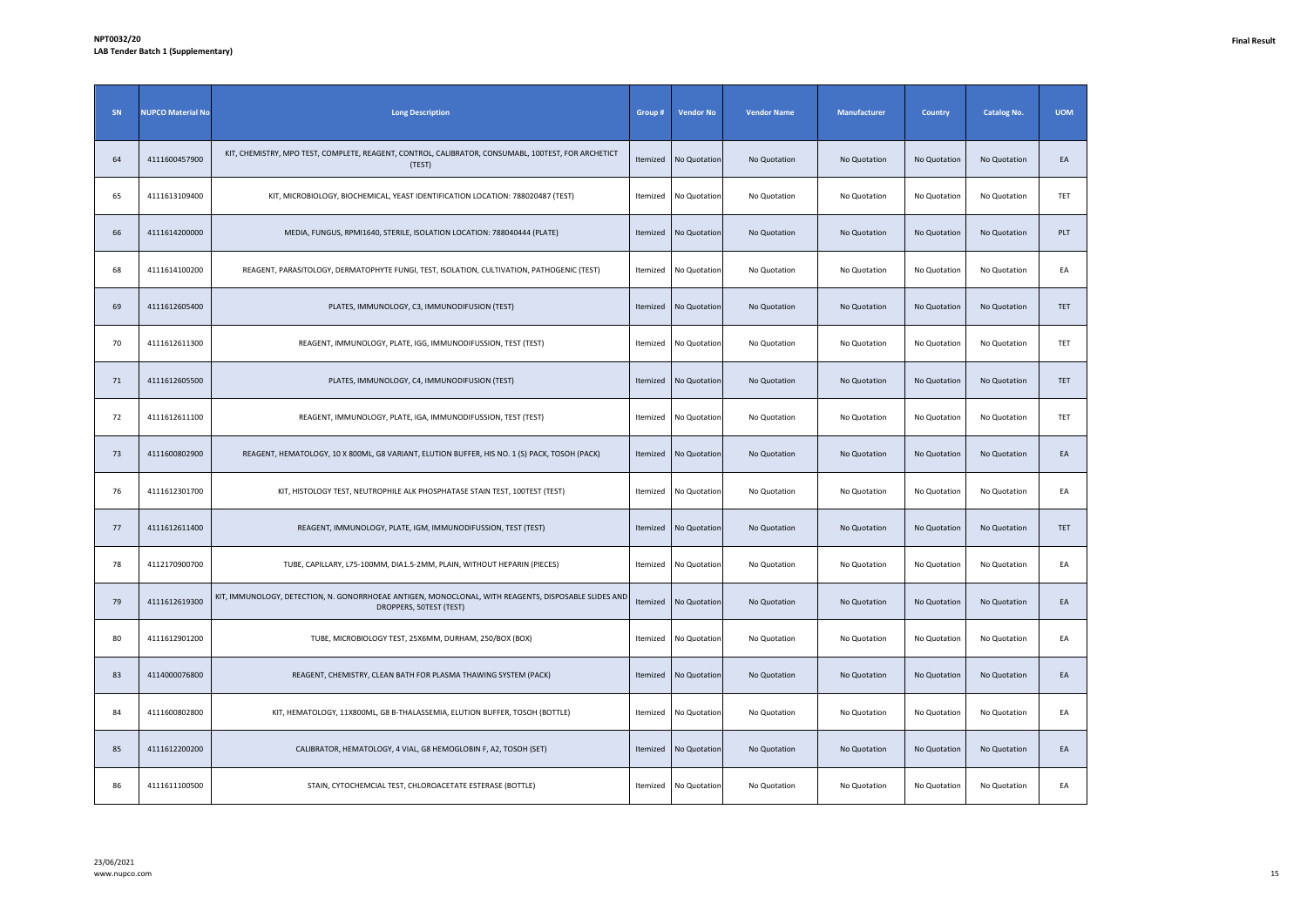**NPT0032/20**
**LAB Tender Batch 1 (Supplementary)**

**Final Result**

| SN | NUPCO Material No | Long Description | Group # | Vendor No | Vendor Name | Manufacturer | Country | Catalog No. | UOM |
|---|---|---|---|---|---|---|---|---|---|
| 64 | 4111600457900 | KIT, CHEMISTRY, MPO TEST, COMPLETE, REAGENT, CONTROL, CALIBRATOR, CONSUMABL, 100TEST, FOR ARCHETICT (TEST) | Itemized | No Quotation | No Quotation | No Quotation | No Quotation | No Quotation | EA |
| 65 | 4111613109400 | KIT, MICROBIOLOGY, BIOCHEMICAL, YEAST IDENTIFICATION LOCATION: 788020487 (TEST) | Itemized | No Quotation | No Quotation | No Quotation | No Quotation | No Quotation | TET |
| 66 | 4111614200000 | MEDIA, FUNGUS, RPMI1640, STERILE, ISOLATION LOCATION: 788040444 (PLATE) | Itemized | No Quotation | No Quotation | No Quotation | No Quotation | No Quotation | PLT |
| 68 | 4111614100200 | REAGENT, PARASITOLOGY, DERMATOPHYTE FUNGI, TEST, ISOLATION, CULTIVATION, PATHOGENIC (TEST) | Itemized | No Quotation | No Quotation | No Quotation | No Quotation | No Quotation | EA |
| 69 | 4111612605400 | PLATES, IMMUNOLOGY, C3, IMMUNODIFUSION (TEST) | Itemized | No Quotation | No Quotation | No Quotation | No Quotation | No Quotation | TET |
| 70 | 4111612611300 | REAGENT, IMMUNOLOGY, PLATE, IGG, IMMUNODIFFUSSION, TEST (TEST) | Itemized | No Quotation | No Quotation | No Quotation | No Quotation | No Quotation | TET |
| 71 | 4111612605500 | PLATES, IMMUNOLOGY, C4, IMMUNODIFUSION (TEST) | Itemized | No Quotation | No Quotation | No Quotation | No Quotation | No Quotation | TET |
| 72 | 4111612611100 | REAGENT, IMMUNOLOGY, PLATE, IGA, IMMUNODIFFUSSION, TEST (TEST) | Itemized | No Quotation | No Quotation | No Quotation | No Quotation | No Quotation | TET |
| 73 | 4111600802900 | REAGENT, HEMATOLOGY, 10 X 800ML, G8 VARIANT, ELUTION BUFFER, HIS NO. 1 (S) PACK, TOSOH (PACK) | Itemized | No Quotation | No Quotation | No Quotation | No Quotation | No Quotation | EA |
| 76 | 4111612301700 | KIT, HISTOLOGY TEST, NEUTROPHILE ALK PHOSPHATASE STAIN TEST, 100TEST (TEST) | Itemized | No Quotation | No Quotation | No Quotation | No Quotation | No Quotation | EA |
| 77 | 4111612611400 | REAGENT, IMMUNOLOGY, PLATE, IGM, IMMUNODIFFUSSION, TEST (TEST) | Itemized | No Quotation | No Quotation | No Quotation | No Quotation | No Quotation | TET |
| 78 | 4112170900700 | TUBE, CAPILLARY, L75-100MM, DIA1.5-2MM, PLAIN, WITHOUT HEPARIN (PIECES) | Itemized | No Quotation | No Quotation | No Quotation | No Quotation | No Quotation | EA |
| 79 | 4111612619300 | KIT, IMMUNOLOGY, DETECTION, N. GONORRHOEAE ANTIGEN, MONOCLONAL, WITH REAGENTS, DISPOSABLE SLIDES AND DROPPERS, 50TEST (TEST) | Itemized | No Quotation | No Quotation | No Quotation | No Quotation | No Quotation | EA |
| 80 | 4111612901200 | TUBE, MICROBIOLOGY TEST, 25X6MM, DURHAM, 250/BOX (BOX) | Itemized | No Quotation | No Quotation | No Quotation | No Quotation | No Quotation | EA |
| 83 | 4114000076800 | REAGENT, CHEMISTRY, CLEAN BATH FOR PLASMA THAWING SYSTEM (PACK) | Itemized | No Quotation | No Quotation | No Quotation | No Quotation | No Quotation | EA |
| 84 | 4111600802800 | KIT, HEMATOLOGY, 11X800ML, G8 B-THALASSEMIA, ELUTION BUFFER, TOSOH (BOTTLE) | Itemized | No Quotation | No Quotation | No Quotation | No Quotation | No Quotation | EA |
| 85 | 4111612200200 | CALIBRATOR, HEMATOLOGY, 4 VIAL, G8 HEMOGLOBIN F, A2, TOSOH (SET) | Itemized | No Quotation | No Quotation | No Quotation | No Quotation | No Quotation | EA |
| 86 | 4111611100500 | STAIN, CYTOCHEMCIAL TEST, CHLOROACETATE ESTERASE (BOTTLE) | Itemized | No Quotation | No Quotation | No Quotation | No Quotation | No Quotation | EA |

23/06/2021
www.nupco.com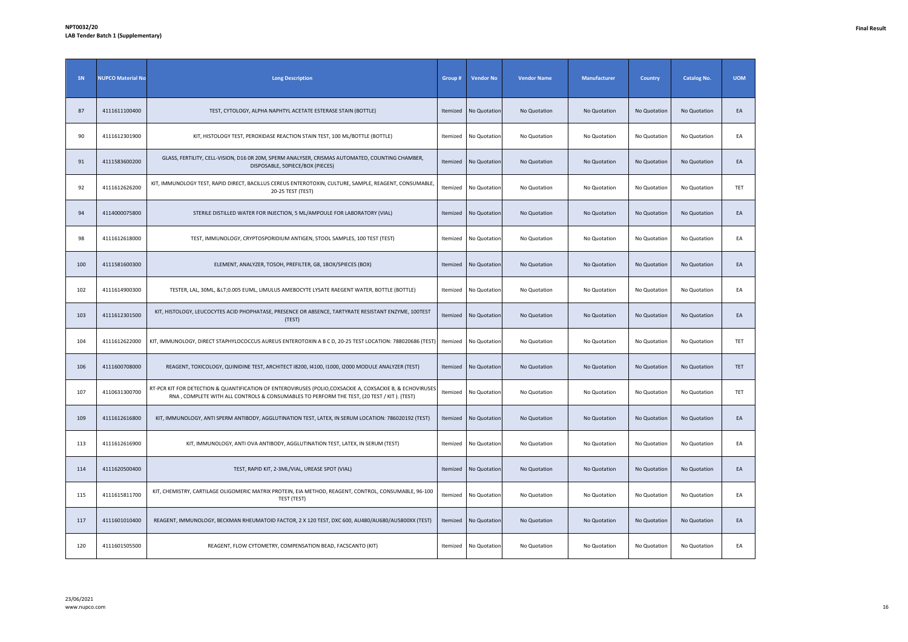**NPT0032/20**
**LAB Tender Batch 1 (Supplementary)**

**Final Result**

| SN | NUPCO Material No | Long Description | Group # | Vendor No | Vendor Name | Manufacturer | Country | Catalog No. | UOM |
|---|---|---|---|---|---|---|---|---|---|
| 87 | 4111611100400 | TEST, CYTOLOGY, ALPHA NAPHTYL ACETATE ESTERASE STAIN (BOTTLE) | Itemized | No Quotation | No Quotation | No Quotation | No Quotation | No Quotation | EA |
| 90 | 4111612301900 | KIT, HISTOLOGY TEST, PEROXIDASE REACTION STAIN TEST, 100 ML/BOTTLE (BOTTLE) | Itemized | No Quotation | No Quotation | No Quotation | No Quotation | No Quotation | EA |
| 91 | 4111583600200 | GLASS, FERTILITY, CELL-VISION, D16 0R 20M, SPERM ANALYSER, CRISMAS AUTOMATED, COUNTING CHAMBER, DISPOSABLE, 50PIECE/BOX (PIECES) | Itemized | No Quotation | No Quotation | No Quotation | No Quotation | No Quotation | EA |
| 92 | 4111612626200 | KIT, IMMUNOLOGY TEST, RAPID DIRECT, BACILLUS CEREUS ENTEROTOXIN, CULTURE, SAMPLE, REAGENT, CONSUMABLE, 20-25 TEST (TEST) | Itemized | No Quotation | No Quotation | No Quotation | No Quotation | No Quotation | TET |
| 94 | 4114000075800 | STERILE DISTILLED WATER FOR INJECTION, 5 ML/AMPOULE FOR LABORATORY (VIAL) | Itemized | No Quotation | No Quotation | No Quotation | No Quotation | No Quotation | EA |
| 98 | 4111612618000 | TEST, IMMUNOLOGY, CRYPTOSPORIDIUM ANTIGEN, STOOL SAMPLES, 100 TEST (TEST) | Itemized | No Quotation | No Quotation | No Quotation | No Quotation | No Quotation | EA |
| 100 | 4111581600300 | ELEMENT, ANALYZER, TOSOH, PREFILTER, G8, 1BOX/5PIECES (BOX) | Itemized | No Quotation | No Quotation | No Quotation | No Quotation | No Quotation | EA |
| 102 | 4111614900300 | TESTER, LAL, 30ML, &LT;0.005 EUML, LIMULUS AMEBOCYTE LYSATE RAEGENT WATER, BOTTLE (BOTTLE) | Itemized | No Quotation | No Quotation | No Quotation | No Quotation | No Quotation | EA |
| 103 | 4111612301500 | KIT, HISTOLOGY, LEUCOCYTES ACID PHOPHATASE, PRESENCE OR ABSENCE, TARTYRATE RESISTANT ENZYME, 100TEST (TEST) | Itemized | No Quotation | No Quotation | No Quotation | No Quotation | No Quotation | EA |
| 104 | 4111612622000 | KIT, IMMUNOLOGY, DIRECT STAPHYLOCOCCUS AUREUS ENTEROTOXIN A B C D, 20-25 TEST LOCATION: 788020686 (TEST) | Itemized | No Quotation | No Quotation | No Quotation | No Quotation | No Quotation | TET |
| 106 | 4111600708000 | REAGENT, TOXICOLOGY, QUINIDINE TEST, ARCHITECT I8200, I4100, I1000, I2000 MODULE ANALYZER (TEST) | Itemized | No Quotation | No Quotation | No Quotation | No Quotation | No Quotation | TET |
| 107 | 4110631300700 | RT-PCR KIT FOR DETECTION & QUANTIFICATION OF ENTEROVIRUSES (POLIO,COXSACKIE A, COXSACKIE B, & ECHOVIRUSES RNA , COMPLETE WITH ALL CONTROLS & CONSUMABLES TO PERFORM THE TEST, (20 TEST / KIT ). (TEST) | Itemized | No Quotation | No Quotation | No Quotation | No Quotation | No Quotation | TET |
| 109 | 4111612616800 | KIT, IMMUNOLOGY, ANTI SPERM ANTIBODY, AGGLUTINATION TEST, LATEX, IN SERUM LOCATION: 786020192 (TEST) | Itemized | No Quotation | No Quotation | No Quotation | No Quotation | No Quotation | EA |
| 113 | 4111612616900 | KIT, IMMUNOLOGY, ANTI OVA ANTIBODY, AGGLUTINATION TEST, LATEX, IN SERUM (TEST) | Itemized | No Quotation | No Quotation | No Quotation | No Quotation | No Quotation | EA |
| 114 | 4111620500400 | TEST, RAPID KIT, 2-3ML/VIAL, UREASE SPOT (VIAL) | Itemized | No Quotation | No Quotation | No Quotation | No Quotation | No Quotation | EA |
| 115 | 4111615811700 | KIT, CHEMISTRY, CARTILAGE OLIGOMERIC MATRIX PROTEIN, EIA METHOD, REAGENT, CONTROL, CONSUMABLE, 96-100 TEST (TEST) | Itemized | No Quotation | No Quotation | No Quotation | No Quotation | No Quotation | EA |
| 117 | 4111601010400 | REAGENT, IMMUNOLOGY, BECKMAN RHEUMATOID FACTOR, 2 X 120 TEST, DXC 600, AU480/AU680/AU5800XX (TEST) | Itemized | No Quotation | No Quotation | No Quotation | No Quotation | No Quotation | EA |
| 120 | 4111601505500 | REAGENT, FLOW CYTOMETRY, COMPENSATION BEAD, FACSCANTO (KIT) | Itemized | No Quotation | No Quotation | No Quotation | No Quotation | No Quotation | EA |

23/06/2021
www.nupco.com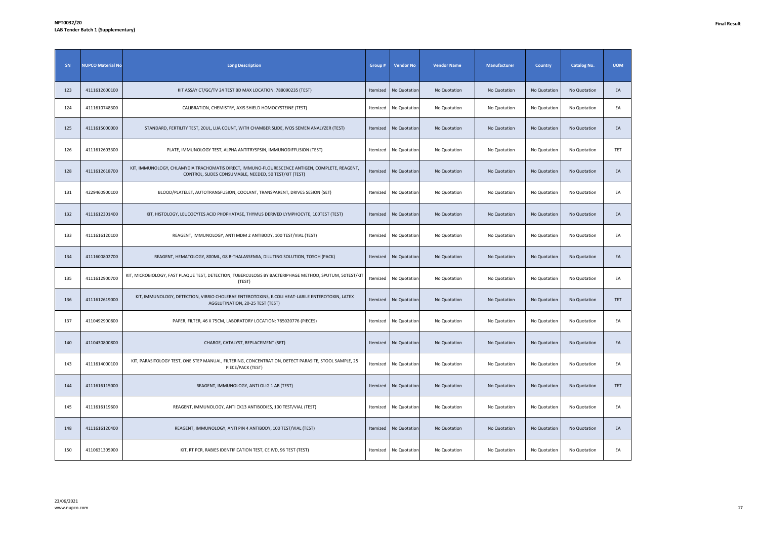**NPT0032/20**
**LAB Tender Batch 1 (Supplementary)**

**Final Result**

| SN | NUPCO Material No | Long Description | Group # | Vendor No | Vendor Name | Manufacturer | Country | Catalog No. | UOM |
|---|---|---|---|---|---|---|---|---|---|
| 123 | 4111612600100 | KIT ASSAY CT/GC/TV 24 TEST BD MAX LOCATION: 788090235 (TEST) | Itemized | No Quotation | No Quotation | No Quotation | No Quotation | No Quotation | EA |
| 124 | 4111610748300 | CALIBRATION, CHEMISTRY, AXIS SHIELD HOMOCYSTEINE (TEST) | Itemized | No Quotation | No Quotation | No Quotation | No Quotation | No Quotation | EA |
| 125 | 4111615000000 | STANDARD, FERTILITY TEST, 20UL, LIJA COUNT, WITH CHAMBER SLIDE, IVOS SEMEN ANALYZER (TEST) | Itemized | No Quotation | No Quotation | No Quotation | No Quotation | No Quotation | EA |
| 126 | 4111612603300 | PLATE, IMMUNOLOGY TEST, ALPHA ANTITRYSPSIN, IMMUNODIFFUSION (TEST) | Itemized | No Quotation | No Quotation | No Quotation | No Quotation | No Quotation | TET |
| 128 | 4111612618700 | KIT, IMMUNOLOGY, CHLAMYDIA TRACHOMATIS DIRECT, IMMUNO-FLOURESCENCE ANTIGEN, COMPLETE, REAGENT, CONTROL, SLIDES CONSUMABLE, NEEDED, 50 TEST/KIT (TEST) | Itemized | No Quotation | No Quotation | No Quotation | No Quotation | No Quotation | EA |
| 131 | 4229460900100 | BLOOD/PLATELET, AUTOTRANSFUSION, COOLANT, TRANSPARENT, DRIVES SESION (SET) | Itemized | No Quotation | No Quotation | No Quotation | No Quotation | No Quotation | EA |
| 132 | 4111612301400 | KIT, HISTOLOGY, LEUCOCYTES ACID PHOPHATASE, THYMUS DERIVED LYMPHOCYTE, 100TEST (TEST) | Itemized | No Quotation | No Quotation | No Quotation | No Quotation | No Quotation | EA |
| 133 | 4111616120100 | REAGENT, IMMUNOLOGY, ANTI MDM 2 ANTIBODY, 100 TEST/VIAL (TEST) | Itemized | No Quotation | No Quotation | No Quotation | No Quotation | No Quotation | EA |
| 134 | 4111600802700 | REAGENT, HEMATOLOGY, 800ML, G8 B-THALASSEMIA, DILUTING SOLUTION, TOSOH (PACK) | Itemized | No Quotation | No Quotation | No Quotation | No Quotation | No Quotation | EA |
| 135 | 4111612900700 | KIT, MICROBIOLOGY, FAST PLAQUE TEST, DETECTION, TUBERCULOSIS BY BACTERIPHAGE METHOD, SPUTUM, 50TEST/KIT (TEST) | Itemized | No Quotation | No Quotation | No Quotation | No Quotation | No Quotation | EA |
| 136 | 4111612619000 | KIT, IMMUNOLOGY, DETECTION, VIBRIO CHOLERAE ENTEROTOXINS, E.COLI HEAT-LABILE ENTEROTOXIN, LATEX AGGLUTINATION, 20-25 TEST (TEST) | Itemized | No Quotation | No Quotation | No Quotation | No Quotation | No Quotation | TET |
| 137 | 4110492900800 | PAPER, FILTER, 46 X 75CM, LABORATORY LOCATION: 785020776 (PIECES) | Itemized | No Quotation | No Quotation | No Quotation | No Quotation | No Quotation | EA |
| 140 | 4110430800800 | CHARGE, CATALYST, REPLACEMENT (SET) | Itemized | No Quotation | No Quotation | No Quotation | No Quotation | No Quotation | EA |
| 143 | 4111614000100 | KIT, PARASITOLOGY TEST, ONE STEP MANUAL, FILTERING, CONCENTRATION, DETECT PARASITE, STOOL SAMPLE, 25 PIECE/PACK (TEST) | Itemized | No Quotation | No Quotation | No Quotation | No Quotation | No Quotation | EA |
| 144 | 4111616115000 | REAGENT, IMMUNOLOGY, ANTI OLIG 1 AB (TEST) | Itemized | No Quotation | No Quotation | No Quotation | No Quotation | No Quotation | TET |
| 145 | 4111616119600 | REAGENT, IMMUNOLOGY, ANTI CK13 ANTIBODIES, 100 TEST/VIAL (TEST) | Itemized | No Quotation | No Quotation | No Quotation | No Quotation | No Quotation | EA |
| 148 | 4111616120400 | REAGENT, IMMUNOLOGY, ANTI PIN 4 ANTIBODY, 100 TEST/VIAL (TEST) | Itemized | No Quotation | No Quotation | No Quotation | No Quotation | No Quotation | EA |
| 150 | 4110631305900 | KIT, RT PCR, RABIES IDENTIFICATION TEST, CE IVD, 96 TEST (TEST) | Itemized | No Quotation | No Quotation | No Quotation | No Quotation | No Quotation | EA |

23/06/2021
www.nupco.com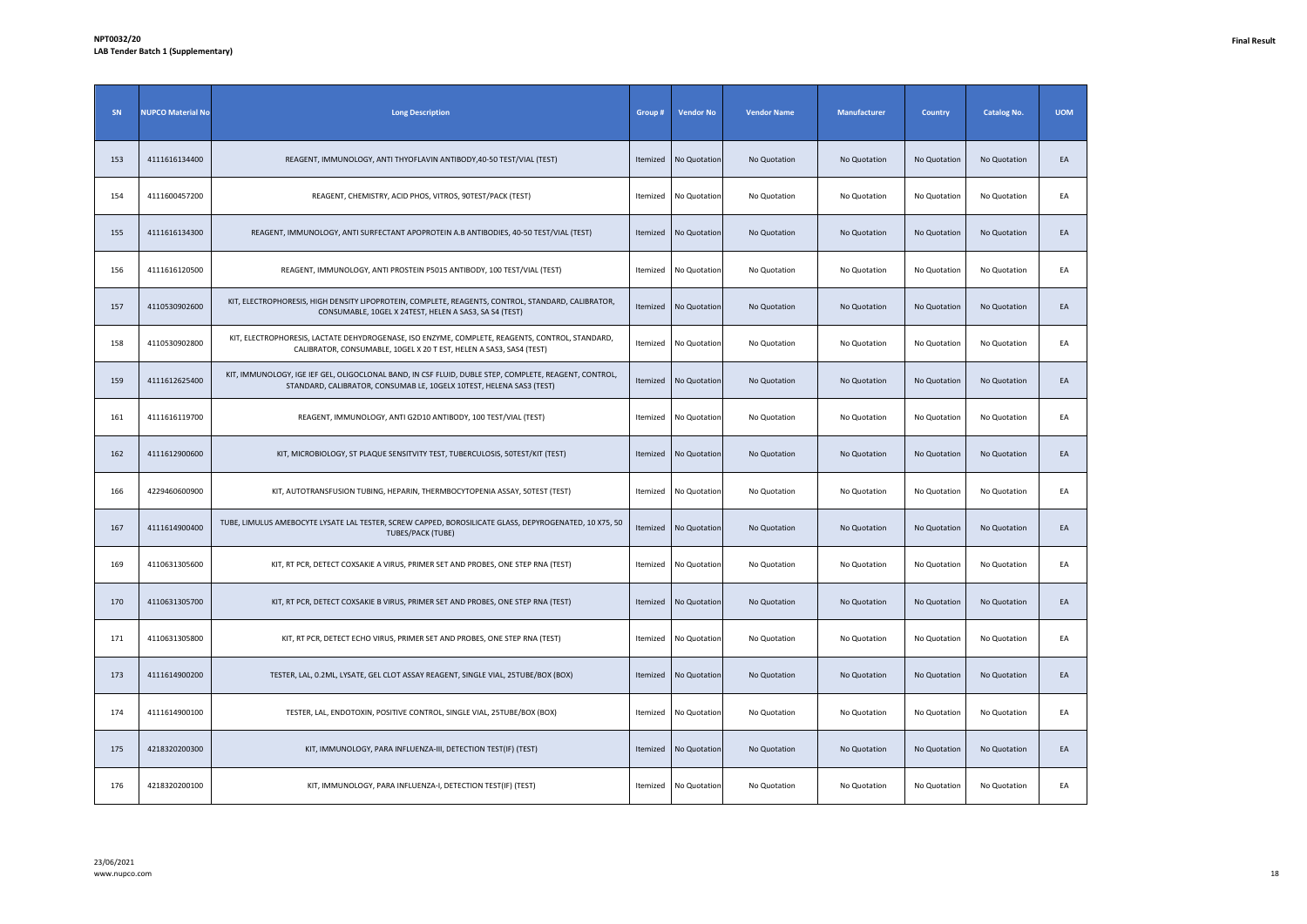**NPT0032/20**
**LAB Tender Batch 1 (Supplementary)**

**Final Result**

| SN | NUPCO Material No | Long Description | Group # | Vendor No | Vendor Name | Manufacturer | Country | Catalog No. | UOM |
|---|---|---|---|---|---|---|---|---|---|
| 153 | 4111616134400 | REAGENT, IMMUNOLOGY, ANTI THYOFLAVIN ANTIBODY,40-50 TEST/VIAL (TEST) | Itemized | No Quotation | No Quotation | No Quotation | No Quotation | No Quotation | EA |
| 154 | 4111600457200 | REAGENT, CHEMISTRY, ACID PHOS, VITROS, 90TEST/PACK (TEST) | Itemized | No Quotation | No Quotation | No Quotation | No Quotation | No Quotation | EA |
| 155 | 4111616134300 | REAGENT, IMMUNOLOGY, ANTI SURFECTANT APOPROTEIN A.B ANTIBODIES, 40-50 TEST/VIAL (TEST) | Itemized | No Quotation | No Quotation | No Quotation | No Quotation | No Quotation | EA |
| 156 | 4111616120500 | REAGENT, IMMUNOLOGY, ANTI PROSTEIN P5015 ANTIBODY, 100 TEST/VIAL (TEST) | Itemized | No Quotation | No Quotation | No Quotation | No Quotation | No Quotation | EA |
| 157 | 4110530902600 | KIT, ELECTROPHORESIS, HIGH DENSITY LIPOPROTEIN, COMPLETE, REAGENTS, CONTROL, STANDARD, CALIBRATOR, CONSUMABLE, 10GEL X 24TEST, HELEN A SAS3, SA S4 (TEST) | Itemized | No Quotation | No Quotation | No Quotation | No Quotation | No Quotation | EA |
| 158 | 4110530902800 | KIT, ELECTROPHORESIS, LACTATE DEHYDROGENASE, ISO ENZYME, COMPLETE, REAGENTS, CONTROL, STANDARD, CALIBRATOR, CONSUMABLE, 10GEL X 20 T EST, HELEN A SAS3, SAS4 (TEST) | Itemized | No Quotation | No Quotation | No Quotation | No Quotation | No Quotation | EA |
| 159 | 4111612625400 | KIT, IMMUNOLOGY, IGE IEF GEL, OLIGOCLONAL BAND, IN CSF FLUID, DUBLE STEP, COMPLETE, REAGENT, CONTROL, STANDARD, CALIBRATOR, CONSUMAB LE, 10GELX 10TEST, HELENA SAS3 (TEST) | Itemized | No Quotation | No Quotation | No Quotation | No Quotation | No Quotation | EA |
| 161 | 4111616119700 | REAGENT, IMMUNOLOGY, ANTI G2D10 ANTIBODY, 100 TEST/VIAL (TEST) | Itemized | No Quotation | No Quotation | No Quotation | No Quotation | No Quotation | EA |
| 162 | 4111612900600 | KIT, MICROBIOLOGY, ST PLAQUE SENSITVITY TEST, TUBERCULOSIS, 50TEST/KIT (TEST) | Itemized | No Quotation | No Quotation | No Quotation | No Quotation | No Quotation | EA |
| 166 | 4229460600900 | KIT, AUTOTRANSFUSION TUBING, HEPARIN, THERMBOCYTOPENIA ASSAY, 50TEST (TEST) | Itemized | No Quotation | No Quotation | No Quotation | No Quotation | No Quotation | EA |
| 167 | 4111614900400 | TUBE, LIMULUS AMEBOCYTE LYSATE LAL TESTER, SCREW CAPPED, BOROSILICATE GLASS, DEPYROGENATED, 10 X75, 50 TUBES/PACK (TUBE) | Itemized | No Quotation | No Quotation | No Quotation | No Quotation | No Quotation | EA |
| 169 | 4110631305600 | KIT, RT PCR, DETECT COXSAKIE A VIRUS, PRIMER SET AND PROBES, ONE STEP RNA (TEST) | Itemized | No Quotation | No Quotation | No Quotation | No Quotation | No Quotation | EA |
| 170 | 4110631305700 | KIT, RT PCR, DETECT COXSAKIE B VIRUS, PRIMER SET AND PROBES, ONE STEP RNA (TEST) | Itemized | No Quotation | No Quotation | No Quotation | No Quotation | No Quotation | EA |
| 171 | 4110631305800 | KIT, RT PCR, DETECT ECHO VIRUS, PRIMER SET AND PROBES, ONE STEP RNA (TEST) | Itemized | No Quotation | No Quotation | No Quotation | No Quotation | No Quotation | EA |
| 173 | 4111614900200 | TESTER, LAL, 0.2ML, LYSATE, GEL CLOT ASSAY REAGENT, SINGLE VIAL, 25TUBE/BOX (BOX) | Itemized | No Quotation | No Quotation | No Quotation | No Quotation | No Quotation | EA |
| 174 | 4111614900100 | TESTER, LAL, ENDOTOXIN, POSITIVE CONTROL, SINGLE VIAL, 25TUBE/BOX (BOX) | Itemized | No Quotation | No Quotation | No Quotation | No Quotation | No Quotation | EA |
| 175 | 4218320200300 | KIT, IMMUNOLOGY, PARA INFLUENZA-III, DETECTION TEST(IF) (TEST) | Itemized | No Quotation | No Quotation | No Quotation | No Quotation | No Quotation | EA |
| 176 | 4218320200100 | KIT, IMMUNOLOGY, PARA INFLUENZA-I, DETECTION TEST(IF) (TEST) | Itemized | No Quotation | No Quotation | No Quotation | No Quotation | No Quotation | EA |

23/06/2021
www.nupco.com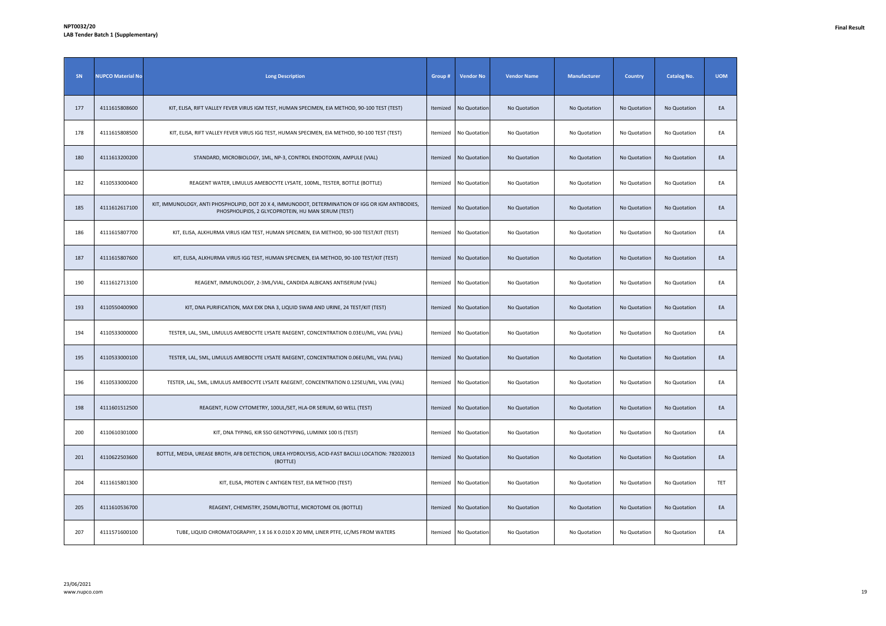| SN | NUPCO Material No | Long Description | Group # | Vendor No | Vendor Name | Manufacturer | Country | Catalog No. | UOM |
|---|---|---|---|---|---|---|---|---|---|
| 177 | 4111615808600 | KIT, ELISA, RIFT VALLEY FEVER VIRUS IGM TEST, HUMAN SPECIMEN, EIA METHOD, 90-100 TEST (TEST) | Itemized | No Quotation | No Quotation | No Quotation | No Quotation | No Quotation | EA |
| 178 | 4111615808500 | KIT, ELISA, RIFT VALLEY FEVER VIRUS IGG TEST, HUMAN SPECIMEN, EIA METHOD, 90-100 TEST (TEST) | Itemized | No Quotation | No Quotation | No Quotation | No Quotation | No Quotation | EA |
| 180 | 4111613200200 | STANDARD, MICROBIOLOGY, 1ML, NP-3, CONTROL ENDOTOXIN, AMPULE (VIAL) | Itemized | No Quotation | No Quotation | No Quotation | No Quotation | No Quotation | EA |
| 182 | 4110533000400 | REAGENT WATER, LIMULUS AMEBOCYTE LYSATE, 100ML, TESTER, BOTTLE (BOTTLE) | Itemized | No Quotation | No Quotation | No Quotation | No Quotation | No Quotation | EA |
| 185 | 4111612617100 | KIT, IMMUNOLOGY, ANTI PHOSPHOLIPID, DOT 20 X 4, IMMUNODOT, DETERMINATION OF IGG OR IGM ANTIBODIES, PHOSPHOLIPIDS, 2 GLYCOPROTEIN, HU MAN SERUM (TEST) | Itemized | No Quotation | No Quotation | No Quotation | No Quotation | No Quotation | EA |
| 186 | 4111615807700 | KIT, ELISA, ALKHURMA VIRUS IGM TEST, HUMAN SPECIMEN, EIA METHOD, 90-100 TEST/KIT (TEST) | Itemized | No Quotation | No Quotation | No Quotation | No Quotation | No Quotation | EA |
| 187 | 4111615807600 | KIT, ELISA, ALKHURMA VIRUS IGG TEST, HUMAN SPECIMEN, EIA METHOD, 90-100 TEST/KIT (TEST) | Itemized | No Quotation | No Quotation | No Quotation | No Quotation | No Quotation | EA |
| 190 | 4111612713100 | REAGENT, IMMUNOLOGY, 2-3ML/VIAL, CANDIDA ALBICANS ANTISERUM (VIAL) | Itemized | No Quotation | No Quotation | No Quotation | No Quotation | No Quotation | EA |
| 193 | 4110550400900 | KIT, DNA PURIFICATION, MAX EXK DNA 3, LIQUID SWAB AND URINE, 24 TEST/KIT (TEST) | Itemized | No Quotation | No Quotation | No Quotation | No Quotation | No Quotation | EA |
| 194 | 4110533000000 | TESTER, LAL, 5ML, LIMULUS AMEBOCYTE LYSATE RAEGENT, CONCENTRATION 0.03EU/ML, VIAL (VIAL) | Itemized | No Quotation | No Quotation | No Quotation | No Quotation | No Quotation | EA |
| 195 | 4110533000100 | TESTER, LAL, 5ML, LIMULUS AMEBOCYTE LYSATE RAEGENT, CONCENTRATION 0.06EU/ML, VIAL (VIAL) | Itemized | No Quotation | No Quotation | No Quotation | No Quotation | No Quotation | EA |
| 196 | 4110533000200 | TESTER, LAL, 5ML, LIMULUS AMEBOCYTE LYSATE RAEGENT, CONCENTRATION 0.125EU/ML, VIAL (VIAL) | Itemized | No Quotation | No Quotation | No Quotation | No Quotation | No Quotation | EA |
| 198 | 4111601512500 | REAGENT, FLOW CYTOMETRY, 100UL/SET, HLA-DR SERUM, 60 WELL (TEST) | Itemized | No Quotation | No Quotation | No Quotation | No Quotation | No Quotation | EA |
| 200 | 4110610301000 | KIT, DNA TYPING, KIR SSO GENOTYPING, LUMINIX 100 IS (TEST) | Itemized | No Quotation | No Quotation | No Quotation | No Quotation | No Quotation | EA |
| 201 | 4110622503600 | BOTTLE, MEDIA, UREASE BROTH, AFB DETECTION, UREA HYDROLYSIS, ACID-FAST BACILLI LOCATION: 782020013 (BOTTLE) | Itemized | No Quotation | No Quotation | No Quotation | No Quotation | No Quotation | EA |
| 204 | 4111615801300 | KIT, ELISA, PROTEIN C ANTIGEN TEST, EIA METHOD (TEST) | Itemized | No Quotation | No Quotation | No Quotation | No Quotation | No Quotation | TET |
| 205 | 4111610536700 | REAGENT, CHEMISTRY, 250ML/BOTTLE, MICROTOME OIL (BOTTLE) | Itemized | No Quotation | No Quotation | No Quotation | No Quotation | No Quotation | EA |
| 207 | 4111571600100 | TUBE, LIQUID CHROMATOGRAPHY, 1 X 16 X 0.010 X 20 MM, LINER PTFE, LC/MS FROM WATERS | Itemized | No Quotation | No Quotation | No Quotation | No Quotation | No Quotation | EA |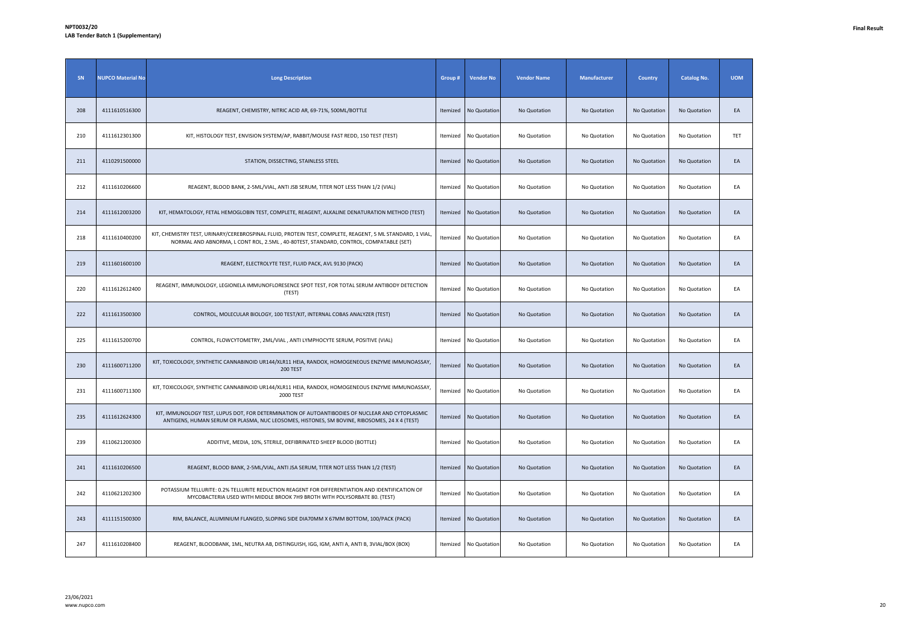| SN | NUPCO Material No | Long Description | Group # | Vendor No | Vendor Name | Manufacturer | Country | Catalog No. | UOM |
|---|---|---|---|---|---|---|---|---|---|
| 208 | 4111610516300 | REAGENT, CHEMISTRY, NITRIC ACID AR, 69-71%, 500ML/BOTTLE | Itemized | No Quotation | No Quotation | No Quotation | No Quotation | No Quotation | EA |
| 210 | 4111612301300 | KIT, HISTOLOGY TEST, ENVISION SYSTEM/AP, RABBIT/MOUSE FAST REDD, 150 TEST (TEST) | Itemized | No Quotation | No Quotation | No Quotation | No Quotation | No Quotation | TET |
| 211 | 4110291500000 | STATION, DISSECTING, STAINLESS STEEL | Itemized | No Quotation | No Quotation | No Quotation | No Quotation | No Quotation | EA |
| 212 | 4111610206600 | REAGENT, BLOOD BANK, 2-5ML/VIAL, ANTI JSB SERUM, TITER NOT LESS THAN 1/2 (VIAL) | Itemized | No Quotation | No Quotation | No Quotation | No Quotation | No Quotation | EA |
| 214 | 4111612003200 | KIT, HEMATOLOGY, FETAL HEMOGLOBIN TEST, COMPLETE, REAGENT, ALKALINE DENATURATION METHOD (TEST) | Itemized | No Quotation | No Quotation | No Quotation | No Quotation | No Quotation | EA |
| 218 | 4111610400200 | KIT, CHEMISTRY TEST, URINARY/CEREBROSPINAL FLUID, PROTEIN TEST, COMPLETE, REAGENT, 5 ML STANDARD, 1 VIAL, NORMAL AND ABNORMA, L CONT ROL, 2.5ML , 40-80TEST, STANDARD, CONTROL, COMPATABLE (SET) | Itemized | No Quotation | No Quotation | No Quotation | No Quotation | No Quotation | EA |
| 219 | 4111601600100 | REAGENT, ELECTROLYTE TEST, FLUID PACK, AVL 9130 (PACK) | Itemized | No Quotation | No Quotation | No Quotation | No Quotation | No Quotation | EA |
| 220 | 4111612612400 | REAGENT, IMMUNOLOGY, LEGIONELA IMMUNOFLORESENCE SPOT TEST, FOR TOTAL SERUM ANTIBODY DETECTION (TEST) | Itemized | No Quotation | No Quotation | No Quotation | No Quotation | No Quotation | EA |
| 222 | 4111613500300 | CONTROL, MOLECULAR BIOLOGY, 100 TEST/KIT, INTERNAL COBAS ANALYZER (TEST) | Itemized | No Quotation | No Quotation | No Quotation | No Quotation | No Quotation | EA |
| 225 | 4111615200700 | CONTROL, FLOWCYTOMETRY, 2ML/VIAL , ANTI LYMPHOCYTE SERUM, POSITIVE (VIAL) | Itemized | No Quotation | No Quotation | No Quotation | No Quotation | No Quotation | EA |
| 230 | 4111600711200 | KIT, TOXICOLOGY, SYNTHETIC CANNABINOID UR144/XLR11 HEIA, RANDOX, HOMOGENEOUS ENZYME IMMUNOASSAY, 200 TEST | Itemized | No Quotation | No Quotation | No Quotation | No Quotation | No Quotation | EA |
| 231 | 4111600711300 | KIT, TOXICOLOGY, SYNTHETIC CANNABINOID UR144/XLR11 HEIA, RANDOX, HOMOGENEOUS ENZYME IMMUNOASSAY, 2000 TEST | Itemized | No Quotation | No Quotation | No Quotation | No Quotation | No Quotation | EA |
| 235 | 4111612624300 | KIT, IMMUNOLOGY TEST, LUPUS DOT, FOR DETERMINATION OF AUTOANTIBODIES OF NUCLEAR AND CYTOPLASMIC ANTIGENS, HUMAN SERUM OR PLASMA, NUC LEOSOMES, HISTONES, SM BOVINE, RIBOSOMES, 24 X 4 (TEST) | Itemized | No Quotation | No Quotation | No Quotation | No Quotation | No Quotation | EA |
| 239 | 4110621200300 | ADDITIVE, MEDIA, 10%, STERILE, DEFIBRINATED SHEEP BLOOD (BOTTLE) | Itemized | No Quotation | No Quotation | No Quotation | No Quotation | No Quotation | EA |
| 241 | 4111610206500 | REAGENT, BLOOD BANK, 2-5ML/VIAL, ANTI JSA SERUM, TITER NOT LESS THAN 1/2 (TEST) | Itemized | No Quotation | No Quotation | No Quotation | No Quotation | No Quotation | EA |
| 242 | 4110621202300 | POTASSIUM TELLURITE: 0.2% TELLURITE REDUCTION REAGENT FOR DIFFERENTIATION AND IDENTIFICATION OF MYCOBACTERIA USED WITH MIDDLE BROOK 7H9 BROTH WITH POLYSORBATE 80. (TEST) | Itemized | No Quotation | No Quotation | No Quotation | No Quotation | No Quotation | EA |
| 243 | 4111151500300 | RIM, BALANCE, ALUMINIUM FLANGED, SLOPING SIDE DIA70MM X 67MM BOTTOM, 100/PACK (PACK) | Itemized | No Quotation | No Quotation | No Quotation | No Quotation | No Quotation | EA |
| 247 | 4111610208400 | REAGENT, BLOODBANK, 1ML, NEUTRA AB, DISTINGUISH, IGG, IGM, ANTI A, ANTI B, 3VIAL/BOX (BOX) | Itemized | No Quotation | No Quotation | No Quotation | No Quotation | No Quotation | EA |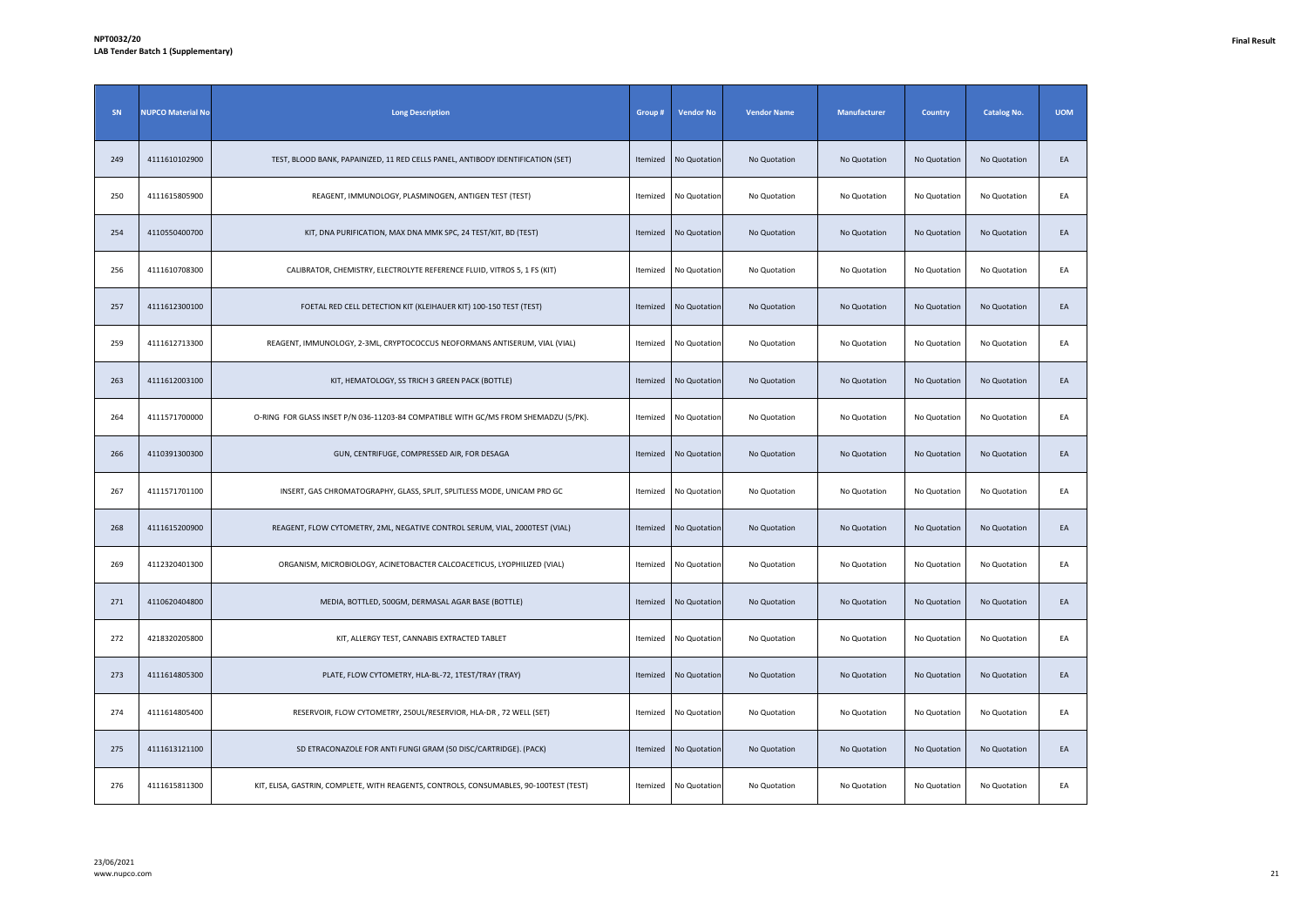**NPT0032/20**
**LAB Tender Batch 1 (Supplementary)**

**Final Result**

| SN | NUPCO Material No | Long Description | Group # | Vendor No | Vendor Name | Manufacturer | Country | Catalog No. | UOM |
|---|---|---|---|---|---|---|---|---|---|
| 249 | 4111610102900 | TEST, BLOOD BANK, PAPAINIZED, 11 RED CELLS PANEL, ANTIBODY IDENTIFICATION (SET) | Itemized | No Quotation | No Quotation | No Quotation | No Quotation | No Quotation | EA |
| 250 | 4111615805900 | REAGENT, IMMUNOLOGY, PLASMINOGEN, ANTIGEN TEST (TEST) | Itemized | No Quotation | No Quotation | No Quotation | No Quotation | No Quotation | EA |
| 254 | 4110550400700 | KIT, DNA PURIFICATION, MAX DNA MMK SPC, 24 TEST/KIT, BD (TEST) | Itemized | No Quotation | No Quotation | No Quotation | No Quotation | No Quotation | EA |
| 256 | 4111610708300 | CALIBRATOR, CHEMISTRY, ELECTROLYTE REFERENCE FLUID, VITROS 5, 1 FS (KIT) | Itemized | No Quotation | No Quotation | No Quotation | No Quotation | No Quotation | EA |
| 257 | 4111612300100 | FOETAL RED CELL DETECTION KIT (KLEIHAUER KIT) 100-150 TEST (TEST) | Itemized | No Quotation | No Quotation | No Quotation | No Quotation | No Quotation | EA |
| 259 | 4111612713300 | REAGENT, IMMUNOLOGY, 2-3ML, CRYPTOCOCCUS NEOFORMANS ANTISERUM, VIAL (VIAL) | Itemized | No Quotation | No Quotation | No Quotation | No Quotation | No Quotation | EA |
| 263 | 4111612003100 | KIT, HEMATOLOGY, SS TRICH 3 GREEN PACK (BOTTLE) | Itemized | No Quotation | No Quotation | No Quotation | No Quotation | No Quotation | EA |
| 264 | 4111571700000 | O-RING FOR GLASS INSET P/N 036-11203-84 COMPATIBLE WITH GC/MS FROM SHEMADZU (5/PK). | Itemized | No Quotation | No Quotation | No Quotation | No Quotation | No Quotation | EA |
| 266 | 4110391300300 | GUN, CENTRIFUGE, COMPRESSED AIR, FOR DESAGA | Itemized | No Quotation | No Quotation | No Quotation | No Quotation | No Quotation | EA |
| 267 | 4111571701100 | INSERT, GAS CHROMATOGRAPHY, GLASS, SPLIT, SPLITLESS MODE, UNICAM PRO GC | Itemized | No Quotation | No Quotation | No Quotation | No Quotation | No Quotation | EA |
| 268 | 4111615200900 | REAGENT, FLOW CYTOMETRY, 2ML, NEGATIVE CONTROL SERUM, VIAL, 2000TEST (VIAL) | Itemized | No Quotation | No Quotation | No Quotation | No Quotation | No Quotation | EA |
| 269 | 4112320401300 | ORGANISM, MICROBIOLOGY, ACINETOBACTER CALCOACETICUS, LYOPHILIZED (VIAL) | Itemized | No Quotation | No Quotation | No Quotation | No Quotation | No Quotation | EA |
| 271 | 4110620404800 | MEDIA, BOTTLED, 500GM, DERMASAL AGAR BASE (BOTTLE) | Itemized | No Quotation | No Quotation | No Quotation | No Quotation | No Quotation | EA |
| 272 | 4218320205800 | KIT, ALLERGY TEST, CANNABIS EXTRACTED TABLET | Itemized | No Quotation | No Quotation | No Quotation | No Quotation | No Quotation | EA |
| 273 | 4111614805300 | PLATE, FLOW CYTOMETRY, HLA-BL-72, 1TEST/TRAY (TRAY) | Itemized | No Quotation | No Quotation | No Quotation | No Quotation | No Quotation | EA |
| 274 | 4111614805400 | RESERVOIR, FLOW CYTOMETRY, 250UL/RESERVIOR, HLA-DR , 72 WELL (SET) | Itemized | No Quotation | No Quotation | No Quotation | No Quotation | No Quotation | EA |
| 275 | 4111613121100 | SD ETRACONAZOLE FOR ANTI FUNGI GRAM (50 DISC/CARTRIDGE). (PACK) | Itemized | No Quotation | No Quotation | No Quotation | No Quotation | No Quotation | EA |
| 276 | 4111615811300 | KIT, ELISA, GASTRIN, COMPLETE, WITH REAGENTS, CONTROLS, CONSUMABLES, 90-100TEST (TEST) | Itemized | No Quotation | No Quotation | No Quotation | No Quotation | No Quotation | EA |

23/06/2021
www.nupco.com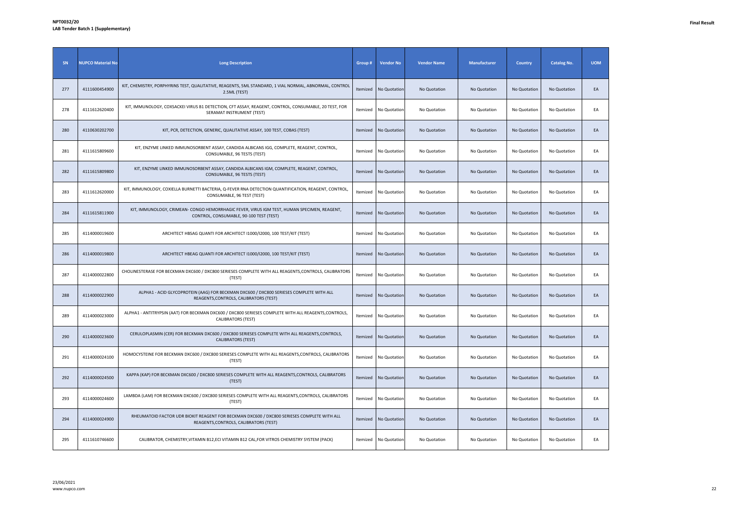**NPT0032/20**
**LAB Tender Batch 1 (Supplementary)**

**Final Result**

| SN | NUPCO Material No | Long Description | Group # | Vendor No | Vendor Name | Manufacturer | Country | Catalog No. | UOM |
|---|---|---|---|---|---|---|---|---|---|
| 277 | 4111600454900 | KIT, CHEMISTRY, PORPHYRINS TEST, QUALITATIVE, REAGENTS, 5ML STANDARD, 1 VIAL NORMAL, ABNORMAL, CONTROL 2.5ML (TEST) | Itemized | No Quotation | No Quotation | No Quotation | No Quotation | No Quotation | EA |
| 278 | 4111612620400 | KIT, IMMUNOLOGY, COXSACKEI VIRUS B1 DETECTION, CFT ASSAY, REAGENT, CONTROL, CONSUMABLE, 20 TEST, FOR SERAMAT INSTRUMENT (TEST) | Itemized | No Quotation | No Quotation | No Quotation | No Quotation | No Quotation | EA |
| 280 | 4110630202700 | KIT, PCR, DETECTION, GENERIC, QUALITATIVE ASSAY, 100 TEST, COBAS (TEST) | Itemized | No Quotation | No Quotation | No Quotation | No Quotation | No Quotation | EA |
| 281 | 4111615809600 | KIT, ENZYME LINKED IMMUNOSORBENT ASSAY, CANDIDA ALBICANS IGG, COMPLETE, REAGENT, CONTROL, CONSUMABLE, 96 TESTS (TEST) | Itemized | No Quotation | No Quotation | No Quotation | No Quotation | No Quotation | EA |
| 282 | 4111615809800 | KIT, ENZYME LINKED IMMUNOSORBENT ASSAY, CANDIDA ALBICANS IGM, COMPLETE, REAGENT, CONTROL, CONSUMABLE, 96 TESTS (TEST) | Itemized | No Quotation | No Quotation | No Quotation | No Quotation | No Quotation | EA |
| 283 | 4111612620000 | KIT, IMMUNOLOGY, COXIELLA BURNETTI BACTERIA, Q-FEVER RNA DETECTION QUANTIFICATION, REAGENT, CONTROL, CONSUMABLE, 96 TEST (TEST) | Itemized | No Quotation | No Quotation | No Quotation | No Quotation | No Quotation | EA |
| 284 | 4111615811900 | KIT, IMMUNOLOGY, CRIMEAN- CONGO HEMORRHAGIC FEVER, VIRUS IGM TEST, HUMAN SPECIMEN, REAGENT, CONTROL, CONSUMABLE, 90-100 TEST (TEST) | Itemized | No Quotation | No Quotation | No Quotation | No Quotation | No Quotation | EA |
| 285 | 4114000019600 | ARCHITECT HBSAG QUANTI FOR ARCHITECT I1000/I2000, 100 TEST/KIT (TEST) | Itemized | No Quotation | No Quotation | No Quotation | No Quotation | No Quotation | EA |
| 286 | 4114000019800 | ARCHITECT HBEAG QUANTI FOR ARCHITECT I1000/I2000, 100 TEST/KIT (TEST) | Itemized | No Quotation | No Quotation | No Quotation | No Quotation | No Quotation | EA |
| 287 | 4114000022800 | CHOLINESTERASE FOR BECKMAN DXC600 / DXC800 SERIESES COMPLETE WITH ALL REAGENTS,CONTROLS, CALIBRATORS (TEST) | Itemized | No Quotation | No Quotation | No Quotation | No Quotation | No Quotation | EA |
| 288 | 4114000022900 | ALPHA1 - ACID GLYCOPROTEIN (AAG) FOR BECKMAN DXC600 / DXC800 SERIESES COMPLETE WITH ALL REAGENTS,CONTROLS, CALIBRATORS (TEST) | Itemized | No Quotation | No Quotation | No Quotation | No Quotation | No Quotation | EA |
| 289 | 4114000023000 | ALPHA1 - ANTITRYPSIN (AAT) FOR BECKMAN DXC600 / DXC800 SERIESES COMPLETE WITH ALL REAGENTS,CONTROLS, CALIBRATORS (TEST) | Itemized | No Quotation | No Quotation | No Quotation | No Quotation | No Quotation | EA |
| 290 | 4114000023600 | CERULOPLASMIN (CER) FOR BECKMAN DXC600 / DXC800 SERIESES COMPLETE WITH ALL REAGENTS,CONTROLS, CALIBRATORS (TEST) | Itemized | No Quotation | No Quotation | No Quotation | No Quotation | No Quotation | EA |
| 291 | 4114000024100 | HOMOCYSTEINE FOR BECKMAN DXC600 / DXC800 SERIESES COMPLETE WITH ALL REAGENTS,CONTROLS, CALIBRATORS (TEST) | Itemized | No Quotation | No Quotation | No Quotation | No Quotation | No Quotation | EA |
| 292 | 4114000024500 | KAPPA (KAP) FOR BECKMAN DXC600 / DXC800 SERIESES COMPLETE WITH ALL REAGENTS,CONTROLS, CALIBRATORS (TEST) | Itemized | No Quotation | No Quotation | No Quotation | No Quotation | No Quotation | EA |
| 293 | 4114000024600 | LAMBDA (LAM) FOR BECKMAN DXC600 / DXC800 SERIESES COMPLETE WITH ALL REAGENTS,CONTROLS, CALIBRATORS (TEST) | Itemized | No Quotation | No Quotation | No Quotation | No Quotation | No Quotation | EA |
| 294 | 4114000024900 | RHEUMATOID FACTOR UDR BIOKIT REAGENT FOR BECKMAN DXC600 / DXC800 SERIESES COMPLETE WITH ALL REAGENTS,CONTROLS, CALIBRATORS (TEST) | Itemized | No Quotation | No Quotation | No Quotation | No Quotation | No Quotation | EA |
| 295 | 4111610746600 | CALIBRATOR, CHEMISTRY,VITAMIN B12,ECI VITAMIN B12 CAL,FOR VITROS CHEMISTRY SYSTEM (PACK) | Itemized | No Quotation | No Quotation | No Quotation | No Quotation | No Quotation | EA |

23/06/2021
www.nupco.com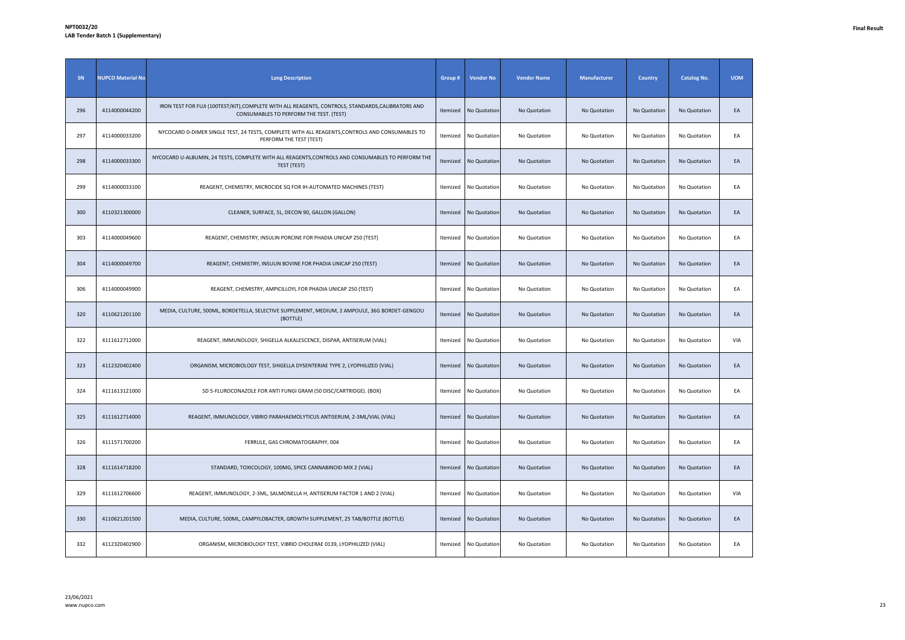**NPT0032/20**
**LAB Tender Batch 1 (Supplementary)**

**Final Result**

| SN | NUPCO Material No | Long Description | Group # | Vendor No | Vendor Name | Manufacturer | Country | Catalog No. | UOM |
|---|---|---|---|---|---|---|---|---|---|
| 296 | 4114000044200 | IRON TEST FOR FUJI (100TEST/KIT),COMPLETE WITH ALL REAGENTS, CONTROLS, STANDARDS,CALIBRATORS AND CONSUMABLES TO PERFORM THE TEST. (TEST) | Itemized | No Quotation | No Quotation | No Quotation | No Quotation | No Quotation | EA |
| 297 | 4114000033200 | NYCOCARD D-DIMER SINGLE TEST, 24 TESTS, COMPLETE WITH ALL REAGENTS,CONTROLS AND CONSUMABLES TO PERFORM THE TEST (TEST) | Itemized | No Quotation | No Quotation | No Quotation | No Quotation | No Quotation | EA |
| 298 | 4114000033300 | NYCOCARD U-ALBUMIN, 24 TESTS, COMPLETE WITH ALL REAGENTS,CONTROLS AND CONSUMABLES TO PERFORM THE TEST (TEST) | Itemized | No Quotation | No Quotation | No Quotation | No Quotation | No Quotation | EA |
| 299 | 4114000033100 | REAGENT, CHEMISTRY, MICROCIDE SQ FOR IH-AUTOMATED MACHINES (TEST) | Itemized | No Quotation | No Quotation | No Quotation | No Quotation | No Quotation | EA |
| 300 | 4110321300000 | CLEANER, SURFACE, 5L, DECON 90, GALLON (GALLON) | Itemized | No Quotation | No Quotation | No Quotation | No Quotation | No Quotation | EA |
| 303 | 4114000049600 | REAGENT, CHEMISTRY, INSULIN PORCINE FOR PHADIA UNICAP 250 (TEST) | Itemized | No Quotation | No Quotation | No Quotation | No Quotation | No Quotation | EA |
| 304 | 4114000049700 | REAGENT, CHEMISTRY, INSULIN BOVINE FOR PHADIA UNICAP 250 (TEST) | Itemized | No Quotation | No Quotation | No Quotation | No Quotation | No Quotation | EA |
| 306 | 4114000049900 | REAGENT, CHEMISTRY, AMPICILLOYL FOR PHADIA UNICAP 250 (TEST) | Itemized | No Quotation | No Quotation | No Quotation | No Quotation | No Quotation | EA |
| 320 | 4110621201100 | MEDIA, CULTURE, 500ML, BORDETELLA, SELECTIVE SUPPLEMENT, MEDIUM, 2 AMPOULE, 36G BORDET-GENGOU (BOTTLE) | Itemized | No Quotation | No Quotation | No Quotation | No Quotation | No Quotation | EA |
| 322 | 4111612712000 | REAGENT, IMMUNOLOGY, SHIGELLA ALKALESCENCE, DISPAR, ANTISERUM (VIAL) | Itemized | No Quotation | No Quotation | No Quotation | No Quotation | No Quotation | VIA |
| 323 | 4112320402400 | ORGANISM, MICROBIOLOGY TEST, SHIGELLA DYSENTERIAE TYPE 2, LYOPHILIZED (VIAL) | Itemized | No Quotation | No Quotation | No Quotation | No Quotation | No Quotation | EA |
| 324 | 4111613121000 | SD 5-FLUROCONAZOLE FOR ANTI FUNGI GRAM (50 DISC/CARTRIDGE). (BOX) | Itemized | No Quotation | No Quotation | No Quotation | No Quotation | No Quotation | EA |
| 325 | 4111612714000 | REAGENT, IMMUNOLOGY, VIBRIO PARAHAEMOLYTICUS ANTISERUM, 2-3ML/VIAL (VIAL) | Itemized | No Quotation | No Quotation | No Quotation | No Quotation | No Quotation | EA |
| 326 | 4111571700200 | FERRULE, GAS CHROMATOGRAPHY, 004 | Itemized | No Quotation | No Quotation | No Quotation | No Quotation | No Quotation | EA |
| 328 | 4111614718200 | STANDARD, TOXICOLOGY, 100MG, SPICE CANNABINOID MIX 2 (VIAL) | Itemized | No Quotation | No Quotation | No Quotation | No Quotation | No Quotation | EA |
| 329 | 4111612706600 | REAGENT, IMMUNOLOGY, 2-3ML, SALMONELLA H, ANTISERUM FACTOR 1 AND 2 (VIAL) | Itemized | No Quotation | No Quotation | No Quotation | No Quotation | No Quotation | VIA |
| 330 | 4110621201500 | MEDIA, CULTURE, 500ML, CAMPYLOBACTER, GROWTH SUPPLEMENT, 25 TAB/BOTTLE (BOTTLE) | Itemized | No Quotation | No Quotation | No Quotation | No Quotation | No Quotation | EA |
| 332 | 4112320402900 | ORGANISM, MICROBIOLOGY TEST, VIBRIO CHOLERAE 0139, LYOPHILIZED (VIAL) | Itemized | No Quotation | No Quotation | No Quotation | No Quotation | No Quotation | EA |

23/06/2021
www.nupco.com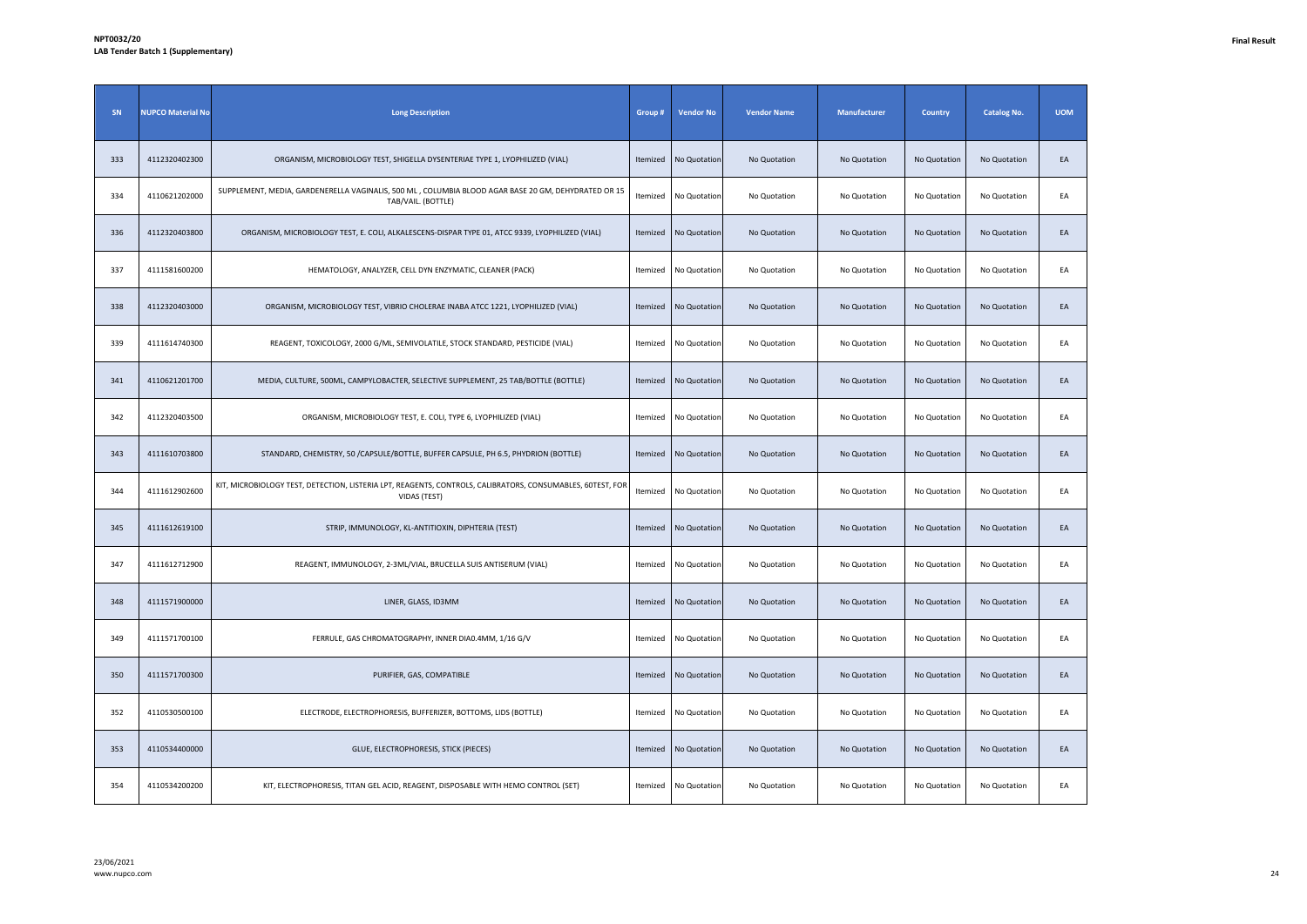| SN | NUPCO Material No | Long Description | Group # | Vendor No | Vendor Name | Manufacturer | Country | Catalog No. | UOM |
|---|---|---|---|---|---|---|---|---|---|
| 333 | 4112320402300 | ORGANISM, MICROBIOLOGY TEST, SHIGELLA DYSENTERIAE TYPE 1, LYOPHILIZED (VIAL) | Itemized | No Quotation | No Quotation | No Quotation | No Quotation | No Quotation | EA |
| 334 | 4110621202000 | SUPPLEMENT, MEDIA, GARDENERELLA VAGINALIS, 500 ML , COLUMBIA BLOOD AGAR BASE 20 GM, DEHYDRATED OR 15 TAB/VAIL. (BOTTLE) | Itemized | No Quotation | No Quotation | No Quotation | No Quotation | No Quotation | EA |
| 336 | 4112320403800 | ORGANISM, MICROBIOLOGY TEST, E. COLI, ALKALESCENS-DISPAR TYPE 01, ATCC 9339, LYOPHILIZED (VIAL) | Itemized | No Quotation | No Quotation | No Quotation | No Quotation | No Quotation | EA |
| 337 | 4111581600200 | HEMATOLOGY, ANALYZER, CELL DYN ENZYMATIC, CLEANER (PACK) | Itemized | No Quotation | No Quotation | No Quotation | No Quotation | No Quotation | EA |
| 338 | 4112320403000 | ORGANISM, MICROBIOLOGY TEST, VIBRIO CHOLERAE INABA ATCC 1221, LYOPHILIZED (VIAL) | Itemized | No Quotation | No Quotation | No Quotation | No Quotation | No Quotation | EA |
| 339 | 4111614740300 | REAGENT, TOXICOLOGY, 2000 G/ML, SEMIVOLATILE, STOCK STANDARD, PESTICIDE (VIAL) | Itemized | No Quotation | No Quotation | No Quotation | No Quotation | No Quotation | EA |
| 341 | 4110621201700 | MEDIA, CULTURE, 500ML, CAMPYLOBACTER, SELECTIVE SUPPLEMENT, 25 TAB/BOTTLE (BOTTLE) | Itemized | No Quotation | No Quotation | No Quotation | No Quotation | No Quotation | EA |
| 342 | 4112320403500 | ORGANISM, MICROBIOLOGY TEST, E. COLI, TYPE 6, LYOPHILIZED (VIAL) | Itemized | No Quotation | No Quotation | No Quotation | No Quotation | No Quotation | EA |
| 343 | 4111610703800 | STANDARD, CHEMISTRY, 50 /CAPSULE/BOTTLE, BUFFER CAPSULE, PH 6.5, PHYDRION (BOTTLE) | Itemized | No Quotation | No Quotation | No Quotation | No Quotation | No Quotation | EA |
| 344 | 4111612902600 | KIT, MICROBIOLOGY TEST, DETECTION, LISTERIA LPT, REAGENTS, CONTROLS, CALIBRATORS, CONSUMABLES, 60TEST, FOR VIDAS (TEST) | Itemized | No Quotation | No Quotation | No Quotation | No Quotation | No Quotation | EA |
| 345 | 4111612619100 | STRIP, IMMUNOLOGY, KL-ANTITIOXIN, DIPHTERIA (TEST) | Itemized | No Quotation | No Quotation | No Quotation | No Quotation | No Quotation | EA |
| 347 | 4111612712900 | REAGENT, IMMUNOLOGY, 2-3ML/VIAL, BRUCELLA SUIS ANTISERUM (VIAL) | Itemized | No Quotation | No Quotation | No Quotation | No Quotation | No Quotation | EA |
| 348 | 4111571900000 | LINER, GLASS, ID3MM | Itemized | No Quotation | No Quotation | No Quotation | No Quotation | No Quotation | EA |
| 349 | 4111571700100 | FERRULE, GAS CHROMATOGRAPHY, INNER DIA0.4MM, 1/16 G/V | Itemized | No Quotation | No Quotation | No Quotation | No Quotation | No Quotation | EA |
| 350 | 4111571700300 | PURIFIER, GAS, COMPATIBLE | Itemized | No Quotation | No Quotation | No Quotation | No Quotation | No Quotation | EA |
| 352 | 4110530500100 | ELECTRODE, ELECTROPHORESIS, BUFFERIZER, BOTTOMS, LIDS (BOTTLE) | Itemized | No Quotation | No Quotation | No Quotation | No Quotation | No Quotation | EA |
| 353 | 4110534400000 | GLUE, ELECTROPHORESIS, STICK (PIECES) | Itemized | No Quotation | No Quotation | No Quotation | No Quotation | No Quotation | EA |
| 354 | 4110534200200 | KIT, ELECTROPHORESIS, TITAN GEL ACID, REAGENT, DISPOSABLE WITH HEMO CONTROL (SET) | Itemized | No Quotation | No Quotation | No Quotation | No Quotation | No Quotation | EA |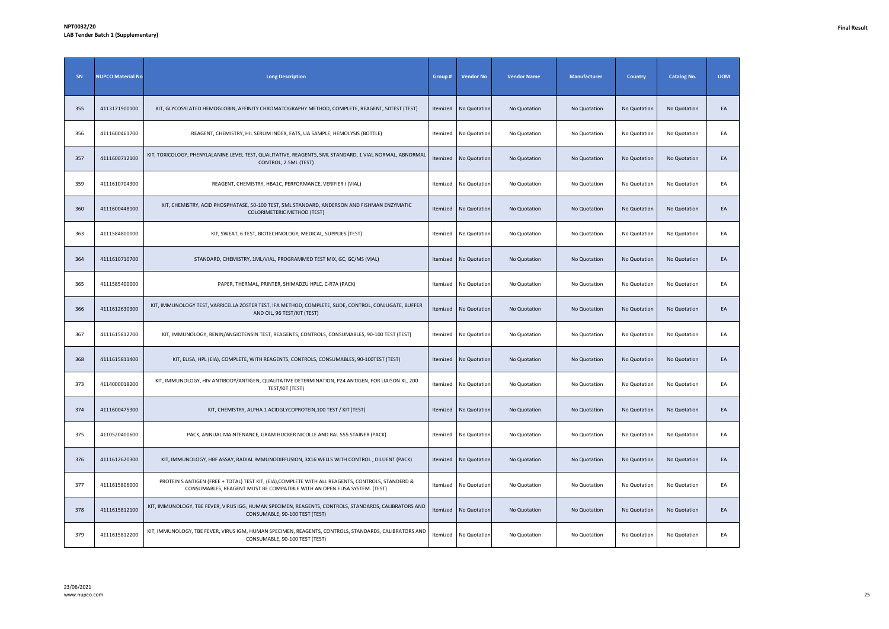**NPT0032/20**
**LAB Tender Batch 1 (Supplementary)**

**Final Result**

| SN | NUPCO Material No | Long Description | Group # | Vendor No | Vendor Name | Manufacturer | Country | Catalog No. | UOM |
|---|---|---|---|---|---|---|---|---|---|
| 355 | 4113171900100 | KIT, GLYCOSYLATED HEMOGLOBIN, AFFINITY CHROMATOGRAPHY METHOD, COMPLETE, REAGENT, 50TEST (TEST) | Itemized | No Quotation | No Quotation | No Quotation | No Quotation | No Quotation | EA |
| 356 | 4111600461700 | REAGENT, CHEMISTRY, HIL SERUM INDEX, FATS, UA SAMPLE, HEMOLYSIS (BOTTLE) | Itemized | No Quotation | No Quotation | No Quotation | No Quotation | No Quotation | EA |
| 357 | 4111600712100 | KIT, TOXICOLOGY, PHENYLALANINE LEVEL TEST, QUALITATIVE, REAGENTS, 5ML STANDARD, 1 VIAL NORMAL, ABNORMAL CONTROL, 2.5ML (TEST) | Itemized | No Quotation | No Quotation | No Quotation | No Quotation | No Quotation | EA |
| 359 | 4111610704300 | REAGENT, CHEMISTRY, HBA1C, PERFORMANCE, VERIFIER I (VIAL) | Itemized | No Quotation | No Quotation | No Quotation | No Quotation | No Quotation | EA |
| 360 | 4111600448100 | KIT, CHEMISTRY, ACID PHOSPHATASE, 50-100 TEST, 5ML STANDARD, ANDERSON AND FISHMAN ENZYMATIC COLORIMETERIC METHOD (TEST) | Itemized | No Quotation | No Quotation | No Quotation | No Quotation | No Quotation | EA |
| 363 | 4111584800000 | KIT, SWEAT, 6 TEST, BIOTECHNOLOGY, MEDICAL, SUPPLIES (TEST) | Itemized | No Quotation | No Quotation | No Quotation | No Quotation | No Quotation | EA |
| 364 | 4111610710700 | STANDARD, CHEMISTRY, 1ML/VIAL, PROGRAMMED TEST MIX, GC, GC/MS (VIAL) | Itemized | No Quotation | No Quotation | No Quotation | No Quotation | No Quotation | EA |
| 365 | 4111585400000 | PAPER, THERMAL, PRINTER, SHIMADZU HPLC, C-R7A (PACK) | Itemized | No Quotation | No Quotation | No Quotation | No Quotation | No Quotation | EA |
| 366 | 4111612630300 | KIT, IMMUNOLOGY TEST, VARRICELLA ZOSTER TEST, IFA METHOD, COMPLETE, SLIDE, CONTROL, CONJUGATE, BUFFER AND OIL, 96 TEST/KIT (TEST) | Itemized | No Quotation | No Quotation | No Quotation | No Quotation | No Quotation | EA |
| 367 | 4111615812700 | KIT, IMMUNOLOGY, RENIN/ANGIOTENSIN TEST, REAGENTS, CONTROLS, CONSUMABLES, 90-100 TEST (TEST) | Itemized | No Quotation | No Quotation | No Quotation | No Quotation | No Quotation | EA |
| 368 | 4111615811400 | KIT, ELISA, HPL (EIA), COMPLETE, WITH REAGENTS, CONTROLS, CONSUMABLES, 90-100TEST (TEST) | Itemized | No Quotation | No Quotation | No Quotation | No Quotation | No Quotation | EA |
| 373 | 4114000018200 | KIT, IMMUNOLOGY, HIV ANTIBODY/ANTIGEN, QUALITATIVE DETERMINATION, P24 ANTIGEN, FOR LIAISON XL, 200 TEST/KIT (TEST) | Itemized | No Quotation | No Quotation | No Quotation | No Quotation | No Quotation | EA |
| 374 | 4111600475300 | KIT, CHEMISTRY, ALPHA 1 ACIDGLYCOPROTEIN,100 TEST / KIT (TEST) | Itemized | No Quotation | No Quotation | No Quotation | No Quotation | No Quotation | EA |
| 375 | 4110520400600 | PACK, ANNUAL MAINTENANCE, GRAM HUCKER NICOLLE AND RAL 555 STAINER (PACK) | Itemized | No Quotation | No Quotation | No Quotation | No Quotation | No Quotation | EA |
| 376 | 4111612620300 | KIT, IMMUNOLOGY, HBF ASSAY, RADIAL IMMUNODIFFUSION, 3X16 WELLS WITH CONTROL , DILUENT (PACK) | Itemized | No Quotation | No Quotation | No Quotation | No Quotation | No Quotation | EA |
| 377 | 4111615806000 | PROTEIN S ANTIGEN (FREE + TOTAL) TEST KIT, (EIA),COMPLETE WITH ALL REAGENTS, CONTROLS, STANDERD & CONSUMABLES, REAGENT MUST BE COMPATIBLE WITH AN OPEN ELISA SYSTEM. (TEST) | Itemized | No Quotation | No Quotation | No Quotation | No Quotation | No Quotation | EA |
| 378 | 4111615812100 | KIT, IMMUNOLOGY, TBE FEVER, VIRUS IGG, HUMAN SPECIMEN, REAGENTS, CONTROLS, STANDARDS, CALIBRATORS AND CONSUMABLE, 90-100 TEST (TEST) | Itemized | No Quotation | No Quotation | No Quotation | No Quotation | No Quotation | EA |
| 379 | 4111615812200 | KIT, IMMUNOLOGY, TBE FEVER, VIRUS IGM, HUMAN SPECIMEN, REAGENTS, CONTROLS, STANDARDS, CALIBRATORS AND CONSUMABLE, 90-100 TEST (TEST) | Itemized | No Quotation | No Quotation | No Quotation | No Quotation | No Quotation | EA |

23/06/2021
www.nupco.com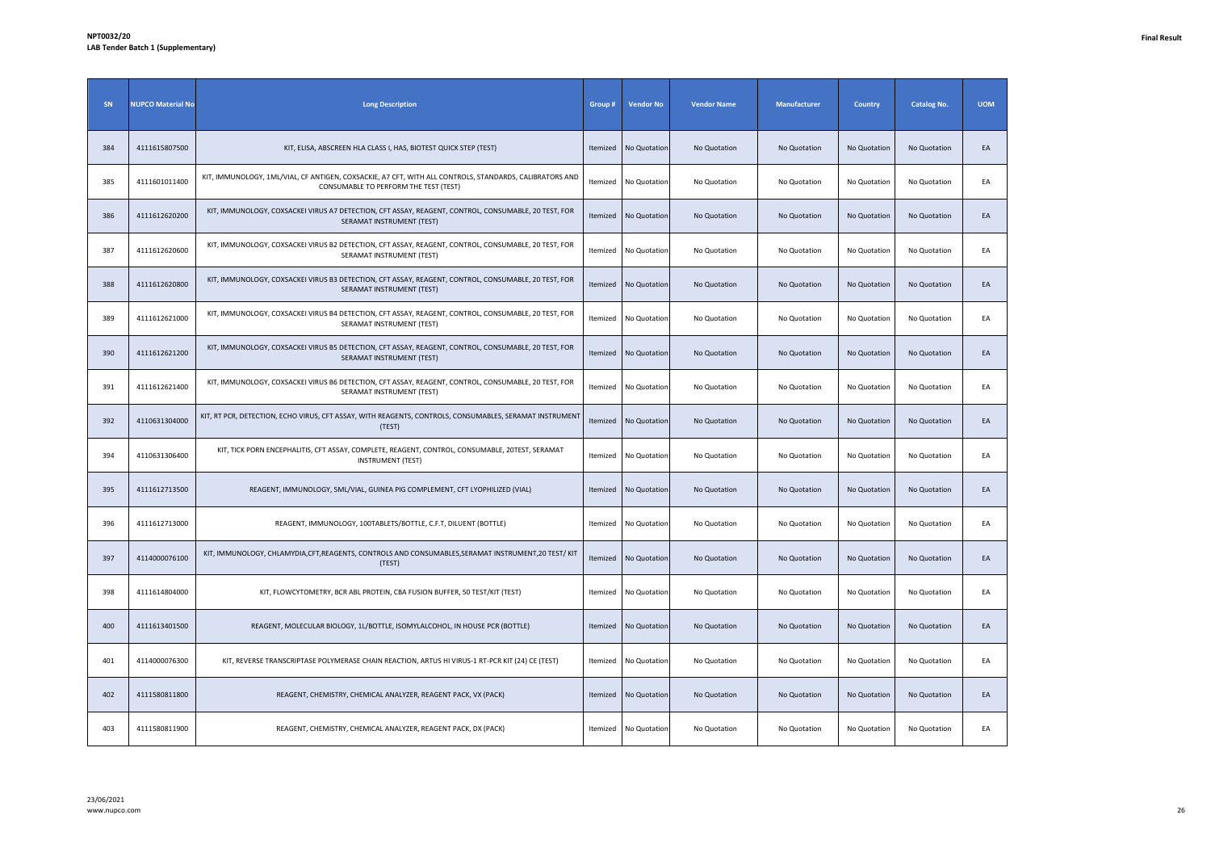**NPT0032/20**
**LAB Tender Batch 1 (Supplementary)**

**Final Result**

| SN | NUPCO Material No | Long Description | Group # | Vendor No | Vendor Name | Manufacturer | Country | Catalog No. | UOM |
|---|---|---|---|---|---|---|---|---|---|
| 384 | 4111615807500 | KIT, ELISA, ABSCREEN HLA CLASS I, HAS, BIOTEST QUICK STEP (TEST) | Itemized | No Quotation | No Quotation | No Quotation | No Quotation | No Quotation | EA |
| 385 | 4111601011400 | KIT, IMMUNOLOGY, 1ML/VIAL, CF ANTIGEN, COXSACKIE, A7 CFT, WITH ALL CONTROLS, STANDARDS, CALIBRATORS AND CONSUMABLE TO PERFORM THE TEST (TEST) | Itemized | No Quotation | No Quotation | No Quotation | No Quotation | No Quotation | EA |
| 386 | 4111612620200 | KIT, IMMUNOLOGY, COXSACKEI VIRUS A7 DETECTION, CFT ASSAY, REAGENT, CONTROL, CONSUMABLE, 20 TEST, FOR SERAMAT INSTRUMENT (TEST) | Itemized | No Quotation | No Quotation | No Quotation | No Quotation | No Quotation | EA |
| 387 | 4111612620600 | KIT, IMMUNOLOGY, COXSACKEI VIRUS B2 DETECTION, CFT ASSAY, REAGENT, CONTROL, CONSUMABLE, 20 TEST, FOR SERAMAT INSTRUMENT (TEST) | Itemized | No Quotation | No Quotation | No Quotation | No Quotation | No Quotation | EA |
| 388 | 4111612620800 | KIT, IMMUNOLOGY, COXSACKEI VIRUS B3 DETECTION, CFT ASSAY, REAGENT, CONTROL, CONSUMABLE, 20 TEST, FOR SERAMAT INSTRUMENT (TEST) | Itemized | No Quotation | No Quotation | No Quotation | No Quotation | No Quotation | EA |
| 389 | 4111612621000 | KIT, IMMUNOLOGY, COXSACKEI VIRUS B4 DETECTION, CFT ASSAY, REAGENT, CONTROL, CONSUMABLE, 20 TEST, FOR SERAMAT INSTRUMENT (TEST) | Itemized | No Quotation | No Quotation | No Quotation | No Quotation | No Quotation | EA |
| 390 | 4111612621200 | KIT, IMMUNOLOGY, COXSACKEI VIRUS B5 DETECTION, CFT ASSAY, REAGENT, CONTROL, CONSUMABLE, 20 TEST, FOR SERAMAT INSTRUMENT (TEST) | Itemized | No Quotation | No Quotation | No Quotation | No Quotation | No Quotation | EA |
| 391 | 4111612621400 | KIT, IMMUNOLOGY, COXSACKEI VIRUS B6 DETECTION, CFT ASSAY, REAGENT, CONTROL, CONSUMABLE, 20 TEST, FOR SERAMAT INSTRUMENT (TEST) | Itemized | No Quotation | No Quotation | No Quotation | No Quotation | No Quotation | EA |
| 392 | 4110631304000 | KIT, RT PCR, DETECTION, ECHO VIRUS, CFT ASSAY, WITH REAGENTS, CONTROLS, CONSUMABLES, SERAMAT INSTRUMENT (TEST) | Itemized | No Quotation | No Quotation | No Quotation | No Quotation | No Quotation | EA |
| 394 | 4110631306400 | KIT, TICK PORN ENCEPHALITIS, CFT ASSAY, COMPLETE, REAGENT, CONTROL, CONSUMABLE, 20TEST, SERAMAT INSTRUMENT (TEST) | Itemized | No Quotation | No Quotation | No Quotation | No Quotation | No Quotation | EA |
| 395 | 4111612713500 | REAGENT, IMMUNOLOGY, 5ML/VIAL, GUINEA PIG COMPLEMENT, CFT LYOPHILIZED (VIAL) | Itemized | No Quotation | No Quotation | No Quotation | No Quotation | No Quotation | EA |
| 396 | 4111612713000 | REAGENT, IMMUNOLOGY, 100TABLETS/BOTTLE, C.F.T, DILUENT (BOTTLE) | Itemized | No Quotation | No Quotation | No Quotation | No Quotation | No Quotation | EA |
| 397 | 4114000076100 | KIT, IMMUNOLOGY, CHLAMYDIA,CFT,REAGENTS, CONTROLS AND CONSUMABLES,SERAMAT INSTRUMENT,20 TEST/ KIT (TEST) | Itemized | No Quotation | No Quotation | No Quotation | No Quotation | No Quotation | EA |
| 398 | 4111614804000 | KIT, FLOWCYTOMETRY, BCR ABL PROTEIN, CBA FUSION BUFFER, 50 TEST/KIT (TEST) | Itemized | No Quotation | No Quotation | No Quotation | No Quotation | No Quotation | EA |
| 400 | 4111613401500 | REAGENT, MOLECULAR BIOLOGY, 1L/BOTTLE, ISOMYLALCOHOL, IN HOUSE PCR (BOTTLE) | Itemized | No Quotation | No Quotation | No Quotation | No Quotation | No Quotation | EA |
| 401 | 4114000076300 | KIT, REVERSE TRANSCRIPTASE POLYMERASE CHAIN REACTION, ARTUS HI VIRUS-1 RT-PCR KIT (24) CE (TEST) | Itemized | No Quotation | No Quotation | No Quotation | No Quotation | No Quotation | EA |
| 402 | 4111580811800 | REAGENT, CHEMISTRY, CHEMICAL ANALYZER, REAGENT PACK, VX (PACK) | Itemized | No Quotation | No Quotation | No Quotation | No Quotation | No Quotation | EA |
| 403 | 4111580811900 | REAGENT, CHEMISTRY, CHEMICAL ANALYZER, REAGENT PACK, DX (PACK) | Itemized | No Quotation | No Quotation | No Quotation | No Quotation | No Quotation | EA |

23/06/2021
www.nupco.com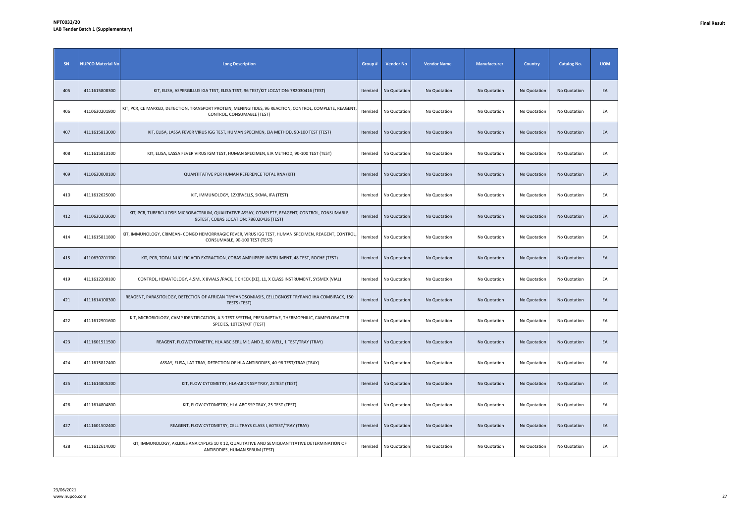**NPT0032/20**
**LAB Tender Batch 1 (Supplementary)**

**Final Result**

| SN | NUPCO Material No | Long Description | Group # | Vendor No | Vendor Name | Manufacturer | Country | Catalog No. | UOM |
|---|---|---|---|---|---|---|---|---|---|
| 405 | 4111615808300 | KIT, ELISA, ASPERGILLUS IGA TEST, ELISA TEST, 96 TEST/KIT LOCATION: 782030416 (TEST) | Itemized | No Quotation | No Quotation | No Quotation | No Quotation | No Quotation | EA |
| 406 | 4110630201800 | KIT, PCR, CE MARKED, DETECTION, TRANSPORT PROTEIN, MENINGITIDES, 96 REACTION, CONTROL, COMPLETE, REAGENT, CONTROL, CONSUMABLE (TEST) | Itemized | No Quotation | No Quotation | No Quotation | No Quotation | No Quotation | EA |
| 407 | 4111615813000 | KIT, ELISA, LASSA FEVER VIRUS IGG TEST, HUMAN SPECIMEN, EIA METHOD, 90-100 TEST (TEST) | Itemized | No Quotation | No Quotation | No Quotation | No Quotation | No Quotation | EA |
| 408 | 4111615813100 | KIT, ELISA, LASSA FEVER VIRUS IGM TEST, HUMAN SPECIMEN, EIA METHOD, 90-100 TEST (TEST) | Itemized | No Quotation | No Quotation | No Quotation | No Quotation | No Quotation | EA |
| 409 | 4110630000100 | QUANTITATIVE PCR HUMAN REFERENCE TOTAL RNA (KIT) | Itemized | No Quotation | No Quotation | No Quotation | No Quotation | No Quotation | EA |
| 410 | 4111612625000 | KIT, IMMUNOLOGY, 12X8WELLS, SKMA, IFA (TEST) | Itemized | No Quotation | No Quotation | No Quotation | No Quotation | No Quotation | EA |
| 412 | 4110630203600 | KIT, PCR, TUBERCULOSIS MICROBACTRIUM, QUALITATIVE ASSAY, COMPLETE, REAGENT, CONTROL, CONSUMABLE, 96TEST, COBAS LOCATION: 786020426 (TEST) | Itemized | No Quotation | No Quotation | No Quotation | No Quotation | No Quotation | EA |
| 414 | 4111615811800 | KIT, IMMUNOLOGY, CRIMEAN- CONGO HEMORRHAGIC FEVER, VIRUS IGG TEST, HUMAN SPECIMEN, REAGENT, CONTROL, CONSUMABLE, 90-100 TEST (TEST) | Itemized | No Quotation | No Quotation | No Quotation | No Quotation | No Quotation | EA |
| 415 | 4110630201700 | KIT, PCR, TOTAL NUCLEIC ACID EXTRACTION, COBAS AMPLIPRPE INSTRUMENT, 48 TEST, ROCHE (TEST) | Itemized | No Quotation | No Quotation | No Quotation | No Quotation | No Quotation | EA |
| 419 | 4111612200100 | CONTROL, HEMATOLOGY, 4.5ML X 8VIALS /PACK, E CHECK (XE), L1, X CLASS INSTRUMENT, SYSMEX (VIAL) | Itemized | No Quotation | No Quotation | No Quotation | No Quotation | No Quotation | EA |
| 421 | 4111614100300 | REAGENT, PARASITOLOGY, DETECTION OF AFRICAN TRYPANOSOMIASIS, CELLOGNOST TRYPANO IHA COMBIPACK, 150 TESTS (TEST) | Itemized | No Quotation | No Quotation | No Quotation | No Quotation | No Quotation | EA |
| 422 | 4111612901600 | KIT, MICROBIOLOGY, CAMP IDENTIFICATION, A 3-TEST SYSTEM, PRESUMPTIVE, THERMOPHILIC, CAMPYLOBACTER SPECIES, 10TEST/KIT (TEST) | Itemized | No Quotation | No Quotation | No Quotation | No Quotation | No Quotation | EA |
| 423 | 4111601511500 | REAGENT, FLOWCYTOMETRY, HLA ABC SERUM 1 AND 2, 60 WELL, 1 TEST/TRAY (TRAY) | Itemized | No Quotation | No Quotation | No Quotation | No Quotation | No Quotation | EA |
| 424 | 4111615812400 | ASSAY, ELISA, LAT TRAY, DETECTION OF HLA ANTIBODIES, 40-96 TEST/TRAY (TRAY) | Itemized | No Quotation | No Quotation | No Quotation | No Quotation | No Quotation | EA |
| 425 | 4111614805200 | KIT, FLOW CYTOMETRY, HLA-ABDR SSP TRAY, 25TEST (TEST) | Itemized | No Quotation | No Quotation | No Quotation | No Quotation | No Quotation | EA |
| 426 | 4111614804800 | KIT, FLOW CYTOMETRY, HLA-ABC SSP TRAY, 25 TEST (TEST) | Itemized | No Quotation | No Quotation | No Quotation | No Quotation | No Quotation | EA |
| 427 | 4111601502400 | REAGENT, FLOW CYTOMETRY, CELL TRAYS CLASS I, 60TEST/TRAY (TRAY) | Itemized | No Quotation | No Quotation | No Quotation | No Quotation | No Quotation | EA |
| 428 | 4111612614000 | KIT, IMMUNOLOGY, AKLIDES ANA CYPLAS 10 X 12, QUALITATIVE AND SEMIQUANTITATIVE DETERMINATION OF ANTIBODIES, HUMAN SERUM (TEST) | Itemized | No Quotation | No Quotation | No Quotation | No Quotation | No Quotation | EA |

23/06/2021
www.nupco.com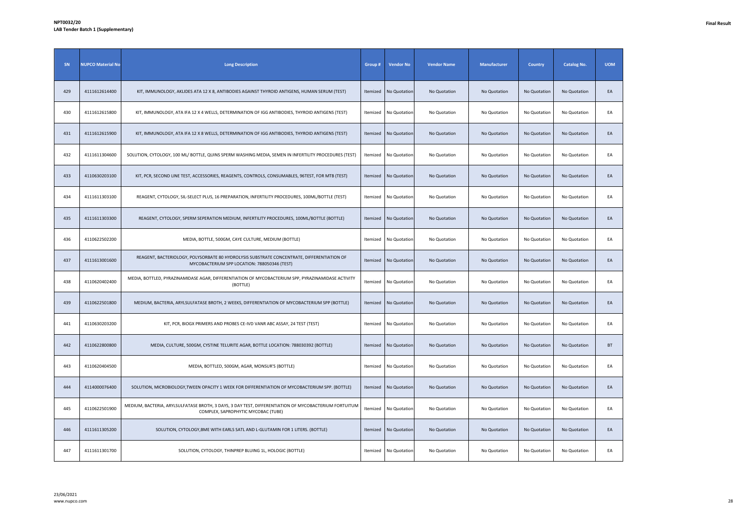**NPT0032/20**
**LAB Tender Batch 1 (Supplementary)**

**Final Result**

| SN | NUPCO Material No | Long Description | Group # | Vendor No | Vendor Name | Manufacturer | Country | Catalog No. | UOM |
|---|---|---|---|---|---|---|---|---|---|
| 429 | 4111612614400 | KIT, IMMUNOLOGY, AKLIDES ATA 12 X 8, ANTIBODIES AGAINST THYROID ANTIGENS, HUMAN SERUM (TEST) | Itemized | No Quotation | No Quotation | No Quotation | No Quotation | No Quotation | EA |
| 430 | 4111612615800 | KIT, IMMUNOLOGY, ATA IFA 12 X 4 WELLS, DETERMINATION OF IGG ANTIBODIES, THYROID ANTIGENS (TEST) | Itemized | No Quotation | No Quotation | No Quotation | No Quotation | No Quotation | EA |
| 431 | 4111612615900 | KIT, IMMUNOLOGY, ATA IFA 12 X 8 WELLS, DETERMINATION OF IGG ANTIBODIES, THYROID ANTIGENS (TEST) | Itemized | No Quotation | No Quotation | No Quotation | No Quotation | No Quotation | EA |
| 432 | 4111611304600 | SOLUTION, CYTOLOGY, 100 ML/ BOTTLE, QUINS SPERM WASHING MEDIA, SEMEN IN INFERTILITY PROCEDURES (TEST) | Itemized | No Quotation | No Quotation | No Quotation | No Quotation | No Quotation | EA |
| 433 | 4110630203100 | KIT, PCR, SECOND LINE TEST, ACCESSORIES, REAGENTS, CONTROLS, CONSUMABLES, 96TEST, FOR MTB (TEST) | Itemized | No Quotation | No Quotation | No Quotation | No Quotation | No Quotation | EA |
| 434 | 4111611303100 | REAGENT, CYTOLOGY, SIL-SELECT PLUS, 16 PREPARATION, INFERTILITY PROCEDURES, 100ML/BOTTLE (TEST) | Itemized | No Quotation | No Quotation | No Quotation | No Quotation | No Quotation | EA |
| 435 | 4111611303300 | REAGENT, CYTOLOGY, SPERM SEPERATION MEDIUM, INFERTILITY PROCEDURES, 100ML/BOTTLE (BOTTLE) | Itemized | No Quotation | No Quotation | No Quotation | No Quotation | No Quotation | EA |
| 436 | 4110622502200 | MEDIA, BOTTLE, 500GM, CAYE CULTURE, MEDIUM (BOTTLE) | Itemized | No Quotation | No Quotation | No Quotation | No Quotation | No Quotation | EA |
| 437 | 4111613001600 | REAGENT, BACTERIOLOGY, POLYSORBATE 80 HYDROLYSIS SUBSTRATE CONCENTRATE, DIFFERENTIATION OF MYCOBACTERIUM SPP LOCATION: 788050346 (TEST) | Itemized | No Quotation | No Quotation | No Quotation | No Quotation | No Quotation | EA |
| 438 | 4110620402400 | MEDIA, BOTTLED, PYRAZINAMIDASE AGAR, DIFFERENTIATION OF MYCOBACTERIUM SPP, PYRAZINAMIDASE ACTIVITY (BOTTLE) | Itemized | No Quotation | No Quotation | No Quotation | No Quotation | No Quotation | EA |
| 439 | 4110622501800 | MEDIUM, BACTERIA, ARYLSULFATASE BROTH, 2 WEEKS, DIFFERENTIATION OF MYCOBACTERIUM SPP (BOTTLE) | Itemized | No Quotation | No Quotation | No Quotation | No Quotation | No Quotation | EA |
| 441 | 4110630203200 | KIT, PCR, BIOGX PRIMERS AND PROBES CE-IVD VANR ABC ASSAY, 24 TEST (TEST) | Itemized | No Quotation | No Quotation | No Quotation | No Quotation | No Quotation | EA |
| 442 | 4110622800800 | MEDIA, CULTURE, 500GM, CYSTINE TELURITE AGAR, BOTTLE LOCATION: 788030392 (BOTTLE) | Itemized | No Quotation | No Quotation | No Quotation | No Quotation | No Quotation | BT |
| 443 | 4110620404500 | MEDIA, BOTTLED, 500GM, AGAR, MONSUR'S (BOTTLE) | Itemized | No Quotation | No Quotation | No Quotation | No Quotation | No Quotation | EA |
| 444 | 4114000076400 | SOLUTION, MICROBIOLOGY,TWEEN OPACITY 1 WEEK FOR DIFFERENTIATION OF MYCOBACTERIUM SPP. (BOTTLE) | Itemized | No Quotation | No Quotation | No Quotation | No Quotation | No Quotation | EA |
| 445 | 4110622501900 | MEDIUM, BACTERIA, ARYLSULFATASE BROTH, 3 DAYS, 3 DAY TEST, DIFFERENTIATION OF MYCOBACTERIUM FORTUITUM COMPLEX, SAPROPHYTIC MYCOBAC (TUBE) | Itemized | No Quotation | No Quotation | No Quotation | No Quotation | No Quotation | EA |
| 446 | 4111611305200 | SOLUTION, CYTOLOGY,BME WITH EARLS SATL AND L-GLUTAMIN FOR 1 LITERS. (BOTTLE) | Itemized | No Quotation | No Quotation | No Quotation | No Quotation | No Quotation | EA |
| 447 | 4111611301700 | SOLUTION, CYTOLOGY, THINPREP BLUING 1L, HOLOGIC (BOTTLE) | Itemized | No Quotation | No Quotation | No Quotation | No Quotation | No Quotation | EA |

23/06/2021
www.nupco.com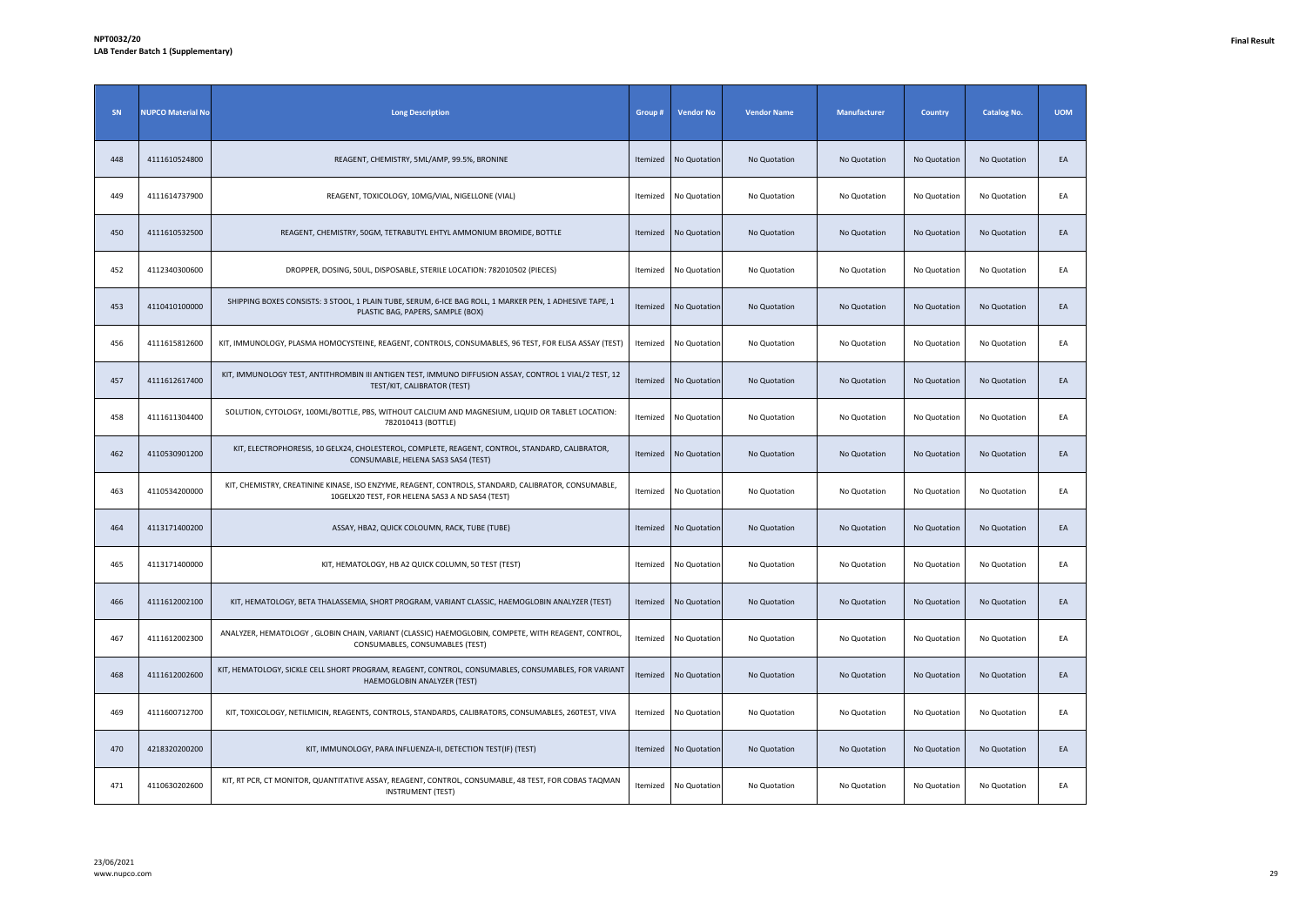**NPT0032/20**
**LAB Tender Batch 1 (Supplementary)**

**Final Result**

| SN | NUPCO Material No | Long Description | Group # | Vendor No | Vendor Name | Manufacturer | Country | Catalog No. | UOM |
|---|---|---|---|---|---|---|---|---|---|
| 448 | 4111610524800 | REAGENT, CHEMISTRY, 5ML/AMP, 99.5%, BRONINE | Itemized | No Quotation | No Quotation | No Quotation | No Quotation | No Quotation | EA |
| 449 | 4111614737900 | REAGENT, TOXICOLOGY, 10MG/VIAL, NIGELLONE (VIAL) | Itemized | No Quotation | No Quotation | No Quotation | No Quotation | No Quotation | EA |
| 450 | 4111610532500 | REAGENT, CHEMISTRY, 50GM, TETRABUTYL EHTYL AMMONIUM BROMIDE, BOTTLE | Itemized | No Quotation | No Quotation | No Quotation | No Quotation | No Quotation | EA |
| 452 | 4112340300600 | DROPPER, DOSING, 50UL, DISPOSABLE, STERILE LOCATION: 782010502 (PIECES) | Itemized | No Quotation | No Quotation | No Quotation | No Quotation | No Quotation | EA |
| 453 | 4110410100000 | SHIPPING BOXES CONSISTS: 3 STOOL, 1 PLAIN TUBE, SERUM, 6-ICE BAG ROLL, 1 MARKER PEN, 1 ADHESIVE TAPE, 1 PLASTIC BAG, PAPERS, SAMPLE (BOX) | Itemized | No Quotation | No Quotation | No Quotation | No Quotation | No Quotation | EA |
| 456 | 4111615812600 | KIT, IMMUNOLOGY, PLASMA HOMOCYSTEINE, REAGENT, CONTROLS, CONSUMABLES, 96 TEST, FOR ELISA ASSAY (TEST) | Itemized | No Quotation | No Quotation | No Quotation | No Quotation | No Quotation | EA |
| 457 | 4111612617400 | KIT, IMMUNOLOGY TEST, ANTITHROMBIN III ANTIGEN TEST, IMMUNO DIFFUSION ASSAY, CONTROL 1 VIAL/2 TEST, 12 TEST/KIT, CALIBRATOR (TEST) | Itemized | No Quotation | No Quotation | No Quotation | No Quotation | No Quotation | EA |
| 458 | 4111611304400 | SOLUTION, CYTOLOGY, 100ML/BOTTLE, PBS, WITHOUT CALCIUM AND MAGNESIUM, LIQUID OR TABLET LOCATION: 782010413 (BOTTLE) | Itemized | No Quotation | No Quotation | No Quotation | No Quotation | No Quotation | EA |
| 462 | 4110530901200 | KIT, ELECTROPHORESIS, 10 GELX24, CHOLESTEROL, COMPLETE, REAGENT, CONTROL, STANDARD, CALIBRATOR, CONSUMABLE, HELENA SAS3 SAS4 (TEST) | Itemized | No Quotation | No Quotation | No Quotation | No Quotation | No Quotation | EA |
| 463 | 4110534200000 | KIT, CHEMISTRY, CREATININE KINASE, ISO ENZYME, REAGENT, CONTROLS, STANDARD, CALIBRATOR, CONSUMABLE, 10GELX20 TEST, FOR HELENA SAS3 A ND SAS4 (TEST) | Itemized | No Quotation | No Quotation | No Quotation | No Quotation | No Quotation | EA |
| 464 | 4113171400200 | ASSAY, HBA2, QUICK COLOUMN, RACK, TUBE (TUBE) | Itemized | No Quotation | No Quotation | No Quotation | No Quotation | No Quotation | EA |
| 465 | 4113171400000 | KIT, HEMATOLOGY, HB A2 QUICK COLUMN, 50 TEST (TEST) | Itemized | No Quotation | No Quotation | No Quotation | No Quotation | No Quotation | EA |
| 466 | 4111612002100 | KIT, HEMATOLOGY, BETA THALASSEMIA, SHORT PROGRAM, VARIANT CLASSIC, HAEMOGLOBIN ANALYZER (TEST) | Itemized | No Quotation | No Quotation | No Quotation | No Quotation | No Quotation | EA |
| 467 | 4111612002300 | ANALYZER, HEMATOLOGY , GLOBIN CHAIN, VARIANT (CLASSIC) HAEMOGLOBIN, COMPETE, WITH REAGENT, CONTROL, CONSUMABLES, CONSUMABLES (TEST) | Itemized | No Quotation | No Quotation | No Quotation | No Quotation | No Quotation | EA |
| 468 | 4111612002600 | KIT, HEMATOLOGY, SICKLE CELL SHORT PROGRAM, REAGENT, CONTROL, CONSUMABLES, CONSUMABLES, FOR VARIANT HAEMOGLOBIN ANALYZER (TEST) | Itemized | No Quotation | No Quotation | No Quotation | No Quotation | No Quotation | EA |
| 469 | 4111600712700 | KIT, TOXICOLOGY, NETILMICIN, REAGENTS, CONTROLS, STANDARDS, CALIBRATORS, CONSUMABLES, 260TEST, VIVA | Itemized | No Quotation | No Quotation | No Quotation | No Quotation | No Quotation | EA |
| 470 | 4218320200200 | KIT, IMMUNOLOGY, PARA INFLUENZA-II, DETECTION TEST(IF) (TEST) | Itemized | No Quotation | No Quotation | No Quotation | No Quotation | No Quotation | EA |
| 471 | 4110630202600 | KIT, RT PCR, CT MONITOR, QUANTITATIVE ASSAY, REAGENT, CONTROL, CONSUMABLE, 48 TEST, FOR COBAS TAQMAN INSTRUMENT (TEST) | Itemized | No Quotation | No Quotation | No Quotation | No Quotation | No Quotation | EA |

23/06/2021
www.nupco.com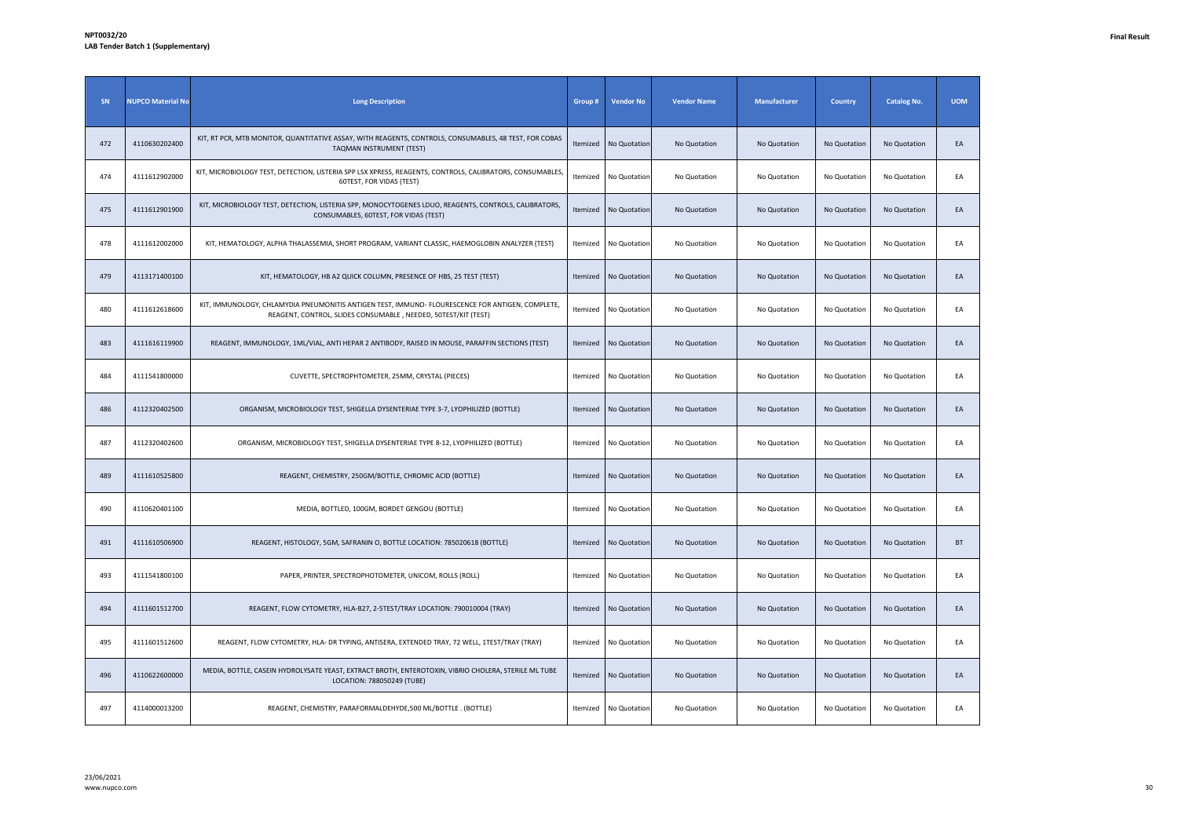| SN | NUPCO Material No | Long Description | Group # | Vendor No | Vendor Name | Manufacturer | Country | Catalog No. | UOM |
|---|---|---|---|---|---|---|---|---|---|
| 472 | 4110630202400 | KIT, RT PCR, MTB MONITOR, QUANTITATIVE ASSAY, WITH REAGENTS, CONTROLS, CONSUMABLES, 48 TEST, FOR COBAS TAQMAN INSTRUMENT (TEST) | Itemized | No Quotation | No Quotation | No Quotation | No Quotation | No Quotation | EA |
| 474 | 4111612902000 | KIT, MICROBIOLOGY TEST, DETECTION, LISTERIA SPP LSX XPRESS, REAGENTS, CONTROLS, CALIBRATORS, CONSUMABLES, 60TEST, FOR VIDAS (TEST) | Itemized | No Quotation | No Quotation | No Quotation | No Quotation | No Quotation | EA |
| 475 | 4111612901900 | KIT, MICROBIOLOGY TEST, DETECTION, LISTERIA SPP, MONOCYTOGENES LDUO, REAGENTS, CONTROLS, CALIBRATORS, CONSUMABLES, 60TEST, FOR VIDAS (TEST) | Itemized | No Quotation | No Quotation | No Quotation | No Quotation | No Quotation | EA |
| 478 | 4111612002000 | KIT, HEMATOLOGY, ALPHA THALASSEMIA, SHORT PROGRAM, VARIANT CLASSIC, HAEMOGLOBIN ANALYZER (TEST) | Itemized | No Quotation | No Quotation | No Quotation | No Quotation | No Quotation | EA |
| 479 | 4113171400100 | KIT, HEMATOLOGY, HB A2 QUICK COLUMN, PRESENCE OF HBS, 25 TEST (TEST) | Itemized | No Quotation | No Quotation | No Quotation | No Quotation | No Quotation | EA |
| 480 | 4111612618600 | KIT, IMMUNOLOGY, CHLAMYDIA PNEUMONITIS ANTIGEN TEST, IMMUNO- FLOURESCENCE FOR ANTIGEN, COMPLETE, REAGENT, CONTROL, SLIDES CONSUMABLE , NEEDED, 50TEST/KIT (TEST) | Itemized | No Quotation | No Quotation | No Quotation | No Quotation | No Quotation | EA |
| 483 | 4111616119900 | REAGENT, IMMUNOLOGY, 1ML/VIAL, ANTI HEPAR 2 ANTIBODY, RAISED IN MOUSE, PARAFFIN SECTIONS (TEST) | Itemized | No Quotation | No Quotation | No Quotation | No Quotation | No Quotation | EA |
| 484 | 4111541800000 | CUVETTE, SPECTROPHTOMETER, 25MM, CRYSTAL (PIECES) | Itemized | No Quotation | No Quotation | No Quotation | No Quotation | No Quotation | EA |
| 486 | 4112320402500 | ORGANISM, MICROBIOLOGY TEST, SHIGELLA DYSENTERIAE TYPE 3-7, LYOPHILIZED (BOTTLE) | Itemized | No Quotation | No Quotation | No Quotation | No Quotation | No Quotation | EA |
| 487 | 4112320402600 | ORGANISM, MICROBIOLOGY TEST, SHIGELLA DYSENTERIAE TYPE 8-12, LYOPHILIZED (BOTTLE) | Itemized | No Quotation | No Quotation | No Quotation | No Quotation | No Quotation | EA |
| 489 | 4111610525800 | REAGENT, CHEMISTRY, 250GM/BOTTLE, CHROMIC ACID (BOTTLE) | Itemized | No Quotation | No Quotation | No Quotation | No Quotation | No Quotation | EA |
| 490 | 4110620401100 | MEDIA, BOTTLED, 100GM, BORDET GENGOU (BOTTLE) | Itemized | No Quotation | No Quotation | No Quotation | No Quotation | No Quotation | EA |
| 491 | 4111610506900 | REAGENT, HISTOLOGY, 5GM, SAFRANIN O, BOTTLE LOCATION: 785020618 (BOTTLE) | Itemized | No Quotation | No Quotation | No Quotation | No Quotation | No Quotation | BT |
| 493 | 4111541800100 | PAPER, PRINTER, SPECTROPHOTOMETER, UNICOM, ROLLS (ROLL) | Itemized | No Quotation | No Quotation | No Quotation | No Quotation | No Quotation | EA |
| 494 | 4111601512700 | REAGENT, FLOW CYTOMETRY, HLA-B27, 2-5TEST/TRAY LOCATION: 790010004 (TRAY) | Itemized | No Quotation | No Quotation | No Quotation | No Quotation | No Quotation | EA |
| 495 | 4111601512600 | REAGENT, FLOW CYTOMETRY, HLA- DR TYPING, ANTISERA, EXTENDED TRAY, 72 WELL, 1TEST/TRAY (TRAY) | Itemized | No Quotation | No Quotation | No Quotation | No Quotation | No Quotation | EA |
| 496 | 4110622600000 | MEDIA, BOTTLE, CASEIN HYDROLYSATE YEAST, EXTRACT BROTH, ENTEROTOXIN, VIBRIO CHOLERA, STERILE ML TUBE LOCATION: 788050249 (TUBE) | Itemized | No Quotation | No Quotation | No Quotation | No Quotation | No Quotation | EA |
| 497 | 4114000013200 | REAGENT, CHEMISTRY, PARAFORMALDEHYDE,500 ML/BOTTLE . (BOTTLE) | Itemized | No Quotation | No Quotation | No Quotation | No Quotation | No Quotation | EA |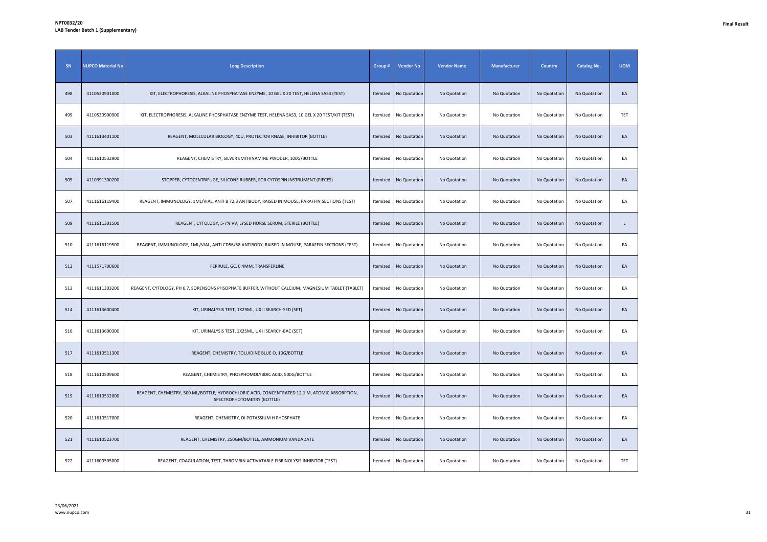**NPT0032/20**
**LAB Tender Batch 1 (Supplementary)**

**Final Result**

| SN | NUPCO Material No | Long Description | Group # | Vendor No | Vendor Name | Manufacturer | Country | Catalog No. | UOM |
|---|---|---|---|---|---|---|---|---|---|
| 498 | 4110530901000 | KIT, ELECTROPHORESIS, ALKALINE PHOSPHATASE ENZYME, 10 GEL X 20 TEST, HELENA SAS4 (TEST) | Itemized | No Quotation | No Quotation | No Quotation | No Quotation | No Quotation | EA |
| 499 | 4110530900900 | KIT, ELECTROPHORESIS, ALKALINE PHOSPHATASE ENZYME TEST, HELENA SAS3, 10 GEL X 20 TEST/KIT (TEST) | Itemized | No Quotation | No Quotation | No Quotation | No Quotation | No Quotation | TET |
| 503 | 4111613401100 | REAGENT, MOLECULAR BIOLOGY, 40U, PROTECTOR RNASE, INHIBITOR (BOTTLE) | Itemized | No Quotation | No Quotation | No Quotation | No Quotation | No Quotation | EA |
| 504 | 4111610532900 | REAGENT, CHEMISTRY, SILVER EMTHINAMINE PWODER, 100G/BOTTLE | Itemized | No Quotation | No Quotation | No Quotation | No Quotation | No Quotation | EA |
| 505 | 4110391300200 | STOPPER, CYTOCENTRIFUGE, SILICONE RUBBER, FOR CYTOSPIN INSTRUMENT (PIECES) | Itemized | No Quotation | No Quotation | No Quotation | No Quotation | No Quotation | EA |
| 507 | 4111616119400 | REAGENT, IMMUNOLOGY, 1ML/VIAL, ANTI B 72.3 ANTIBODY, RAISED IN MOUSE, PARAFFIN SECTIONS (TEST) | Itemized | No Quotation | No Quotation | No Quotation | No Quotation | No Quotation | EA |
| 509 | 4111611301500 | REAGENT, CYTOLOGY, 5-7% VV, LYSED HORSE SERUM, STERILE (BOTTLE) | Itemized | No Quotation | No Quotation | No Quotation | No Quotation | No Quotation | L |
| 510 | 4111616119500 | REAGENT, IMMUNOLOGY, 1ML/VIAL, ANTI CD56/58 ANTIBODY, RAISED IN MOUSE, PARAFFIN SECTIONS (TEST) | Itemized | No Quotation | No Quotation | No Quotation | No Quotation | No Quotation | EA |
| 512 | 4111571700600 | FERRULE, GC, 0.4MM, TRANSFERLINE | Itemized | No Quotation | No Quotation | No Quotation | No Quotation | No Quotation | EA |
| 513 | 4111611303200 | REAGENT, CYTOLOGY, PH 6.7, SORENSONS PHSOPHATE BUFFER, WITHOUT CALCIUM, MAGNESIUM TABLET (TABLET) | Itemized | No Quotation | No Quotation | No Quotation | No Quotation | No Quotation | EA |
| 514 | 4111613600400 | KIT, URINALYSIS TEST, 1X29ML, UX II SEARCH-SED (SET) | Itemized | No Quotation | No Quotation | No Quotation | No Quotation | No Quotation | EA |
| 516 | 4111613600300 | KIT, URINALYSIS TEST, 1X25ML, UX II SEARCH-BAC (SET) | Itemized | No Quotation | No Quotation | No Quotation | No Quotation | No Quotation | EA |
| 517 | 4111610511300 | REAGENT, CHEMISTRY, TOLUIDINE BLUE O, 10G/BOTTLE | Itemized | No Quotation | No Quotation | No Quotation | No Quotation | No Quotation | EA |
| 518 | 4111610509600 | REAGENT, CHEMISTRY, PHOSPHOMOLYBDIC ACID, 500G/BOTTLE | Itemized | No Quotation | No Quotation | No Quotation | No Quotation | No Quotation | EA |
| 519 | 4111610532000 | REAGENT, CHEMISTRY, 500 ML/BOTTLE, HYDROCHLORIC ACID, CONCENTRATED 12.1 M, ATOMIC ABSORPTION, SPECTROPHOTOMETRY (BOTTLE) | Itemized | No Quotation | No Quotation | No Quotation | No Quotation | No Quotation | EA |
| 520 | 4111610517000 | REAGENT, CHEMISTRY, DI POTASSIUM H PHOSPHATE | Itemized | No Quotation | No Quotation | No Quotation | No Quotation | No Quotation | EA |
| 521 | 4111610523700 | REAGENT, CHEMISTRY, 250GM/BOTTLE, AMMONIUM VANDADATE | Itemized | No Quotation | No Quotation | No Quotation | No Quotation | No Quotation | EA |
| 522 | 4111600505000 | REAGENT, COAGULATION, TEST, THROMBIN ACTIVATABLE FIBRINOLYSIS INHIBITOR (TEST) | Itemized | No Quotation | No Quotation | No Quotation | No Quotation | No Quotation | TET |

23/06/2021
www.nupco.com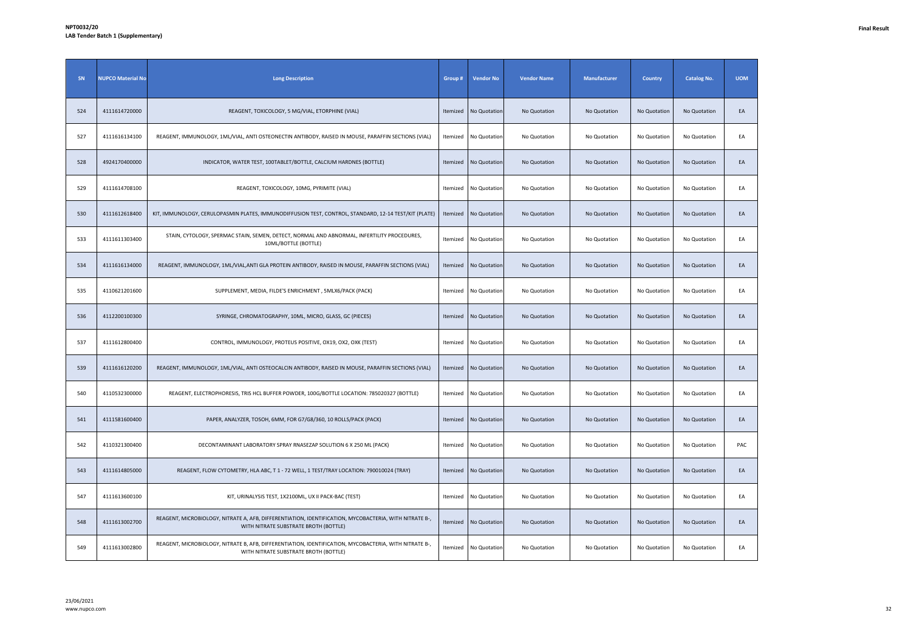**NPT0032/20**
**LAB Tender Batch 1 (Supplementary)**

**Final Result**

| SN | NUPCO Material No | Long Description | Group # | Vendor No | Vendor Name | Manufacturer | Country | Catalog No. | UOM |
|---|---|---|---|---|---|---|---|---|---|
| 524 | 4111614720000 | REAGENT, TOXICOLOGY, 5 MG/VIAL, ETORPHINE (VIAL) | Itemized | No Quotation | No Quotation | No Quotation | No Quotation | No Quotation | EA |
| 527 | 4111616134100 | REAGENT, IMMUNOLOGY, 1ML/VIAL, ANTI OSTEONECTIN ANTIBODY, RAISED IN MOUSE, PARAFFIN SECTIONS (VIAL) | Itemized | No Quotation | No Quotation | No Quotation | No Quotation | No Quotation | EA |
| 528 | 4924170400000 | INDICATOR, WATER TEST, 100TABLET/BOTTLE, CALCIUM HARDNES (BOTTLE) | Itemized | No Quotation | No Quotation | No Quotation | No Quotation | No Quotation | EA |
| 529 | 4111614708100 | REAGENT, TOXICOLOGY, 10MG, PYRIMITE (VIAL) | Itemized | No Quotation | No Quotation | No Quotation | No Quotation | No Quotation | EA |
| 530 | 4111612618400 | KIT, IMMUNOLOGY, CERULOPASMIN PLATES, IMMUNODIFFUSION TEST, CONTROL, STANDARD, 12-14 TEST/KIT (PLATE) | Itemized | No Quotation | No Quotation | No Quotation | No Quotation | No Quotation | EA |
| 533 | 4111611303400 | STAIN, CYTOLOGY, SPERMAC STAIN, SEMEN, DETECT, NORMAL AND ABNORMAL, INFERTILITY PROCEDURES, 10ML/BOTTLE (BOTTLE) | Itemized | No Quotation | No Quotation | No Quotation | No Quotation | No Quotation | EA |
| 534 | 4111616134000 | REAGENT, IMMUNOLOGY, 1ML/VIAL,ANTI GLA PROTEIN ANTIBODY, RAISED IN MOUSE, PARAFFIN SECTIONS (VIAL) | Itemized | No Quotation | No Quotation | No Quotation | No Quotation | No Quotation | EA |
| 535 | 4110621201600 | SUPPLEMENT, MEDIA, FILDE'S ENRICHMENT , 5MLX6/PACK (PACK) | Itemized | No Quotation | No Quotation | No Quotation | No Quotation | No Quotation | EA |
| 536 | 4112200100300 | SYRINGE, CHROMATOGRAPHY, 10ML, MICRO, GLASS, GC (PIECES) | Itemized | No Quotation | No Quotation | No Quotation | No Quotation | No Quotation | EA |
| 537 | 4111612800400 | CONTROL, IMMUNOLOGY, PROTEUS POSITIVE, OX19, OX2, OXK (TEST) | Itemized | No Quotation | No Quotation | No Quotation | No Quotation | No Quotation | EA |
| 539 | 4111616120200 | REAGENT, IMMUNOLOGY, 1ML/VIAL, ANTI OSTEOCALCIN ANTIBODY, RAISED IN MOUSE, PARAFFIN SECTIONS (VIAL) | Itemized | No Quotation | No Quotation | No Quotation | No Quotation | No Quotation | EA |
| 540 | 4110532300000 | REAGENT, ELECTROPHORESIS, TRIS HCL BUFFER POWDER, 100G/BOTTLE LOCATION: 785020327 (BOTTLE) | Itemized | No Quotation | No Quotation | No Quotation | No Quotation | No Quotation | EA |
| 541 | 4111581600400 | PAPER, ANALYZER, TOSOH, 6MM, FOR G7/G8/360, 10 ROLLS/PACK (PACK) | Itemized | No Quotation | No Quotation | No Quotation | No Quotation | No Quotation | EA |
| 542 | 4110321300400 | DECONTAMINANT LABORATORY SPRAY RNASEZAP SOLUTION 6 X 250 ML (PACK) | Itemized | No Quotation | No Quotation | No Quotation | No Quotation | No Quotation | PAC |
| 543 | 4111614805000 | REAGENT, FLOW CYTOMETRY, HLA ABC, T 1 - 72 WELL, 1 TEST/TRAY LOCATION: 790010024 (TRAY) | Itemized | No Quotation | No Quotation | No Quotation | No Quotation | No Quotation | EA |
| 547 | 4111613600100 | KIT, URINALYSIS TEST, 1X2100ML, UX II PACK-BAC (TEST) | Itemized | No Quotation | No Quotation | No Quotation | No Quotation | No Quotation | EA |
| 548 | 4111613002700 | REAGENT, MICROBIOLOGY, NITRATE A, AFB, DIFFERENTIATION, IDENTIFICATION, MYCOBACTERIA, WITH NITRATE B-, WITH NITRATE SUBSTRATE BROTH (BOTTLE) | Itemized | No Quotation | No Quotation | No Quotation | No Quotation | No Quotation | EA |
| 549 | 4111613002800 | REAGENT, MICROBIOLOGY, NITRATE B, AFB, DIFFERENTIATION, IDENTIFICATION, MYCOBACTERIA, WITH NITRATE B-, WITH NITRATE SUBSTRATE BROTH (BOTTLE) | Itemized | No Quotation | No Quotation | No Quotation | No Quotation | No Quotation | EA |

23/06/2021
www.nupco.com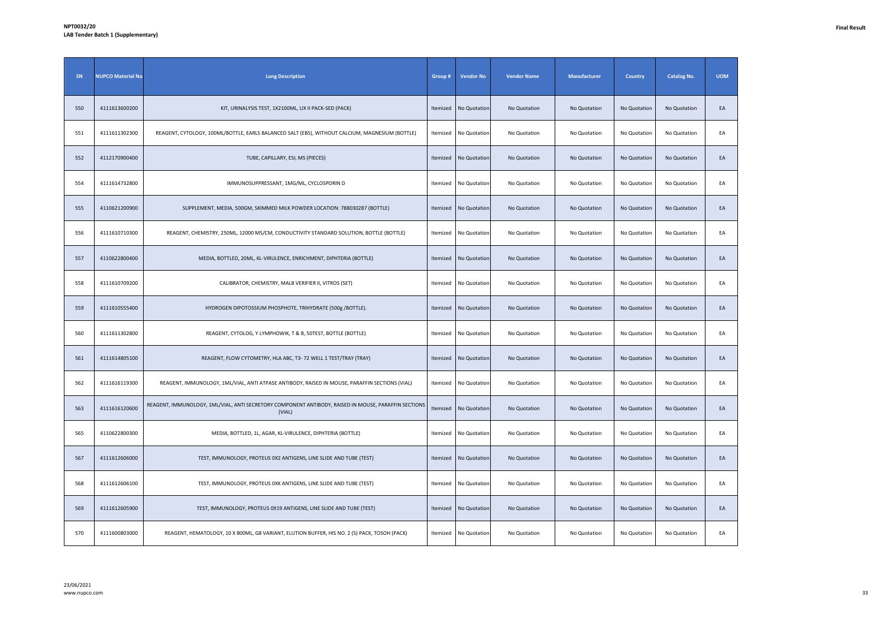**NPT0032/20**
**LAB Tender Batch 1 (Supplementary)**

**Final Result**

| SN | NUPCO Material No | Long Description | Group # | Vendor No | Vendor Name | Manufacturer | Country | Catalog No. | UOM |
|---|---|---|---|---|---|---|---|---|---|
| 550 | 4111613600200 | KIT, URINALYSIS TEST, 1X2100ML, UX II PACK-SED (PACK) | Itemized | No Quotation | No Quotation | No Quotation | No Quotation | No Quotation | EA |
| 551 | 4111611302300 | REAGENT, CYTOLOGY, 100ML/BOTTLE, EARLS BALANCED SALT (EBS), WITHOUT CALCIUM, MAGNESIUM (BOTTLE) | Itemized | No Quotation | No Quotation | No Quotation | No Quotation | No Quotation | EA |
| 552 | 4112170900400 | TUBE, CAPILLARY, ESI, MS (PIECES) | Itemized | No Quotation | No Quotation | No Quotation | No Quotation | No Quotation | EA |
| 554 | 4111614732800 | IMMUNOSUPPRESSANT, 1MG/ML, CYCLOSPORIN D | Itemized | No Quotation | No Quotation | No Quotation | No Quotation | No Quotation | EA |
| 555 | 4110621200900 | SUPPLEMENT, MEDIA, 500GM, SKIMMED MILK POWDER LOCATION: 788030287 (BOTTLE) | Itemized | No Quotation | No Quotation | No Quotation | No Quotation | No Quotation | EA |
| 556 | 4111610710300 | REAGENT, CHEMISTRY, 250ML, 12000 MS/CM, CONDUCTIVITY STANDARD SOLUTION, BOTTLE (BOTTLE) | Itemized | No Quotation | No Quotation | No Quotation | No Quotation | No Quotation | EA |
| 557 | 4110622800400 | MEDIA, BOTTLED, 20ML, KL-VIRULENCE, ENRICHMENT, DIPHTERIA (BOTTLE) | Itemized | No Quotation | No Quotation | No Quotation | No Quotation | No Quotation | EA |
| 558 | 4111610709200 | CALIBRATOR, CHEMISTRY, MALB VERIFIER II, VITROS (SET) | Itemized | No Quotation | No Quotation | No Quotation | No Quotation | No Quotation | EA |
| 559 | 4111610555400 | HYDROGEN DIPOTOSSIUM PHOSPHOTE, TRIHYDRATE (500g /BOTTLE). | Itemized | No Quotation | No Quotation | No Quotation | No Quotation | No Quotation | EA |
| 560 | 4111611302800 | REAGENT, CYTOLOG, Y LYMPHOWIK, T & B, 50TEST, BOTTLE (BOTTLE) | Itemized | No Quotation | No Quotation | No Quotation | No Quotation | No Quotation | EA |
| 561 | 4111614805100 | REAGENT, FLOW CYTOMETRY, HLA ABC, T3- 72 WELL 1 TEST/TRAY (TRAY) | Itemized | No Quotation | No Quotation | No Quotation | No Quotation | No Quotation | EA |
| 562 | 4111616119300 | REAGENT, IMMUNOLOGY, 1ML/VIAL, ANTI ATPASE ANTIBODY, RAISED IN MOUSE, PARAFFIN SECTIONS (VIAL) | Itemized | No Quotation | No Quotation | No Quotation | No Quotation | No Quotation | EA |
| 563 | 4111616120600 | REAGENT, IMMUNOLOGY, 1ML/VIAL, ANTI SECRETORY COMPONENT ANTIBODY, RAISED IN MOUSE, PARAFFIN SECTIONS (VIAL) | Itemized | No Quotation | No Quotation | No Quotation | No Quotation | No Quotation | EA |
| 565 | 4110622800300 | MEDIA, BOTTLED, 1L, AGAR, KL-VIRULENCE, DIPHTERIA (BOTTLE) | Itemized | No Quotation | No Quotation | No Quotation | No Quotation | No Quotation | EA |
| 567 | 4111612606000 | TEST, IMMUNOLOGY, PROTEUS 0X2 ANTIGENS, LINE SLIDE AND TUBE (TEST) | Itemized | No Quotation | No Quotation | No Quotation | No Quotation | No Quotation | EA |
| 568 | 4111612606100 | TEST, IMMUNOLOGY, PROTEUS 0XK ANTIGENS, LINE SLIDE AND TUBE (TEST) | Itemized | No Quotation | No Quotation | No Quotation | No Quotation | No Quotation | EA |
| 569 | 4111612605900 | TEST, IMMUNOLOGY, PROTEUS 0X19 ANTIGENS, LINE SLIDE AND TUBE (TEST) | Itemized | No Quotation | No Quotation | No Quotation | No Quotation | No Quotation | EA |
| 570 | 4111600803000 | REAGENT, HEMATOLOGY, 10 X 800ML, G8 VARIANT, ELUTION BUFFER, HIS NO. 2 (S) PACK, TOSOH (PACK) | Itemized | No Quotation | No Quotation | No Quotation | No Quotation | No Quotation | EA |

23/06/2021
www.nupco.com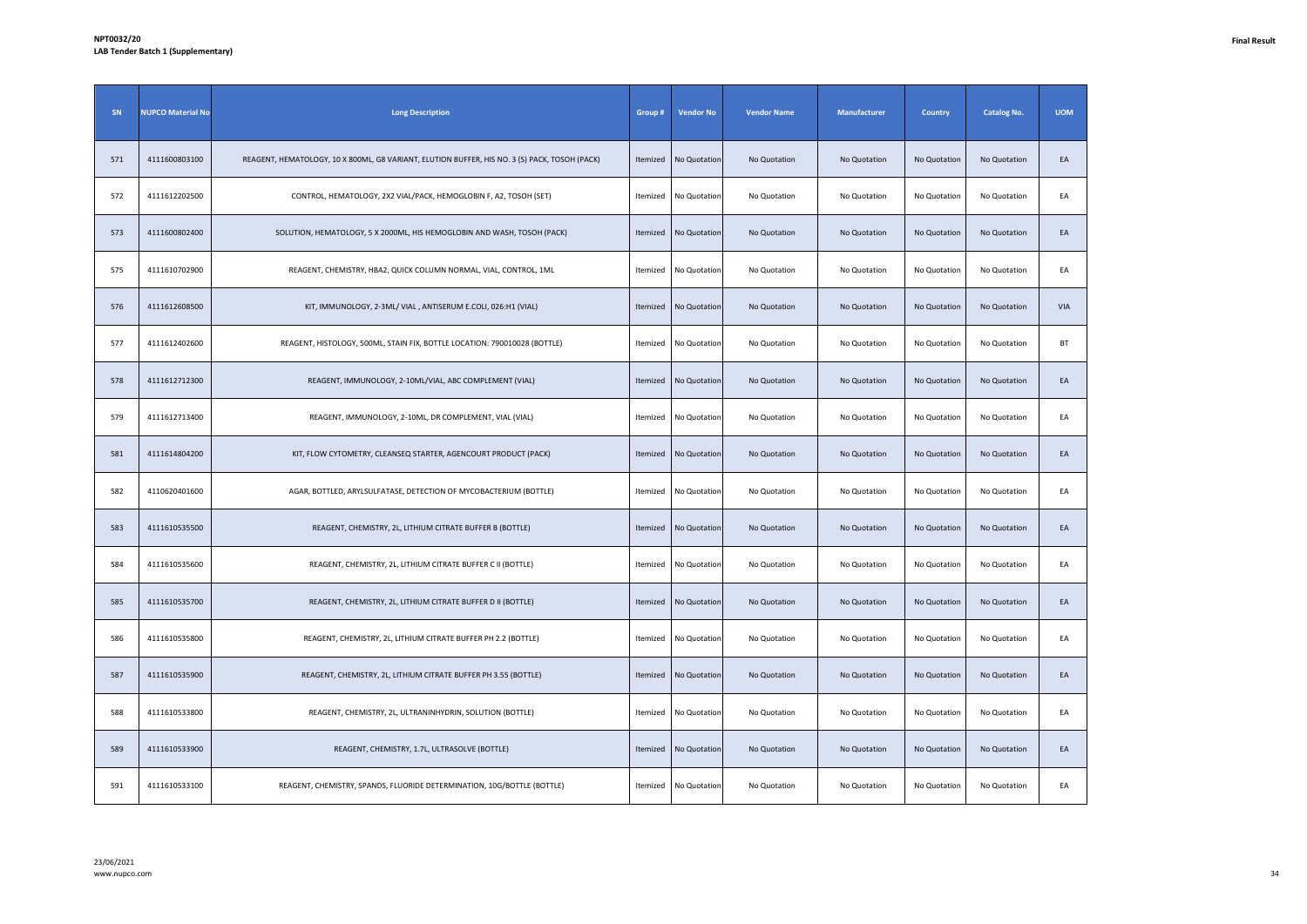**NPT0032/20**
**LAB Tender Batch 1 (Supplementary)**

**Final Result**

| SN | NUPCO Material No | Long Description | Group # | Vendor No | Vendor Name | Manufacturer | Country | Catalog No. | UOM |
|---|---|---|---|---|---|---|---|---|---|
| 571 | 4111600803100 | REAGENT, HEMATOLOGY, 10 X 800ML, G8 VARIANT, ELUTION BUFFER, HIS NO. 3 (S) PACK, TOSOH (PACK) | Itemized | No Quotation | No Quotation | No Quotation | No Quotation | No Quotation | EA |
| 572 | 4111612202500 | CONTROL, HEMATOLOGY, 2X2 VIAL/PACK, HEMOGLOBIN F, A2, TOSOH (SET) | Itemized | No Quotation | No Quotation | No Quotation | No Quotation | No Quotation | EA |
| 573 | 4111600802400 | SOLUTION, HEMATOLOGY, 5 X 2000ML, HIS HEMOGLOBIN AND WASH, TOSOH (PACK) | Itemized | No Quotation | No Quotation | No Quotation | No Quotation | No Quotation | EA |
| 575 | 4111610702900 | REAGENT, CHEMISTRY, HBA2, QUICK COLUMN NORMAL, VIAL, CONTROL, 1ML | Itemized | No Quotation | No Quotation | No Quotation | No Quotation | No Quotation | EA |
| 576 | 4111612608500 | KIT, IMMUNOLOGY, 2-3ML/ VIAL , ANTISERUM E.COLI, O26:H1 (VIAL) | Itemized | No Quotation | No Quotation | No Quotation | No Quotation | No Quotation | VIA |
| 577 | 4111612402600 | REAGENT, HISTOLOGY, 500ML, STAIN FIX, BOTTLE LOCATION: 790010028 (BOTTLE) | Itemized | No Quotation | No Quotation | No Quotation | No Quotation | No Quotation | BT |
| 578 | 4111612712300 | REAGENT, IMMUNOLOGY, 2-10ML/VIAL, ABC COMPLEMENT (VIAL) | Itemized | No Quotation | No Quotation | No Quotation | No Quotation | No Quotation | EA |
| 579 | 4111612713400 | REAGENT, IMMUNOLOGY, 2-10ML, DR COMPLEMENT, VIAL (VIAL) | Itemized | No Quotation | No Quotation | No Quotation | No Quotation | No Quotation | EA |
| 581 | 4111614804200 | KIT, FLOW CYTOMETRY, CLEANSEQ STARTER, AGENCOURT PRODUCT (PACK) | Itemized | No Quotation | No Quotation | No Quotation | No Quotation | No Quotation | EA |
| 582 | 4110620401600 | AGAR, BOTTLED, ARYLSULFATASE, DETECTION OF MYCOBACTERIUM (BOTTLE) | Itemized | No Quotation | No Quotation | No Quotation | No Quotation | No Quotation | EA |
| 583 | 4111610535500 | REAGENT, CHEMISTRY, 2L, LITHIUM CITRATE BUFFER B (BOTTLE) | Itemized | No Quotation | No Quotation | No Quotation | No Quotation | No Quotation | EA |
| 584 | 4111610535600 | REAGENT, CHEMISTRY, 2L, LITHIUM CITRATE BUFFER C II (BOTTLE) | Itemized | No Quotation | No Quotation | No Quotation | No Quotation | No Quotation | EA |
| 585 | 4111610535700 | REAGENT, CHEMISTRY, 2L, LITHIUM CITRATE BUFFER D II (BOTTLE) | Itemized | No Quotation | No Quotation | No Quotation | No Quotation | No Quotation | EA |
| 586 | 4111610535800 | REAGENT, CHEMISTRY, 2L, LITHIUM CITRATE BUFFER PH 2.2 (BOTTLE) | Itemized | No Quotation | No Quotation | No Quotation | No Quotation | No Quotation | EA |
| 587 | 4111610535900 | REAGENT, CHEMISTRY, 2L, LITHIUM CITRATE BUFFER PH 3.55 (BOTTLE) | Itemized | No Quotation | No Quotation | No Quotation | No Quotation | No Quotation | EA |
| 588 | 4111610533800 | REAGENT, CHEMISTRY, 2L, ULTRANINHYDRIN, SOLUTION (BOTTLE) | Itemized | No Quotation | No Quotation | No Quotation | No Quotation | No Quotation | EA |
| 589 | 4111610533900 | REAGENT, CHEMISTRY, 1.7L, ULTRASOLVE (BOTTLE) | Itemized | No Quotation | No Quotation | No Quotation | No Quotation | No Quotation | EA |
| 591 | 4111610533100 | REAGENT, CHEMISTRY, SPANDS, FLUORIDE DETERMINATION, 10G/BOTTLE (BOTTLE) | Itemized | No Quotation | No Quotation | No Quotation | No Quotation | No Quotation | EA |

23/06/2021
www.nupco.com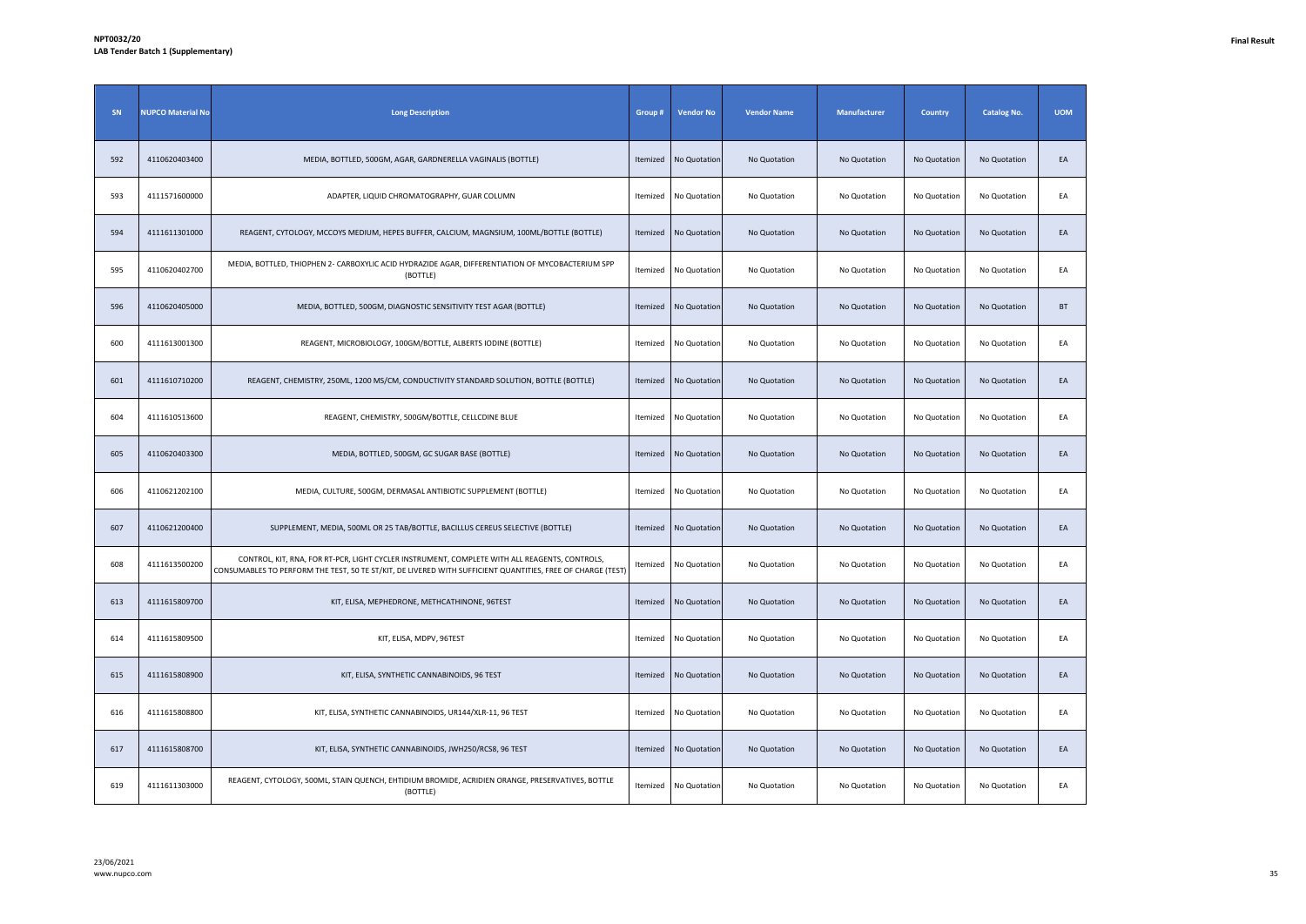**NPT0032/20**
**LAB Tender Batch 1 (Supplementary)**

**Final Result**

| SN | NUPCO Material No | Long Description | Group # | Vendor No | Vendor Name | Manufacturer | Country | Catalog No. | UOM |
|---|---|---|---|---|---|---|---|---|---|
| 592 | 4110620403400 | MEDIA, BOTTLED, 500GM, AGAR, GARDNERELLA VAGINALIS (BOTTLE) | Itemized | No Quotation | No Quotation | No Quotation | No Quotation | No Quotation | EA |
| 593 | 4111571600000 | ADAPTER, LIQUID CHROMATOGRAPHY, GUAR COLUMN | Itemized | No Quotation | No Quotation | No Quotation | No Quotation | No Quotation | EA |
| 594 | 4111611301000 | REAGENT, CYTOLOGY, MCCOYS MEDIUM, HEPES BUFFER, CALCIUM, MAGNSIUM, 100ML/BOTTLE (BOTTLE) | Itemized | No Quotation | No Quotation | No Quotation | No Quotation | No Quotation | EA |
| 595 | 4110620402700 | MEDIA, BOTTLED, THIOPHEN 2- CARBOXYLIC ACID HYDRAZIDE AGAR, DIFFERENTIATION OF MYCOBACTERIUM SPP (BOTTLE) | Itemized | No Quotation | No Quotation | No Quotation | No Quotation | No Quotation | EA |
| 596 | 4110620405000 | MEDIA, BOTTLED, 500GM, DIAGNOSTIC SENSITIVITY TEST AGAR (BOTTLE) | Itemized | No Quotation | No Quotation | No Quotation | No Quotation | No Quotation | BT |
| 600 | 4111613001300 | REAGENT, MICROBIOLOGY, 100GM/BOTTLE, ALBERTS IODINE (BOTTLE) | Itemized | No Quotation | No Quotation | No Quotation | No Quotation | No Quotation | EA |
| 601 | 4111610710200 | REAGENT, CHEMISTRY, 250ML, 1200 MS/CM, CONDUCTIVITY STANDARD SOLUTION, BOTTLE (BOTTLE) | Itemized | No Quotation | No Quotation | No Quotation | No Quotation | No Quotation | EA |
| 604 | 4111610513600 | REAGENT, CHEMISTRY, 500GM/BOTTLE, CELLCDINE BLUE | Itemized | No Quotation | No Quotation | No Quotation | No Quotation | No Quotation | EA |
| 605 | 4110620403300 | MEDIA, BOTTLED, 500GM, GC SUGAR BASE (BOTTLE) | Itemized | No Quotation | No Quotation | No Quotation | No Quotation | No Quotation | EA |
| 606 | 4110621202100 | MEDIA, CULTURE, 500GM, DERMASAL ANTIBIOTIC SUPPLEMENT (BOTTLE) | Itemized | No Quotation | No Quotation | No Quotation | No Quotation | No Quotation | EA |
| 607 | 4110621200400 | SUPPLEMENT, MEDIA, 500ML OR 25 TAB/BOTTLE, BACILLUS CEREUS SELECTIVE (BOTTLE) | Itemized | No Quotation | No Quotation | No Quotation | No Quotation | No Quotation | EA |
| 608 | 4111613500200 | CONTROL, KIT, RNA, FOR RT-PCR, LIGHT CYCLER INSTRUMENT, COMPLETE WITH ALL REAGENTS, CONTROLS, CONSUMABLES TO PERFORM THE TEST, 50 TE ST/KIT, DE LIVERED WITH SUFFICIENT QUANTITIES, FREE OF CHARGE (TEST) | Itemized | No Quotation | No Quotation | No Quotation | No Quotation | No Quotation | EA |
| 613 | 4111615809700 | KIT, ELISA, MEPHEDRONE, METHCATHINONE, 96TEST | Itemized | No Quotation | No Quotation | No Quotation | No Quotation | No Quotation | EA |
| 614 | 4111615809500 | KIT, ELISA, MDPV, 96TEST | Itemized | No Quotation | No Quotation | No Quotation | No Quotation | No Quotation | EA |
| 615 | 4111615808900 | KIT, ELISA, SYNTHETIC CANNABINOIDS, 96 TEST | Itemized | No Quotation | No Quotation | No Quotation | No Quotation | No Quotation | EA |
| 616 | 4111615808800 | KIT, ELISA, SYNTHETIC CANNABINOIDS, UR144/XLR-11, 96 TEST | Itemized | No Quotation | No Quotation | No Quotation | No Quotation | No Quotation | EA |
| 617 | 4111615808700 | KIT, ELISA, SYNTHETIC CANNABINOIDS, JWH250/RCS8, 96 TEST | Itemized | No Quotation | No Quotation | No Quotation | No Quotation | No Quotation | EA |
| 619 | 4111611303000 | REAGENT, CYTOLOGY, 500ML, STAIN QUENCH, EHTIDIUM BROMIDE, ACRIDIEN ORANGE, PRESERVATIVES, BOTTLE (BOTTLE) | Itemized | No Quotation | No Quotation | No Quotation | No Quotation | No Quotation | EA |

23/06/2021
www.nupco.com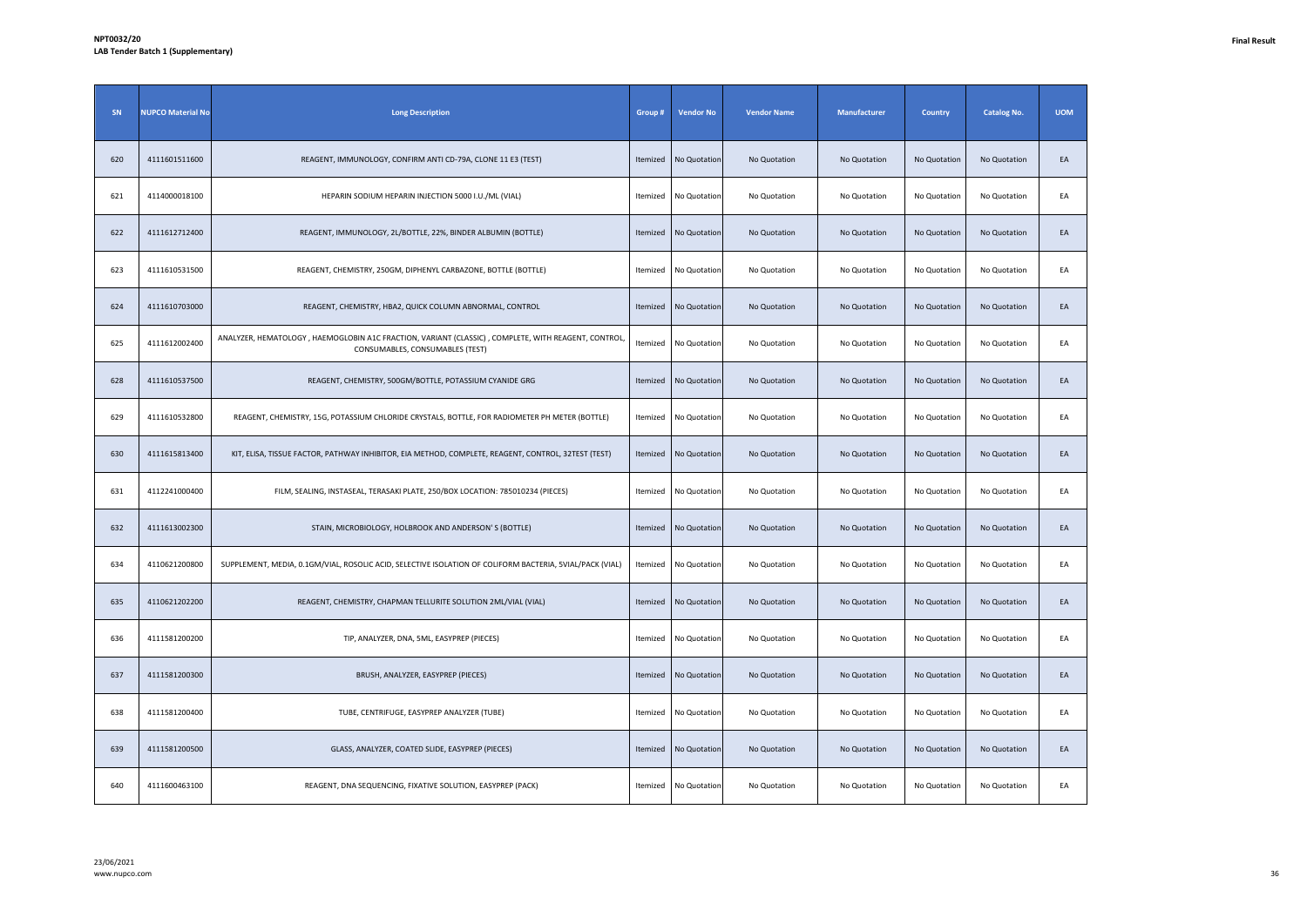| SN | NUPCO Material No | Long Description | Group # | Vendor No | Vendor Name | Manufacturer | Country | Catalog No. | UOM |
|---|---|---|---|---|---|---|---|---|---|
| 620 | 4111601511600 | REAGENT, IMMUNOLOGY, CONFIRM ANTI CD-79A, CLONE 11 E3 (TEST) | Itemized | No Quotation | No Quotation | No Quotation | No Quotation | No Quotation | EA |
| 621 | 4114000018100 | HEPARIN SODIUM HEPARIN INJECTION 5000 I.U./ML (VIAL) | Itemized | No Quotation | No Quotation | No Quotation | No Quotation | No Quotation | EA |
| 622 | 4111612712400 | REAGENT, IMMUNOLOGY, 2L/BOTTLE, 22%, BINDER ALBUMIN (BOTTLE) | Itemized | No Quotation | No Quotation | No Quotation | No Quotation | No Quotation | EA |
| 623 | 4111610531500 | REAGENT, CHEMISTRY, 250GM, DIPHENYL CARBAZONE, BOTTLE (BOTTLE) | Itemized | No Quotation | No Quotation | No Quotation | No Quotation | No Quotation | EA |
| 624 | 4111610703000 | REAGENT, CHEMISTRY, HBA2, QUICK COLUMN ABNORMAL, CONTROL | Itemized | No Quotation | No Quotation | No Quotation | No Quotation | No Quotation | EA |
| 625 | 4111612002400 | ANALYZER, HEMATOLOGY , HAEMOGLOBIN A1C FRACTION, VARIANT (CLASSIC) , COMPLETE, WITH REAGENT, CONTROL, CONSUMABLES, CONSUMABLES (TEST) | Itemized | No Quotation | No Quotation | No Quotation | No Quotation | No Quotation | EA |
| 628 | 4111610537500 | REAGENT, CHEMISTRY, 500GM/BOTTLE, POTASSIUM CYANIDE GRG | Itemized | No Quotation | No Quotation | No Quotation | No Quotation | No Quotation | EA |
| 629 | 4111610532800 | REAGENT, CHEMISTRY, 15G, POTASSIUM CHLORIDE CRYSTALS, BOTTLE, FOR RADIOMETER PH METER (BOTTLE) | Itemized | No Quotation | No Quotation | No Quotation | No Quotation | No Quotation | EA |
| 630 | 4111615813400 | KIT, ELISA, TISSUE FACTOR, PATHWAY INHIBITOR, EIA METHOD, COMPLETE, REAGENT, CONTROL, 32TEST (TEST) | Itemized | No Quotation | No Quotation | No Quotation | No Quotation | No Quotation | EA |
| 631 | 4112241000400 | FILM, SEALING, INSTASEAL, TERASAKI PLATE, 250/BOX LOCATION: 785010234 (PIECES) | Itemized | No Quotation | No Quotation | No Quotation | No Quotation | No Quotation | EA |
| 632 | 4111613002300 | STAIN, MICROBIOLOGY, HOLBROOK AND ANDERSON' S (BOTTLE) | Itemized | No Quotation | No Quotation | No Quotation | No Quotation | No Quotation | EA |
| 634 | 4110621200800 | SUPPLEMENT, MEDIA, 0.1GM/VIAL, ROSOLIC ACID, SELECTIVE ISOLATION OF COLIFORM BACTERIA, 5VIAL/PACK (VIAL) | Itemized | No Quotation | No Quotation | No Quotation | No Quotation | No Quotation | EA |
| 635 | 4110621202200 | REAGENT, CHEMISTRY, CHAPMAN TELLURITE SOLUTION 2ML/VIAL (VIAL) | Itemized | No Quotation | No Quotation | No Quotation | No Quotation | No Quotation | EA |
| 636 | 4111581200200 | TIP, ANALYZER, DNA, 5ML, EASYPREP (PIECES) | Itemized | No Quotation | No Quotation | No Quotation | No Quotation | No Quotation | EA |
| 637 | 4111581200300 | BRUSH, ANALYZER, EASYPREP (PIECES) | Itemized | No Quotation | No Quotation | No Quotation | No Quotation | No Quotation | EA |
| 638 | 4111581200400 | TUBE, CENTRIFUGE, EASYPREP ANALYZER (TUBE) | Itemized | No Quotation | No Quotation | No Quotation | No Quotation | No Quotation | EA |
| 639 | 4111581200500 | GLASS, ANALYZER, COATED SLIDE, EASYPREP (PIECES) | Itemized | No Quotation | No Quotation | No Quotation | No Quotation | No Quotation | EA |
| 640 | 4111600463100 | REAGENT, DNA SEQUENCING, FIXATIVE SOLUTION, EASYPREP (PACK) | Itemized | No Quotation | No Quotation | No Quotation | No Quotation | No Quotation | EA |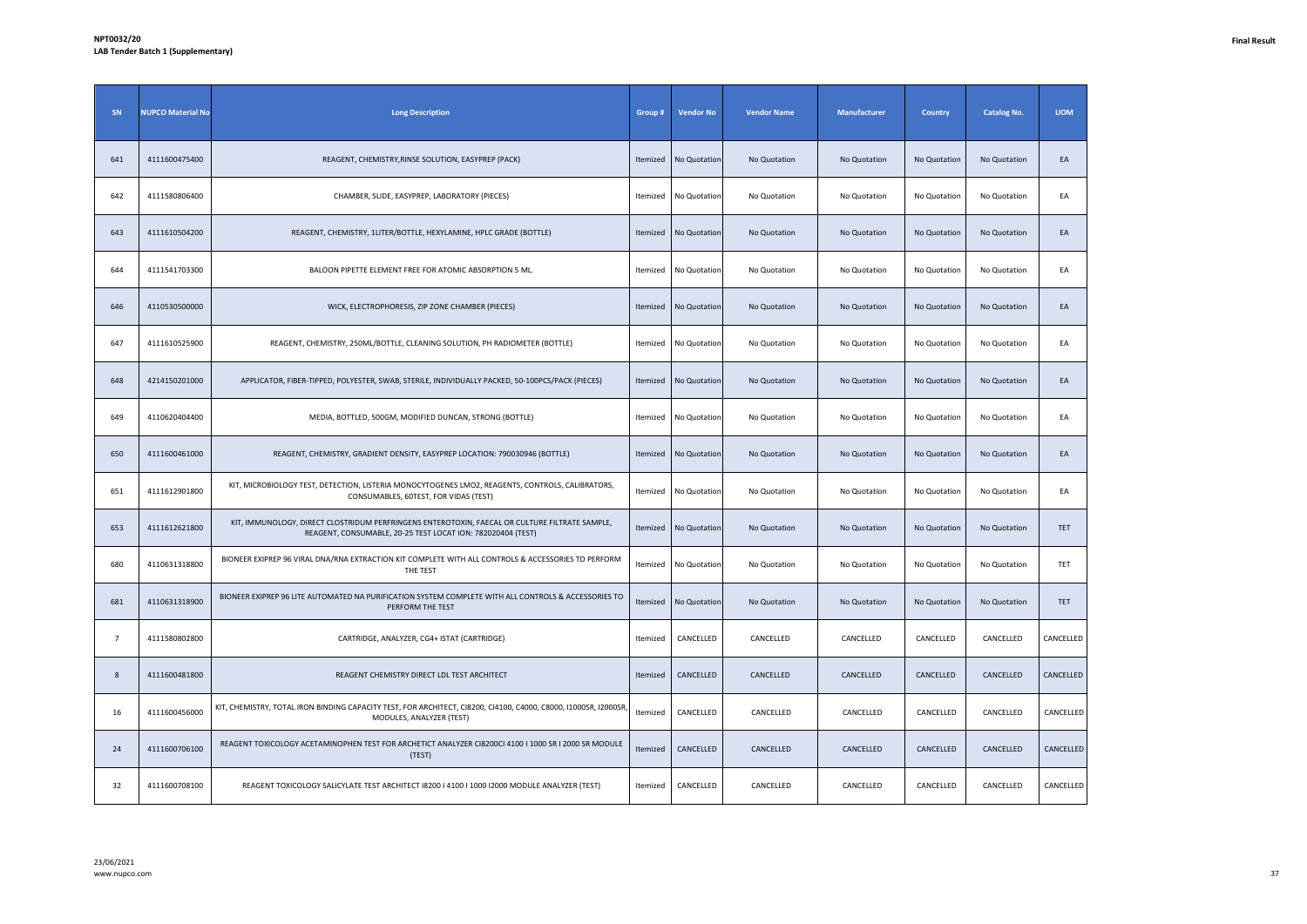**NPT0032/20**
**LAB Tender Batch 1 (Supplementary)**

**Final Result**

| SN | NUPCO Material No | Long Description | Group # | Vendor No | Vendor Name | Manufacturer | Country | Catalog No. | UOM |
|---|---|---|---|---|---|---|---|---|---|
| 641 | 4111600475400 | REAGENT, CHEMISTRY,RINSE SOLUTION, EASYPREP (PACK) | Itemized | No Quotation | No Quotation | No Quotation | No Quotation | No Quotation | EA |
| 642 | 4111580806400 | CHAMBER, SLIDE, EASYPREP, LABORATORY (PIECES) | Itemized | No Quotation | No Quotation | No Quotation | No Quotation | No Quotation | EA |
| 643 | 4111610504200 | REAGENT, CHEMISTRY, 1LITER/BOTTLE, HEXYLAMINE, HPLC GRADE (BOTTLE) | Itemized | No Quotation | No Quotation | No Quotation | No Quotation | No Quotation | EA |
| 644 | 4111541703300 | BALOON PIPETTE ELEMENT FREE FOR ATOMIC ABSORPTION 5 ML. | Itemized | No Quotation | No Quotation | No Quotation | No Quotation | No Quotation | EA |
| 646 | 4110530500000 | WICK, ELECTROPHORESIS, ZIP ZONE CHAMBER (PIECES) | Itemized | No Quotation | No Quotation | No Quotation | No Quotation | No Quotation | EA |
| 647 | 4111610525900 | REAGENT, CHEMISTRY, 250ML/BOTTLE, CLEANING SOLUTION, PH RADIOMETER (BOTTLE) | Itemized | No Quotation | No Quotation | No Quotation | No Quotation | No Quotation | EA |
| 648 | 4214150201000 | APPLICATOR, FIBER-TIPPED, POLYESTER, SWAB, STERILE, INDIVIDUALLY PACKED, 50-100PCS/PACK (PIECES) | Itemized | No Quotation | No Quotation | No Quotation | No Quotation | No Quotation | EA |
| 649 | 4110620404400 | MEDIA, BOTTLED, 500GM, MODIFIED DUNCAN, STRONG (BOTTLE) | Itemized | No Quotation | No Quotation | No Quotation | No Quotation | No Quotation | EA |
| 650 | 4111600461000 | REAGENT, CHEMISTRY, GRADIENT DENSITY, EASYPREP LOCATION: 790030946 (BOTTLE) | Itemized | No Quotation | No Quotation | No Quotation | No Quotation | No Quotation | EA |
| 651 | 4111612901800 | KIT, MICROBIOLOGY TEST, DETECTION, LISTERIA MONOCYTOGENES LMO2, REAGENTS, CONTROLS, CALIBRATORS, CONSUMABLES, 60TEST, FOR VIDAS (TEST) | Itemized | No Quotation | No Quotation | No Quotation | No Quotation | No Quotation | EA |
| 653 | 4111612621800 | KIT, IMMUNOLOGY, DIRECT CLOSTRIDUM PERFRINGENS ENTEROTOXIN, FAECAL OR CULTURE FILTRATE SAMPLE, REAGENT, CONSUMABLE, 20-25 TEST LOCAT ION: 782020404 (TEST) | Itemized | No Quotation | No Quotation | No Quotation | No Quotation | No Quotation | TET |
| 680 | 4110631318800 | BIONEER EXIPREP 96 VIRAL DNA/RNA EXTRACTION KIT COMPLETE WITH ALL CONTROLS & ACCESSORIES TO PERFORM THE TEST | Itemized | No Quotation | No Quotation | No Quotation | No Quotation | No Quotation | TET |
| 681 | 4110631318900 | BIONEER EXIPREP 96 LITE AUTOMATED NA PURIFICATION SYSTEM COMPLETE WITH ALL CONTROLS & ACCESSORIES TO PERFORM THE TEST | Itemized | No Quotation | No Quotation | No Quotation | No Quotation | No Quotation | TET |
| 7 | 4111580802800 | CARTRIDGE, ANALYZER, CG4+ ISTAT (CARTRIDGE) | Itemized | CANCELLED | CANCELLED | CANCELLED | CANCELLED | CANCELLED | CANCELLED |
| 8 | 4111600481800 | REAGENT CHEMISTRY DIRECT LDL TEST ARCHITECT | Itemized | CANCELLED | CANCELLED | CANCELLED | CANCELLED | CANCELLED | CANCELLED |
| 16 | 4111600456000 | KIT, CHEMISTRY, TOTAL IRON BINDING CAPACITY TEST, FOR ARCHITECT, CI8200, CI4100, C4000, C8000, I1000SR, I2000SR, MODULES, ANALYZER (TEST) | Itemized | CANCELLED | CANCELLED | CANCELLED | CANCELLED | CANCELLED | CANCELLED |
| 24 | 4111600706100 | REAGENT TOXICOLOGY ACETAMINOPHEN TEST FOR ARCHETICT ANALYZER CI8200CI 4100 I 1000 SR I 2000 SR MODULE (TEST) | Itemized | CANCELLED | CANCELLED | CANCELLED | CANCELLED | CANCELLED | CANCELLED |
| 32 | 4111600708100 | REAGENT TOXICOLOGY SALICYLATE TEST ARCHITECT I8200 I 4100 I 1000 I2000 MODULE ANALYZER (TEST) | Itemized | CANCELLED | CANCELLED | CANCELLED | CANCELLED | CANCELLED | CANCELLED |

23/06/2021
www.nupco.com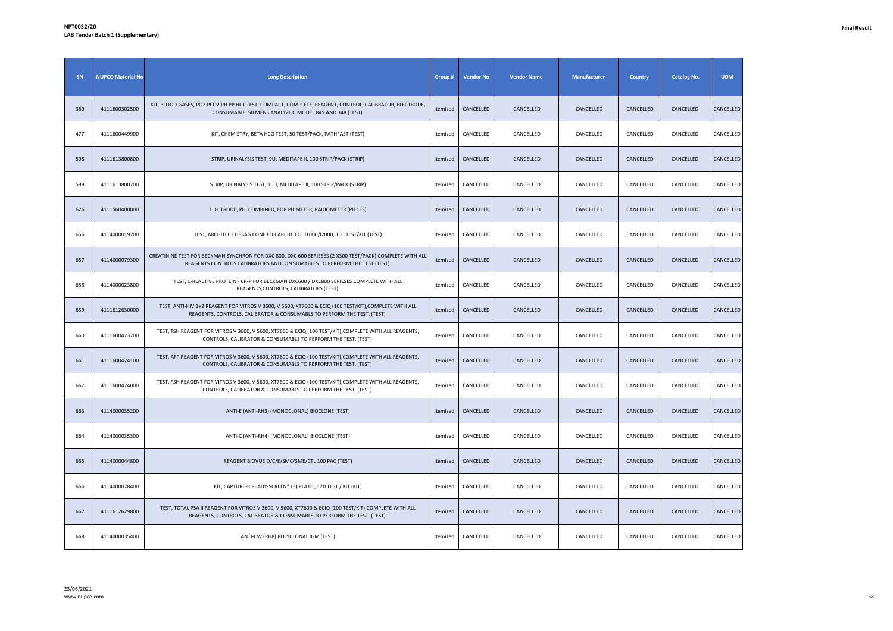**NPT0032/20**
**LAB Tender Batch 1 (Supplementary)**

**Final Result**

| SN | NUPCO Material No | Long Description | Group # | Vendor No | Vendor Name | Manufacturer | Country | Catalog No. | UOM |
|---|---|---|---|---|---|---|---|---|---|
| 369 | 4111600302500 | KIT, BLOOD GASES, PO2 PCO2 PH PP HCT TEST, COMPACT, COMPLETE, REAGENT, CONTROL, CALIBRATOR, ELECTRODE, CONSUMABLE, SIEMENS ANALYZER, MODEL 845 AND 348 (TEST) | Itemized | CANCELLED | CANCELLED | CANCELLED | CANCELLED | CANCELLED | CANCELLED |
| 477 | 4111600449900 | KIT, CHEMISTRY, BETA HCG TEST, 50 TEST/PACK, PATHFAST (TEST) | Itemized | CANCELLED | CANCELLED | CANCELLED | CANCELLED | CANCELLED | CANCELLED |
| 598 | 4111613800800 | STRIP, URINALYSIS TEST, 9U, MEDITAPE II, 100 STRIP/PACK (STRIP) | Itemized | CANCELLED | CANCELLED | CANCELLED | CANCELLED | CANCELLED | CANCELLED |
| 599 | 4111613800700 | STRIP, URINALYSIS TEST, 10U, MEDITAPE II, 100 STRIP/PACK (STRIP) | Itemized | CANCELLED | CANCELLED | CANCELLED | CANCELLED | CANCELLED | CANCELLED |
| 626 | 4111560400000 | ELECTRODE, PH, COMBINED, FOR PH METER, RADIOMETER (PIECES) | Itemized | CANCELLED | CANCELLED | CANCELLED | CANCELLED | CANCELLED | CANCELLED |
| 656 | 4114000019700 | TEST, ARCHITECT HBSAG CONF FOR ARCHITECT I1000/I2000, 100 TEST/KIT (TEST) | Itemized | CANCELLED | CANCELLED | CANCELLED | CANCELLED | CANCELLED | CANCELLED |
| 657 | 4114000079300 | CREATININE TEST FOR BECKMAN SYNCHRON FOR DXC 800. DXC 600 SERIESES (2 X300 TEST/PACK) COMPLETE WITH ALL REAGENTS CONTROLS CALIBRATORS ANDCON SUMABLES TO PERFORM THE TEST (TEST) | Itemized | CANCELLED | CANCELLED | CANCELLED | CANCELLED | CANCELLED | CANCELLED |
| 658 | 4114000023800 | TEST, C-REACTIVE PROTEIN - CR-P FOR BECKMAN DXC600 / DXC800 SERIESES COMPLETE WITH ALL REAGENTS,CONTROLS, CALIBRATORS (TEST) | Itemized | CANCELLED | CANCELLED | CANCELLED | CANCELLED | CANCELLED | CANCELLED |
| 659 | 4111612630000 | TEST, ANTI-HIV 1+2 REAGENT FOR VITROS V 3600, V 5600, XT7600 & ECIQ (100 TEST/KIT),COMPLETE WITH ALL REAGENTS, CONTROLS, CALIBRATOR & CONSUMABLS TO PERFORM THE TEST. (TEST) | Itemized | CANCELLED | CANCELLED | CANCELLED | CANCELLED | CANCELLED | CANCELLED |
| 660 | 4111600473700 | TEST, TSH REAGENT FOR VITROS V 3600, V 5600, XT7600 & ECIQ (100 TEST/KIT),COMPLETE WITH ALL REAGENTS, CONTROLS, CALIBRATOR & CONSUMABLS TO PERFORM THE TEST. (TEST) | Itemized | CANCELLED | CANCELLED | CANCELLED | CANCELLED | CANCELLED | CANCELLED |
| 661 | 4111600474100 | TEST, AFP REAGENT FOR VITROS V 3600, V 5600, XT7600 & ECIQ (100 TEST/KIT),COMPLETE WITH ALL REAGENTS, CONTROLS, CALIBRATOR & CONSUMABLS TO PERFORM THE TEST. (TEST) | Itemized | CANCELLED | CANCELLED | CANCELLED | CANCELLED | CANCELLED | CANCELLED |
| 662 | 4111600474000 | TEST, FSH REAGENT FOR VITROS V 3600, V 5600, XT7600 & ECIQ (100 TEST/KIT),COMPLETE WITH ALL REAGENTS, CONTROLS, CALIBRATOR & CONSUMABLS TO PERFORM THE TEST. (TEST) | Itemized | CANCELLED | CANCELLED | CANCELLED | CANCELLED | CANCELLED | CANCELLED |
| 663 | 4114000035200 | ANTI-E (ANTI-RH3) (MONOCLONAL) BIOCLONE (TEST) | Itemized | CANCELLED | CANCELLED | CANCELLED | CANCELLED | CANCELLED | CANCELLED |
| 664 | 4114000035300 | ANTI-C (ANTI-RH4) (MONOCLONAL) BIOCLONE (TEST) | Itemized | CANCELLED | CANCELLED | CANCELLED | CANCELLED | CANCELLED | CANCELLED |
| 665 | 4114000044800 | REAGENT BIOVUE D/C/E/SMC/SME/CTL 100 PAC (TEST) | Itemized | CANCELLED | CANCELLED | CANCELLED | CANCELLED | CANCELLED | CANCELLED |
| 666 | 4114000078400 | KIT, CAPTURE-R READY-SCREEN® (3) PLATE , 120 TEST / KIT (KIT) | Itemized | CANCELLED | CANCELLED | CANCELLED | CANCELLED | CANCELLED | CANCELLED |
| 667 | 4111612629800 | TEST, TOTAL PSA II REAGENT FOR VITROS V 3600, V 5600, XT7600 & ECIQ (100 TEST/KIT),COMPLETE WITH ALL REAGENTS, CONTROLS, CALIBRATOR & CONSUMABLS TO PERFORM THE TEST. (TEST) | Itemized | CANCELLED | CANCELLED | CANCELLED | CANCELLED | CANCELLED | CANCELLED |
| 668 | 4114000035400 | ANTI-CW (RH8) POLYCLONAL IGM (TEST) | Itemized | CANCELLED | CANCELLED | CANCELLED | CANCELLED | CANCELLED | CANCELLED |

23/06/2021
www.nupco.com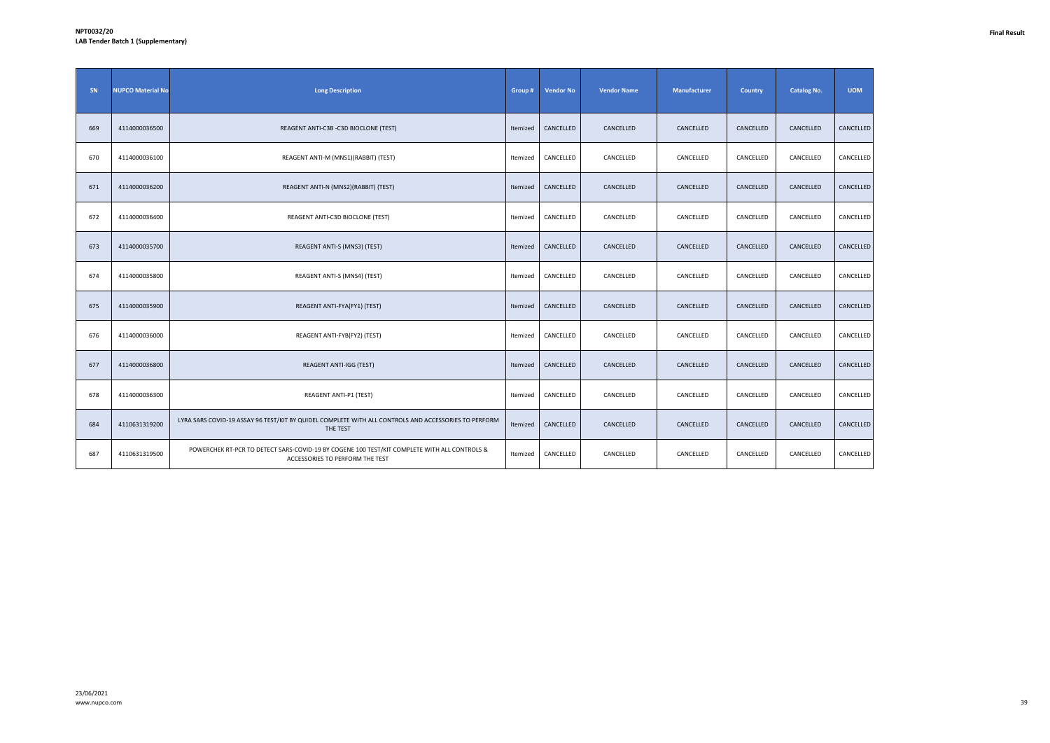| SN | NUPCO Material No | Long Description | Group # | Vendor No | Vendor Name | Manufacturer | Country | Catalog No. | UOM |
|---|---|---|---|---|---|---|---|---|---|
| 669 | 4114000036500 | REAGENT ANTI-C3B -C3D BIOCLONE (TEST) | Itemized | CANCELLED | CANCELLED | CANCELLED | CANCELLED | CANCELLED | CANCELLED |
| 670 | 4114000036100 | REAGENT ANTI-M (MNS1)(RABBIT) (TEST) | Itemized | CANCELLED | CANCELLED | CANCELLED | CANCELLED | CANCELLED | CANCELLED |
| 671 | 4114000036200 | REAGENT ANTI-N (MNS2)(RABBIT) (TEST) | Itemized | CANCELLED | CANCELLED | CANCELLED | CANCELLED | CANCELLED | CANCELLED |
| 672 | 4114000036400 | REAGENT ANTI-C3D BIOCLONE (TEST) | Itemized | CANCELLED | CANCELLED | CANCELLED | CANCELLED | CANCELLED | CANCELLED |
| 673 | 4114000035700 | REAGENT ANTI-S (MNS3) (TEST) | Itemized | CANCELLED | CANCELLED | CANCELLED | CANCELLED | CANCELLED | CANCELLED |
| 674 | 4114000035800 | REAGENT ANTI-S (MNS4) (TEST) | Itemized | CANCELLED | CANCELLED | CANCELLED | CANCELLED | CANCELLED | CANCELLED |
| 675 | 4114000035900 | REAGENT ANTI-FYA(FY1) (TEST) | Itemized | CANCELLED | CANCELLED | CANCELLED | CANCELLED | CANCELLED | CANCELLED |
| 676 | 4114000036000 | REAGENT ANTI-FYB(FY2) (TEST) | Itemized | CANCELLED | CANCELLED | CANCELLED | CANCELLED | CANCELLED | CANCELLED |
| 677 | 4114000036800 | REAGENT ANTI-IGG (TEST) | Itemized | CANCELLED | CANCELLED | CANCELLED | CANCELLED | CANCELLED | CANCELLED |
| 678 | 4114000036300 | REAGENT ANTI-P1 (TEST) | Itemized | CANCELLED | CANCELLED | CANCELLED | CANCELLED | CANCELLED | CANCELLED |
| 684 | 4110631319200 | LYRA SARS COVID-19 ASSAY 96 TEST/KIT BY QUIDEL COMPLETE WITH ALL CONTROLS AND ACCESSORIES TO PERFORM THE TEST | Itemized | CANCELLED | CANCELLED | CANCELLED | CANCELLED | CANCELLED | CANCELLED |
| 687 | 4110631319500 | POWERCHEK RT-PCR TO DETECT SARS-COVID-19 BY COGENE 100 TEST/KIT COMPLETE WITH ALL CONTROLS & ACCESSORIES TO PERFORM THE TEST | Itemized | CANCELLED | CANCELLED | CANCELLED | CANCELLED | CANCELLED | CANCELLED |